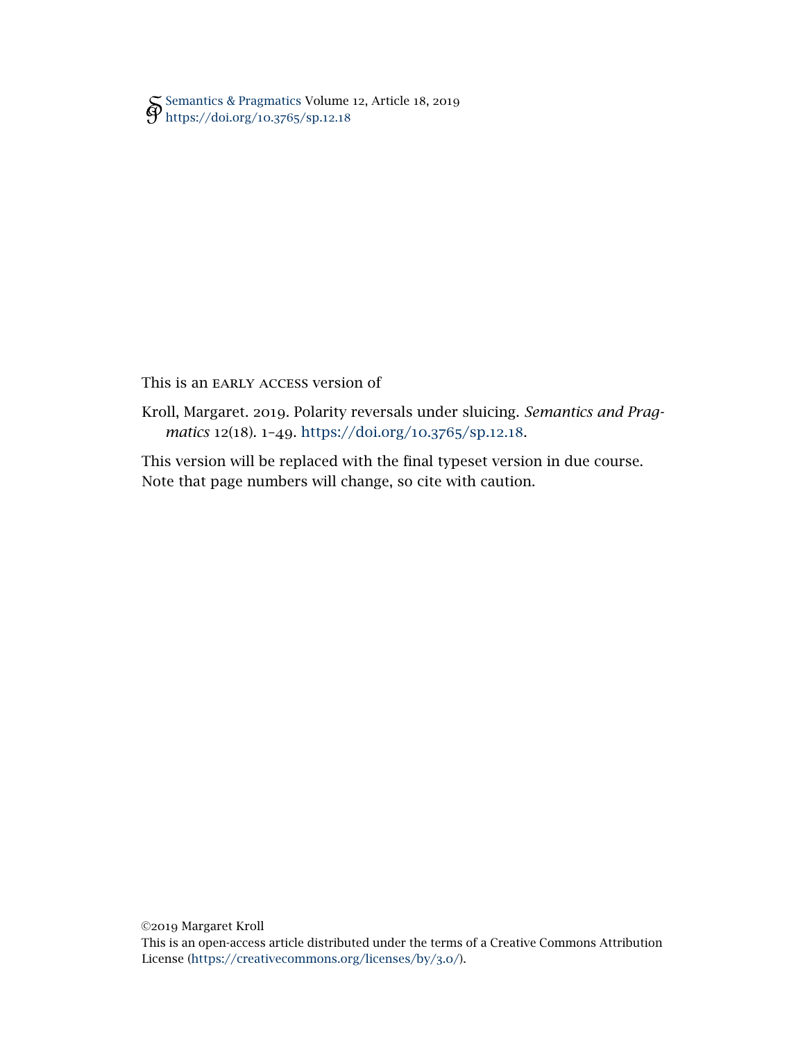Semantics & Pragmatics Volume 12, Article 18, 2019
https://doi.org/10.3765/sp.12.18

This is an EARLY ACCESS version of

Kroll, Margaret. 2019. Polarity reversals under sluicing. *Semantics and Pragmatics* 12(18). 1–49. https://doi.org/10.3765/sp.12.18.

This version will be replaced with the final typeset version in due course. Note that page numbers will change, so cite with caution.

©2019 Margaret Kroll
This is an open-access article distributed under the terms of a Creative Commons Attribution License (https://creativecommons.org/licenses/by/3.0/).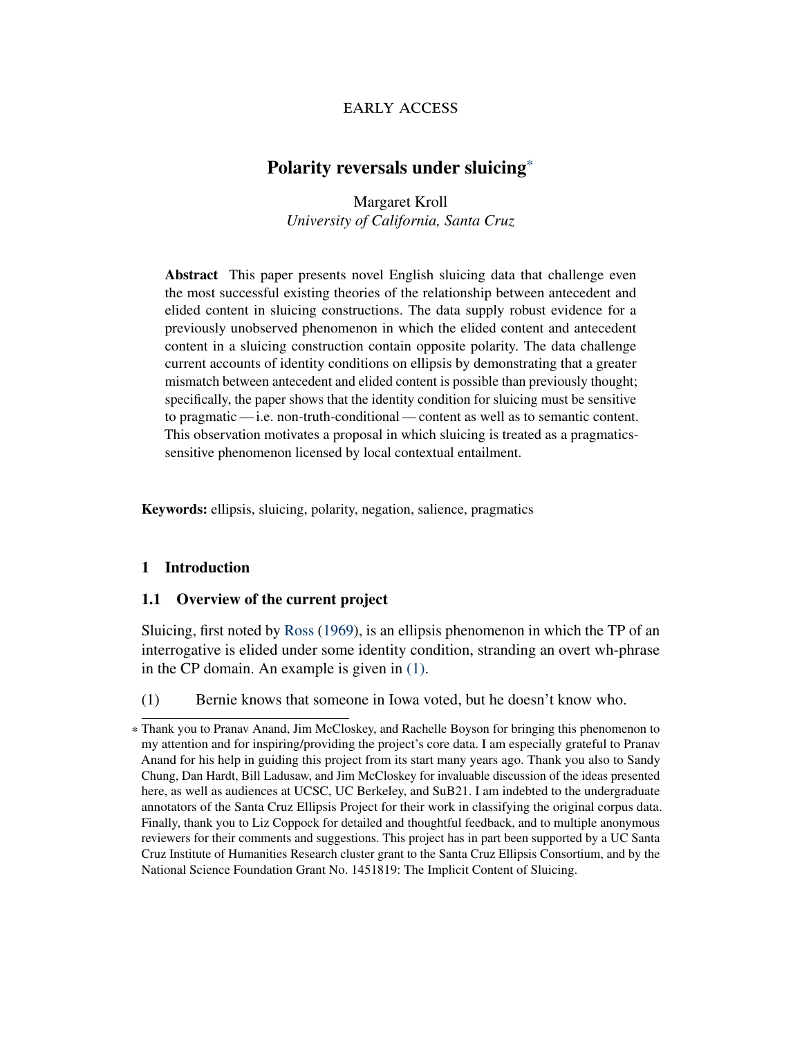EARLY ACCESS

# Polarity reversals under sluicing*

Margaret Kroll
*University of California, Santa Cruz*

**Abstract** This paper presents novel English sluicing data that challenge even the most successful existing theories of the relationship between antecedent and elided content in sluicing constructions. The data supply robust evidence for a previously unobserved phenomenon in which the elided content and antecedent content in a sluicing construction contain opposite polarity. The data challenge current accounts of identity conditions on ellipsis by demonstrating that a greater mismatch between antecedent and elided content is possible than previously thought; specifically, the paper shows that the identity condition for sluicing must be sensitive to pragmatic — i.e. non-truth-conditional — content as well as to semantic content. This observation motivates a proposal in which sluicing is treated as a pragmatics-sensitive phenomenon licensed by local contextual entailment.

**Keywords:** ellipsis, sluicing, polarity, negation, salience, pragmatics

## 1 Introduction

### 1.1 Overview of the current project

Sluicing, first noted by Ross (1969), is an ellipsis phenomenon in which the TP of an interrogative is elided under some identity condition, stranding an overt wh-phrase in the CP domain. An example is given in (1).

(1) Bernie knows that someone in Iowa voted, but he doesn't know who.

* Thank you to Pranav Anand, Jim McCloskey, and Rachelle Boyson for bringing this phenomenon to my attention and for inspiring/providing the project's core data. I am especially grateful to Pranav Anand for his help in guiding this project from its start many years ago. Thank you also to Sandy Chung, Dan Hardt, Bill Ladusaw, and Jim McCloskey for invaluable discussion of the ideas presented here, as well as audiences at UCSC, UC Berkeley, and SuB21. I am indebted to the undergraduate annotators of the Santa Cruz Ellipsis Project for their work in classifying the original corpus data. Finally, thank you to Liz Coppock for detailed and thoughtful feedback, and to multiple anonymous reviewers for their comments and suggestions. This project has in part been supported by a UC Santa Cruz Institute of Humanities Research cluster grant to the Santa Cruz Ellipsis Consortium, and by the National Science Foundation Grant No. 1451819: The Implicit Content of Sluicing.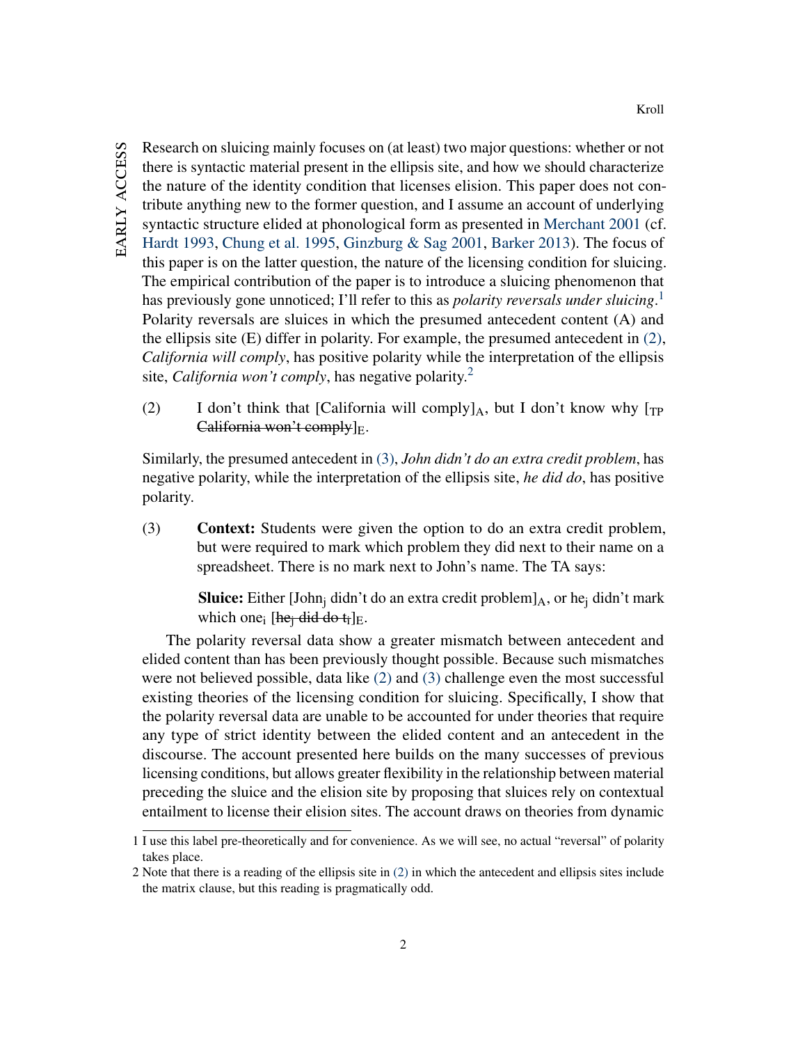Research on sluicing mainly focuses on (at least) two major questions: whether or not there is syntactic material present in the ellipsis site, and how we should characterize the nature of the identity condition that licenses elision. This paper does not contribute anything new to the former question, and I assume an account of underlying syntactic structure elided at phonological form as presented in Merchant 2001 (cf. Hardt 1993, Chung et al. 1995, Ginzburg & Sag 2001, Barker 2013). The focus of this paper is on the latter question, the nature of the licensing condition for sluicing. The empirical contribution of the paper is to introduce a sluicing phenomenon that has previously gone unnoticed; I'll refer to this as *polarity reversals under sluicing*.[1] Polarity reversals are sluices in which the presumed antecedent content (A) and the ellipsis site (E) differ in polarity. For example, the presumed antecedent in (2), *California will comply*, has positive polarity while the interpretation of the ellipsis site, *California won't comply*, has negative polarity.[2]

(2) I don't think that [California will comply]$_{A}$, but I don't know why [$_{TP}$ ~~California won't comply~~]$_{E}$.

Similarly, the presumed antecedent in (3), *John didn't do an extra credit problem*, has negative polarity, while the interpretation of the ellipsis site, *he did do*, has positive polarity.

(3) **Context:** Students were given the option to do an extra credit problem, but were required to mark which problem they did next to their name on a spreadsheet. There is no mark next to John's name. The TA says:

**Sluice:** Either [John$_{j}$ didn't do an extra credit problem]$_{A}$, or he$_{j}$ didn't mark which one$_{i}$ [~~he$_{j}$ did do t$_{i}$~~]$_{E}$.

The polarity reversal data show a greater mismatch between antecedent and elided content than has been previously thought possible. Because such mismatches were not believed possible, data like (2) and (3) challenge even the most successful existing theories of the licensing condition for sluicing. Specifically, I show that the polarity reversal data are unable to be accounted for under theories that require any type of strict identity between the elided content and an antecedent in the discourse. The account presented here builds on the many successes of previous licensing conditions, but allows greater flexibility in the relationship between material preceding the sluice and the elision site by proposing that sluices rely on contextual entailment to license their elision sites. The account draws on theories from dynamic

[1] I use this label pre-theoretically and for convenience. As we will see, no actual "reversal" of polarity takes place.

[2] Note that there is a reading of the ellipsis site in (2) in which the antecedent and ellipsis sites include the matrix clause, but this reading is pragmatically odd.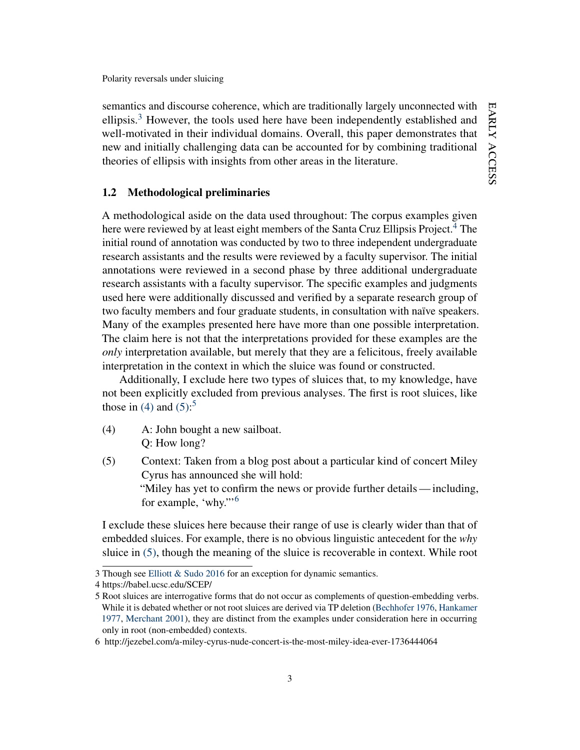semantics and discourse coherence, which are traditionally largely unconnected with ellipsis.[3] However, the tools used here have been independently established and well-motivated in their individual domains. Overall, this paper demonstrates that new and initially challenging data can be accounted for by combining traditional theories of ellipsis with insights from other areas in the literature.

### 1.2 Methodological preliminaries

A methodological aside on the data used throughout: The corpus examples given here were reviewed by at least eight members of the Santa Cruz Ellipsis Project.[4] The initial round of annotation was conducted by two to three independent undergraduate research assistants and the results were reviewed by a faculty supervisor. The initial annotations were reviewed in a second phase by three additional undergraduate research assistants with a faculty supervisor. The specific examples and judgments used here were additionally discussed and verified by a separate research group of two faculty members and four graduate students, in consultation with naïve speakers. Many of the examples presented here have more than one possible interpretation. The claim here is not that the interpretations provided for these examples are the *only* interpretation available, but merely that they are a felicitous, freely available interpretation in the context in which the sluice was found or constructed.

Additionally, I exclude here two types of sluices that, to my knowledge, have not been explicitly excluded from previous analyses. The first is root sluices, like those in (4) and (5):[5]

(4) A: John bought a new sailboat.
Q: How long?

(5) Context: Taken from a blog post about a particular kind of concert Miley Cyrus has announced she will hold:
"Miley has yet to confirm the news or provide further details — including, for example, 'why.'"[6]

I exclude these sluices here because their range of use is clearly wider than that of embedded sluices. For example, there is no obvious linguistic antecedent for the *why* sluice in (5), though the meaning of the sluice is recoverable in context. While root

3 Though see Elliott & Sudo 2016 for an exception for dynamic semantics.

4 https://babel.ucsc.edu/SCEP/

5 Root sluices are interrogative forms that do not occur as complements of question-embedding verbs. While it is debated whether or not root sluices are derived via TP deletion (Bechhofer 1976, Hankamer 1977, Merchant 2001), they are distinct from the examples under consideration here in occurring only in root (non-embedded) contexts.

6 http://jezebel.com/a-miley-cyrus-nude-concert-is-the-most-miley-idea-ever-1736444064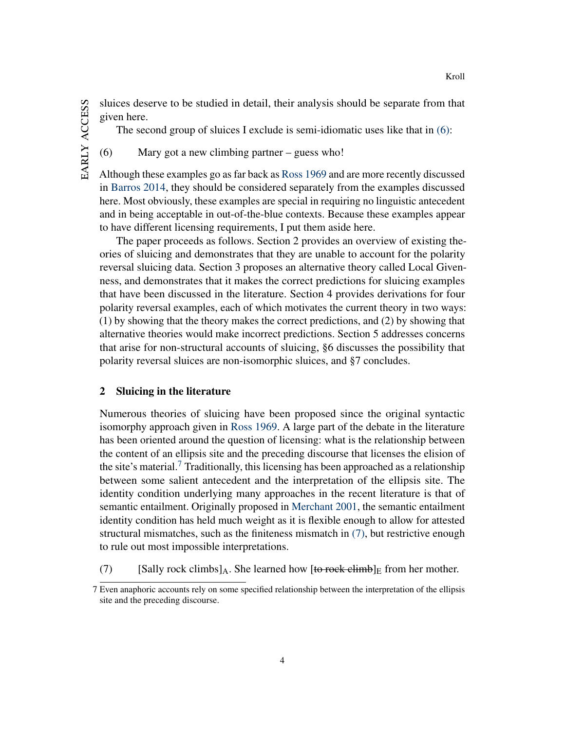sluices deserve to be studied in detail, their analysis should be separate from that given here.

The second group of sluices I exclude is semi-idiomatic uses like that in (6):

(6) Mary got a new climbing partner – guess who!

Although these examples go as far back as Ross 1969 and are more recently discussed in Barros 2014, they should be considered separately from the examples discussed here. Most obviously, these examples are special in requiring no linguistic antecedent and in being acceptable in out-of-the-blue contexts. Because these examples appear to have different licensing requirements, I put them aside here.

The paper proceeds as follows. Section 2 provides an overview of existing theories of sluicing and demonstrates that they are unable to account for the polarity reversal sluicing data. Section 3 proposes an alternative theory called Local Givenness, and demonstrates that it makes the correct predictions for sluicing examples that have been discussed in the literature. Section 4 provides derivations for four polarity reversal examples, each of which motivates the current theory in two ways: (1) by showing that the theory makes the correct predictions, and (2) by showing that alternative theories would make incorrect predictions. Section 5 addresses concerns that arise for non-structural accounts of sluicing, §6 discusses the possibility that polarity reversal sluices are non-isomorphic sluices, and §7 concludes.

## 2 Sluicing in the literature

Numerous theories of sluicing have been proposed since the original syntactic isomorphy approach given in Ross 1969. A large part of the debate in the literature has been oriented around the question of licensing: what is the relationship between the content of an ellipsis site and the preceding discourse that licenses the elision of the site's material.[7] Traditionally, this licensing has been approached as a relationship between some salient antecedent and the interpretation of the ellipsis site. The identity condition underlying many approaches in the recent literature is that of semantic entailment. Originally proposed in Merchant 2001, the semantic entailment identity condition has held much weight as it is flexible enough to allow for attested structural mismatches, such as the finiteness mismatch in (7), but restrictive enough to rule out most impossible interpretations.

(7) [Sally rock climbs]$_{A}$. She learned how [~~to rock climb~~]$_{E}$ from her mother.

[7] Even anaphoric accounts rely on some specified relationship between the interpretation of the ellipsis site and the preceding discourse.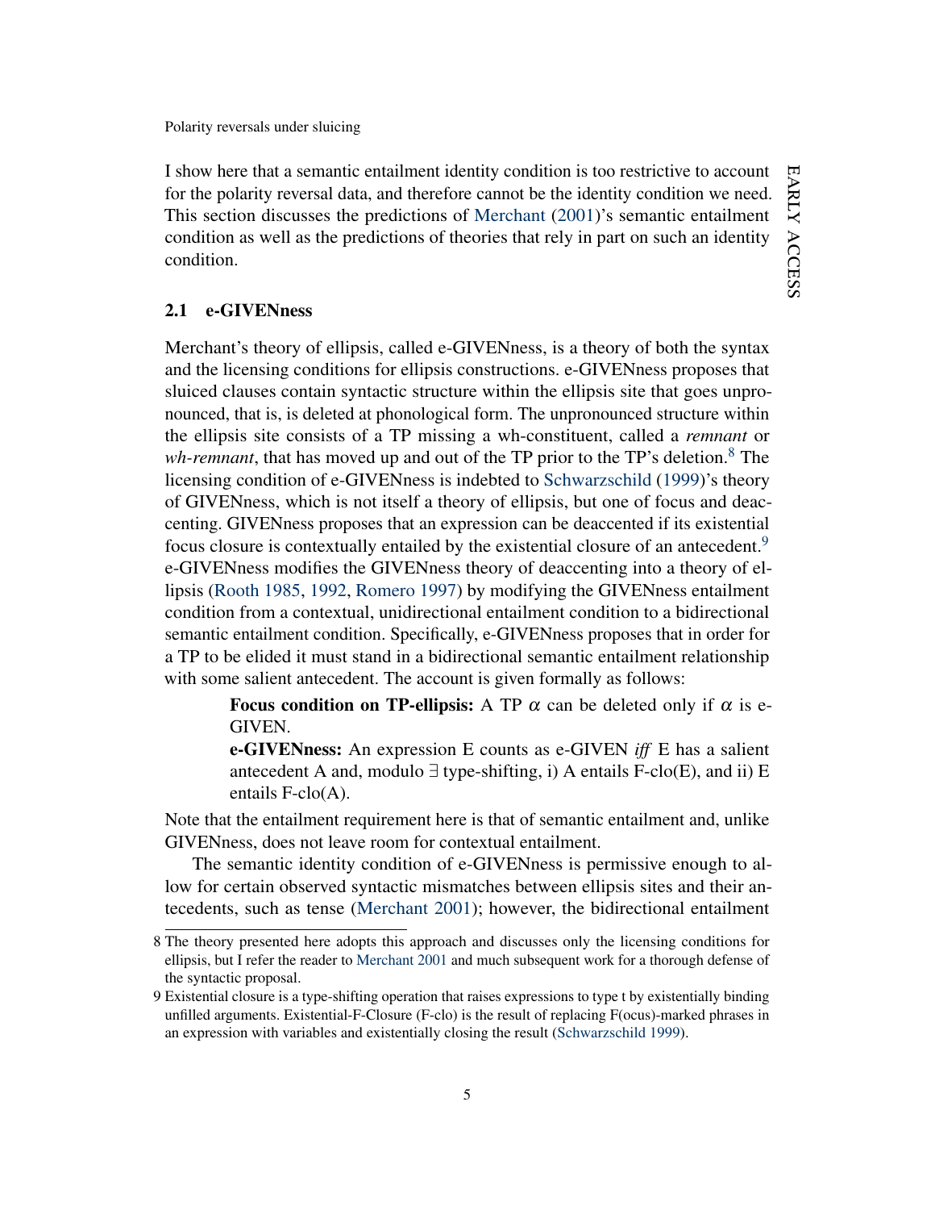I show here that a semantic entailment identity condition is too restrictive to account for the polarity reversal data, and therefore cannot be the identity condition we need. This section discusses the predictions of Merchant (2001)'s semantic entailment condition as well as the predictions of theories that rely in part on such an identity condition.

### 2.1 e-GIVENness

Merchant's theory of ellipsis, called e-GIVENness, is a theory of both the syntax and the licensing conditions for ellipsis constructions. e-GIVENness proposes that sluiced clauses contain syntactic structure within the ellipsis site that goes unpronounced, that is, is deleted at phonological form. The unpronounced structure within the ellipsis site consists of a TP missing a wh-constituent, called a *remnant* or *wh-remnant*, that has moved up and out of the TP prior to the TP's deletion.[8] The licensing condition of e-GIVENness is indebted to Schwarzschild (1999)'s theory of GIVENness, which is not itself a theory of ellipsis, but one of focus and deaccenting. GIVENness proposes that an expression can be deaccented if its existential focus closure is contextually entailed by the existential closure of an antecedent.[9] e-GIVENness modifies the GIVENness theory of deaccenting into a theory of ellipsis (Rooth 1985, 1992, Romero 1997) by modifying the GIVENness entailment condition from a contextual, unidirectional entailment condition to a bidirectional semantic entailment condition. Specifically, e-GIVENness proposes that in order for a TP to be elided it must stand in a bidirectional semantic entailment relationship with some salient antecedent. The account is given formally as follows:

> **Focus condition on TP-ellipsis:** A TP $\alpha$ can be deleted only if $\alpha$ is e-GIVEN.
>
> **e-GIVENness:** An expression E counts as e-GIVEN *iff* E has a salient antecedent A and, modulo $\exists$ type-shifting, i) A entails F-clo(E), and ii) E entails F-clo(A).

Note that the entailment requirement here is that of semantic entailment and, unlike GIVENness, does not leave room for contextual entailment.

The semantic identity condition of e-GIVENness is permissive enough to allow for certain observed syntactic mismatches between ellipsis sites and their antecedents, such as tense (Merchant 2001); however, the bidirectional entailment

8 The theory presented here adopts this approach and discusses only the licensing conditions for ellipsis, but I refer the reader to Merchant 2001 and much subsequent work for a thorough defense of the syntactic proposal.

9 Existential closure is a type-shifting operation that raises expressions to type t by existentially binding unfilled arguments. Existential-F-Closure (F-clo) is the result of replacing F(ocus)-marked phrases in an expression with variables and existentially closing the result (Schwarzschild 1999).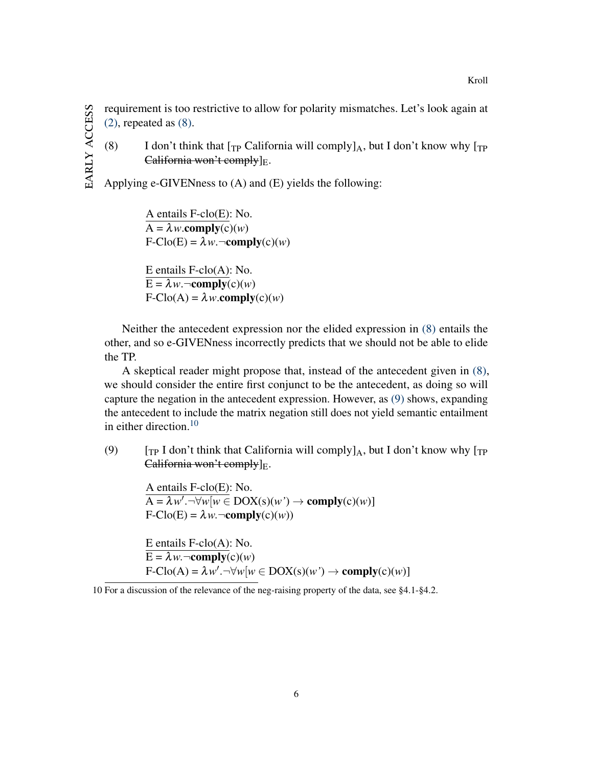requirement is too restrictive to allow for polarity mismatches. Let's look again at (2), repeated as (8).

(8) I don't think that [$_{\text{TP}}$ California will comply]$_{\text{A}}$, but I don't know why [$_{\text{TP}}$ ~~California won't comply~~]$_{\text{E}}$.

Applying e-GIVENness to (A) and (E) yields the following:

> <u>A entails F-clo(E)</u>: No.
> A = $\lambda w.\mathbf{comply}(\text{c})(w)$
> F-Clo(E) = $\lambda w.\neg\mathbf{comply}(\text{c})(w)$
>
> <u>E entails F-clo(A)</u>: No.
> E = $\lambda w.\neg\mathbf{comply}(\text{c})(w)$
> F-Clo(A) = $\lambda w.\mathbf{comply}(\text{c})(w)$

Neither the antecedent expression nor the elided expression in (8) entails the other, and so e-GIVENness incorrectly predicts that we should not be able to elide the TP.

A skeptical reader might propose that, instead of the antecedent given in (8), we should consider the entire first conjunct to be the antecedent, as doing so will capture the negation in the antecedent expression. However, as (9) shows, expanding the antecedent to include the matrix negation still does not yield semantic entailment in either direction.[10]

(9) [$_{\text{TP}}$ I don't think that California will comply]$_{\text{A}}$, but I don't know why [$_{\text{TP}}$ ~~California won't comply~~]$_{\text{E}}$.

> <u>A entails F-clo(E)</u>: No.
> A = $\lambda w'.\neg\forall w[w \in \text{DOX}(\text{s})(w') \rightarrow \mathbf{comply}(\text{c})(w)]$
> F-Clo(E) = $\lambda w.\neg\mathbf{comply}(\text{c})(w))$
>
> <u>E entails F-clo(A)</u>: No.
> E = $\lambda w.\neg\mathbf{comply}(\text{c})(w)$
> F-Clo(A) = $\lambda w'.\neg\forall w[w \in \text{DOX}(\text{s})(w') \rightarrow \mathbf{comply}(\text{c})(w)]$

10 For a discussion of the relevance of the neg-raising property of the data, see §4.1-§4.2.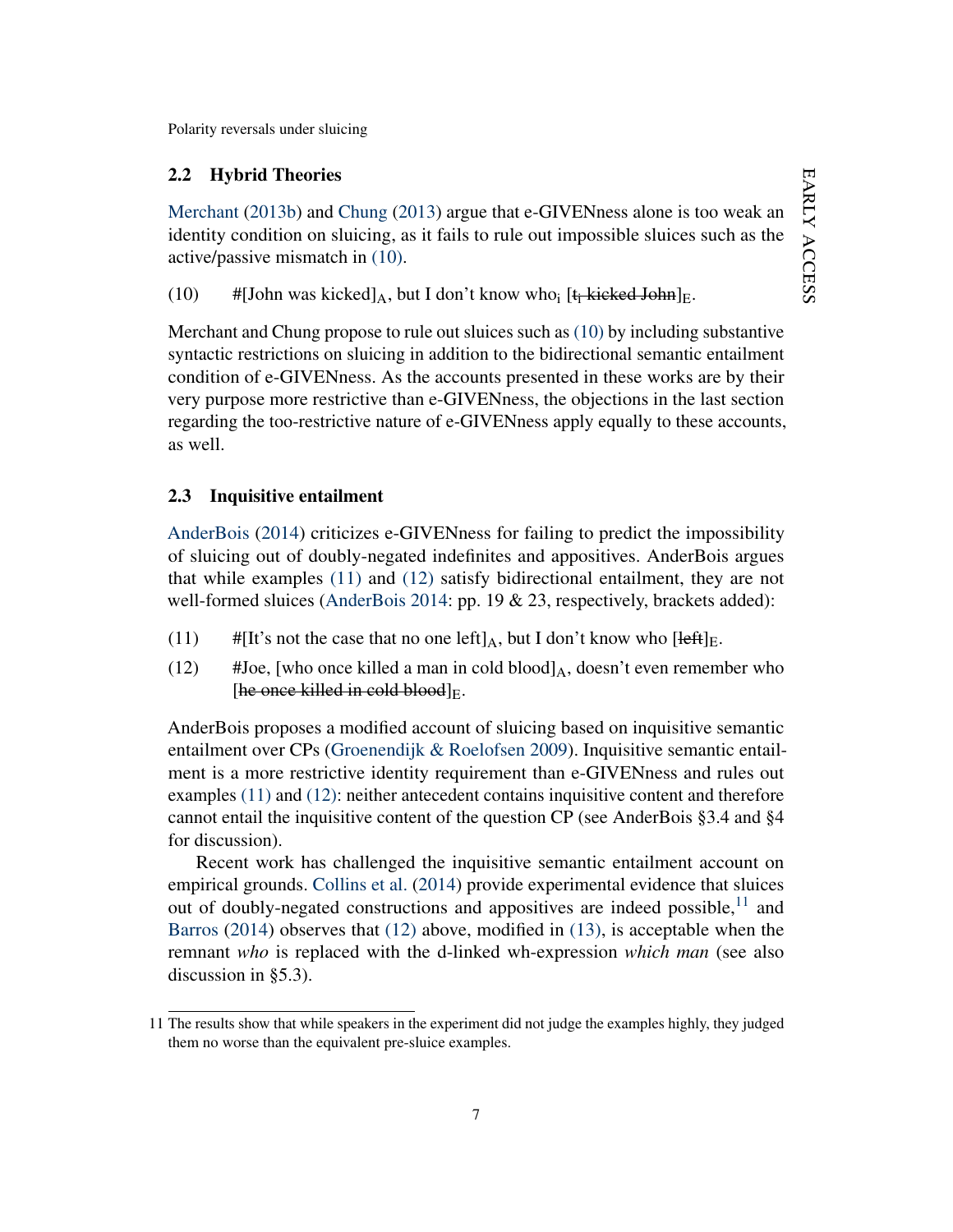## 2.2 Hybrid Theories

Merchant (2013b) and Chung (2013) argue that e-GIVENness alone is too weak an identity condition on sluicing, as it fails to rule out impossible sluices such as the active/passive mismatch in (10).

(10) #[John was kicked]$_{\text{A}}$, but I don't know who$_i$ [~~$t_i$ kicked John~~]$_{\text{E}}$.

Merchant and Chung propose to rule out sluices such as (10) by including substantive syntactic restrictions on sluicing in addition to the bidirectional semantic entailment condition of e-GIVENness. As the accounts presented in these works are by their very purpose more restrictive than e-GIVENness, the objections in the last section regarding the too-restrictive nature of e-GIVENness apply equally to these accounts, as well.

## 2.3 Inquisitive entailment

AnderBois (2014) criticizes e-GIVENness for failing to predict the impossibility of sluicing out of doubly-negated indefinites and appositives. AnderBois argues that while examples (11) and (12) satisfy bidirectional entailment, they are not well-formed sluices (AnderBois 2014: pp. 19 & 23, respectively, brackets added):

(11) #[It's not the case that no one left]$_{\text{A}}$, but I don't know who [~~left~~]$_{\text{E}}$.

(12) #Joe, [who once killed a man in cold blood]$_{\text{A}}$, doesn't even remember who [~~he once killed in cold blood~~]$_{\text{E}}$.

AnderBois proposes a modified account of sluicing based on inquisitive semantic entailment over CPs (Groenendijk & Roelofsen 2009). Inquisitive semantic entailment is a more restrictive identity requirement than e-GIVENness and rules out examples (11) and (12): neither antecedent contains inquisitive content and therefore cannot entail the inquisitive content of the question CP (see AnderBois §3.4 and §4 for discussion).

Recent work has challenged the inquisitive semantic entailment account on empirical grounds. Collins et al. (2014) provide experimental evidence that sluices out of doubly-negated constructions and appositives are indeed possible,[11] and Barros (2014) observes that (12) above, modified in (13), is acceptable when the remnant *who* is replaced with the d-linked wh-expression *which man* (see also discussion in §5.3).

---

11 The results show that while speakers in the experiment did not judge the examples highly, they judged them no worse than the equivalent pre-sluice examples.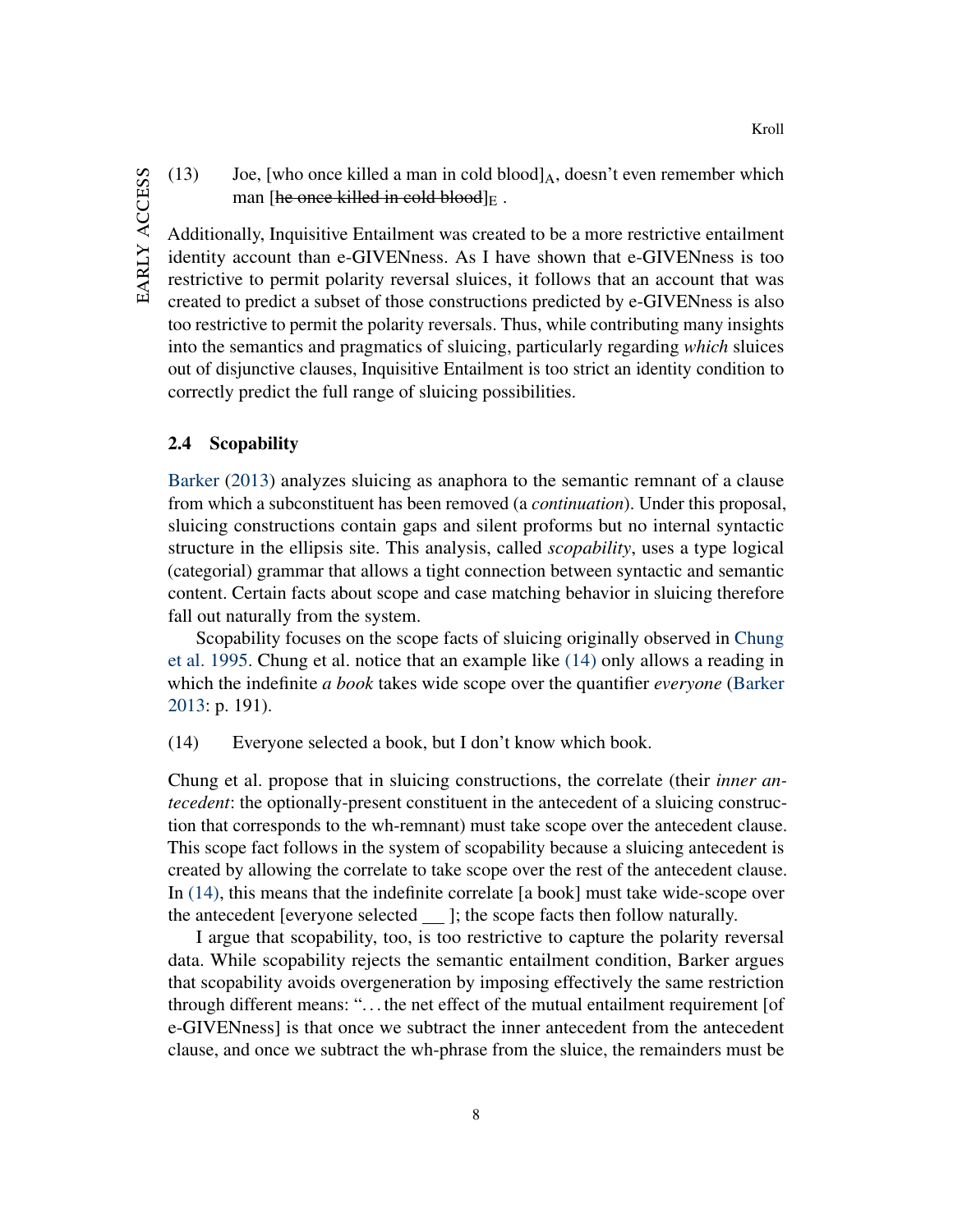(13) Joe, [who once killed a man in cold blood]$_A$, doesn't even remember which man [~~he once killed in cold blood~~]$_E$ .

Additionally, Inquisitive Entailment was created to be a more restrictive entailment identity account than e-GIVENness. As I have shown that e-GIVENness is too restrictive to permit polarity reversal sluices, it follows that an account that was created to predict a subset of those constructions predicted by e-GIVENness is also too restrictive to permit the polarity reversals. Thus, while contributing many insights into the semantics and pragmatics of sluicing, particularly regarding *which* sluices out of disjunctive clauses, Inquisitive Entailment is too strict an identity condition to correctly predict the full range of sluicing possibilities.

### 2.4 Scopability

Barker (2013) analyzes sluicing as anaphora to the semantic remnant of a clause from which a subconstituent has been removed (a *continuation*). Under this proposal, sluicing constructions contain gaps and silent proforms but no internal syntactic structure in the ellipsis site. This analysis, called *scopability*, uses a type logical (categorial) grammar that allows a tight connection between syntactic and semantic content. Certain facts about scope and case matching behavior in sluicing therefore fall out naturally from the system.

Scopability focuses on the scope facts of sluicing originally observed in Chung et al. 1995. Chung et al. notice that an example like (14) only allows a reading in which the indefinite *a book* takes wide scope over the quantifier *everyone* (Barker 2013: p. 191).

(14) Everyone selected a book, but I don't know which book.

Chung et al. propose that in sluicing constructions, the correlate (their *inner antecedent*: the optionally-present constituent in the antecedent of a sluicing construction that corresponds to the wh-remnant) must take scope over the antecedent clause. This scope fact follows in the system of scopability because a sluicing antecedent is created by allowing the correlate to take scope over the rest of the antecedent clause. In (14), this means that the indefinite correlate [a book] must take wide-scope over the antecedent [everyone selected \_\_ ]; the scope facts then follow naturally.

I argue that scopability, too, is too restrictive to capture the polarity reversal data. While scopability rejects the semantic entailment condition, Barker argues that scopability avoids overgeneration by imposing effectively the same restriction through different means: "...the net effect of the mutual entailment requirement [of e-GIVENness] is that once we subtract the inner antecedent from the antecedent clause, and once we subtract the wh-phrase from the sluice, the remainders must be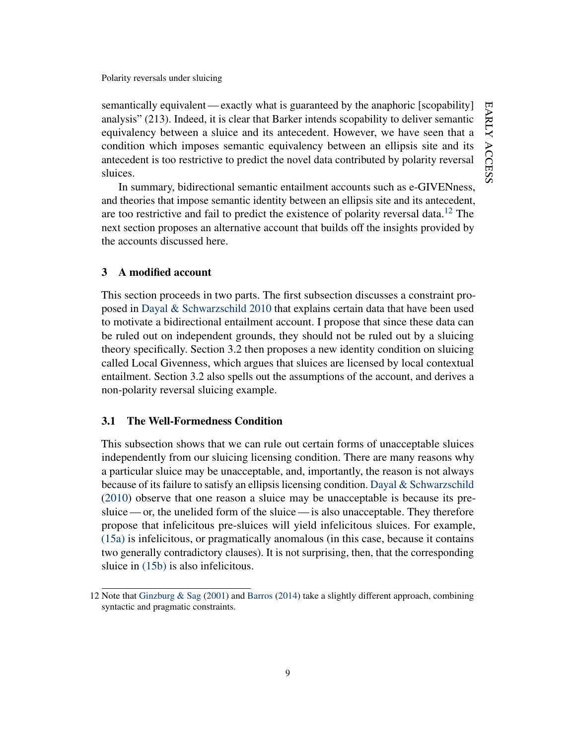semantically equivalent — exactly what is guaranteed by the anaphoric [scopability] analysis" (213). Indeed, it is clear that Barker intends scopability to deliver semantic equivalency between a sluice and its antecedent. However, we have seen that a condition which imposes semantic equivalency between an ellipsis site and its antecedent is too restrictive to predict the novel data contributed by polarity reversal sluices.

In summary, bidirectional semantic entailment accounts such as e-GIVENness, and theories that impose semantic identity between an ellipsis site and its antecedent, are too restrictive and fail to predict the existence of polarity reversal data.[12] The next section proposes an alternative account that builds off the insights provided by the accounts discussed here.

## 3 A modified account

This section proceeds in two parts. The first subsection discusses a constraint proposed in Dayal & Schwarzschild 2010 that explains certain data that have been used to motivate a bidirectional entailment account. I propose that since these data can be ruled out on independent grounds, they should not be ruled out by a sluicing theory specifically. Section 3.2 then proposes a new identity condition on sluicing called Local Givenness, which argues that sluices are licensed by local contextual entailment. Section 3.2 also spells out the assumptions of the account, and derives a non-polarity reversal sluicing example.

### 3.1 The Well-Formedness Condition

This subsection shows that we can rule out certain forms of unacceptable sluices independently from our sluicing licensing condition. There are many reasons why a particular sluice may be unacceptable, and, importantly, the reason is not always because of its failure to satisfy an ellipsis licensing condition. Dayal & Schwarzschild (2010) observe that one reason a sluice may be unacceptable is because its pre-sluice — or, the unelided form of the sluice — is also unacceptable. They therefore propose that infelicitous pre-sluices will yield infelicitous sluices. For example, (15a) is infelicitous, or pragmatically anomalous (in this case, because it contains two generally contradictory clauses). It is not surprising, then, that the corresponding sluice in (15b) is also infelicitous.

---

12 Note that Ginzburg & Sag (2001) and Barros (2014) take a slightly different approach, combining syntactic and pragmatic constraints.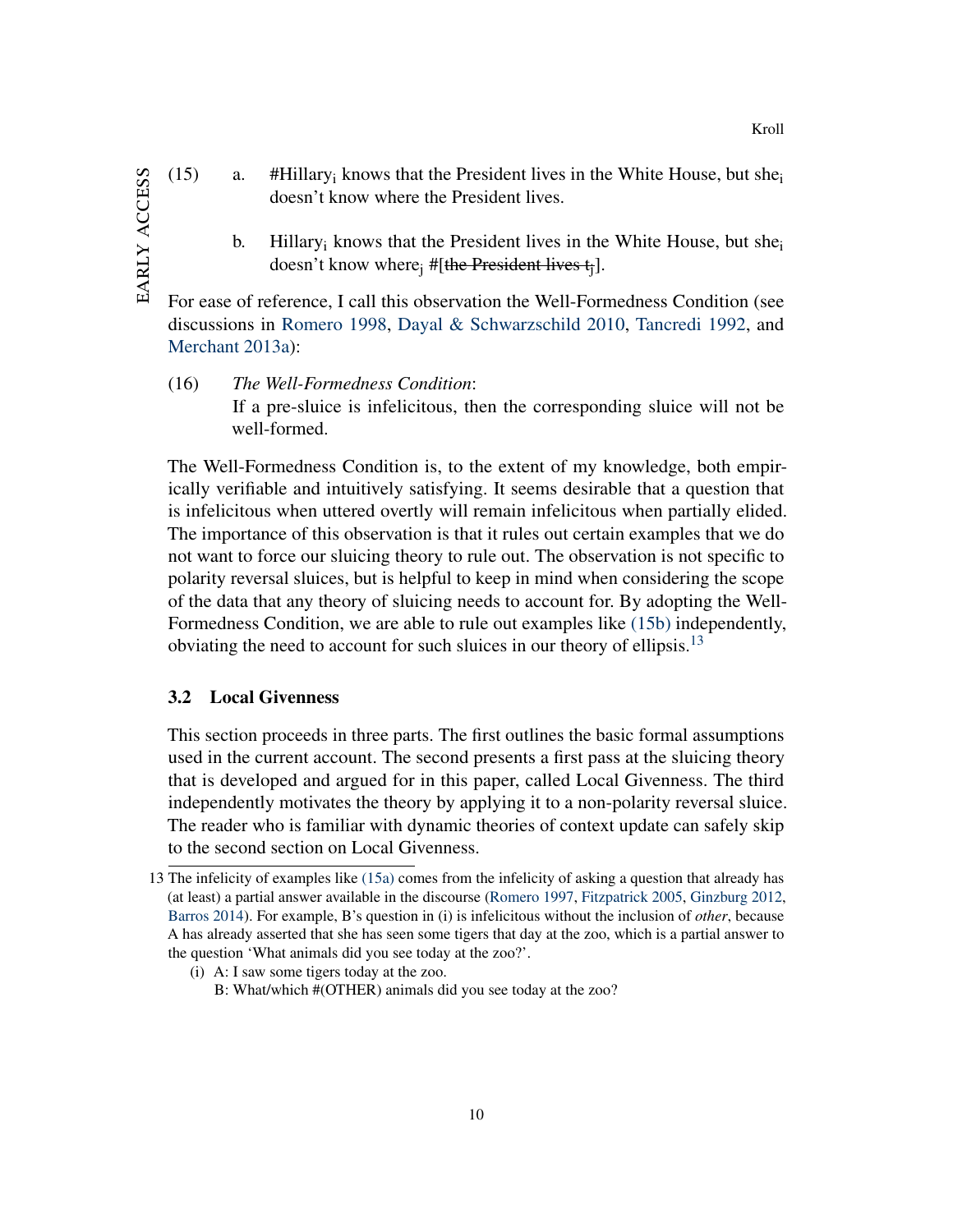(15) a. #Hillary$_i$ knows that the President lives in the White House, but she$_i$ doesn't know where the President lives.

b. Hillary$_i$ knows that the President lives in the White House, but she$_i$ doesn't know where$_j$ #[~~the President lives t$_j$~~].

For ease of reference, I call this observation the Well-Formedness Condition (see discussions in Romero 1998, Dayal & Schwarzschild 2010, Tancredi 1992, and Merchant 2013a):

(16) *The Well-Formedness Condition*:
If a pre-sluice is infelicitous, then the corresponding sluice will not be well-formed.

The Well-Formedness Condition is, to the extent of my knowledge, both empirically verifiable and intuitively satisfying. It seems desirable that a question that is infelicitous when uttered overtly will remain infelicitous when partially elided. The importance of this observation is that it rules out certain examples that we do not want to force our sluicing theory to rule out. The observation is not specific to polarity reversal sluices, but is helpful to keep in mind when considering the scope of the data that any theory of sluicing needs to account for. By adopting the Well-Formedness Condition, we are able to rule out examples like (15b) independently, obviating the need to account for such sluices in our theory of ellipsis.[13]

### 3.2 Local Givenness

This section proceeds in three parts. The first outlines the basic formal assumptions used in the current account. The second presents a first pass at the sluicing theory that is developed and argued for in this paper, called Local Givenness. The third independently motivates the theory by applying it to a non-polarity reversal sluice. The reader who is familiar with dynamic theories of context update can safely skip to the second section on Local Givenness.

13 The infelicity of examples like (15a) comes from the infelicity of asking a question that already has (at least) a partial answer available in the discourse (Romero 1997, Fitzpatrick 2005, Ginzburg 2012, Barros 2014). For example, B's question in (i) is infelicitous without the inclusion of *other*, because A has already asserted that she has seen some tigers that day at the zoo, which is a partial answer to the question 'What animals did you see today at the zoo?'.

(i) A: I saw some tigers today at the zoo.
B: What/which #(OTHER) animals did you see today at the zoo?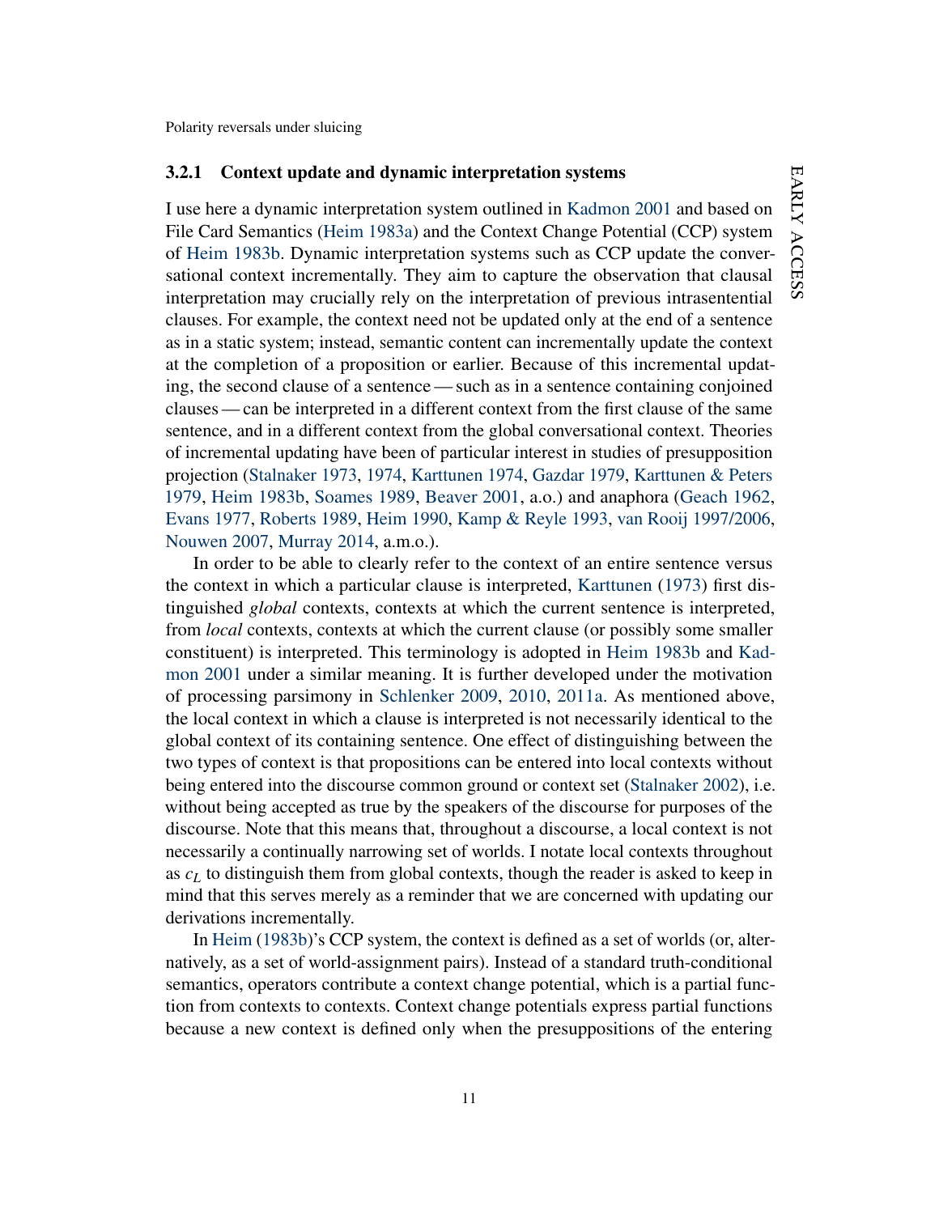### 3.2.1 Context update and dynamic interpretation systems

I use here a dynamic interpretation system outlined in Kadmon 2001 and based on File Card Semantics (Heim 1983a) and the Context Change Potential (CCP) system of Heim 1983b. Dynamic interpretation systems such as CCP update the conversational context incrementally. They aim to capture the observation that clausal interpretation may crucially rely on the interpretation of previous intrasentential clauses. For example, the context need not be updated only at the end of a sentence as in a static system; instead, semantic content can incrementally update the context at the completion of a proposition or earlier. Because of this incremental updating, the second clause of a sentence — such as in a sentence containing conjoined clauses — can be interpreted in a different context from the first clause of the same sentence, and in a different context from the global conversational context. Theories of incremental updating have been of particular interest in studies of presupposition projection (Stalnaker 1973, 1974, Karttunen 1974, Gazdar 1979, Karttunen & Peters 1979, Heim 1983b, Soames 1989, Beaver 2001, a.o.) and anaphora (Geach 1962, Evans 1977, Roberts 1989, Heim 1990, Kamp & Reyle 1993, van Rooij 1997/2006, Nouwen 2007, Murray 2014, a.m.o.).

In order to be able to clearly refer to the context of an entire sentence versus the context in which a particular clause is interpreted, Karttunen (1973) first distinguished *global* contexts, contexts at which the current sentence is interpreted, from *local* contexts, contexts at which the current clause (or possibly some smaller constituent) is interpreted. This terminology is adopted in Heim 1983b and Kadmon 2001 under a similar meaning. It is further developed under the motivation of processing parsimony in Schlenker 2009, 2010, 2011a. As mentioned above, the local context in which a clause is interpreted is not necessarily identical to the global context of its containing sentence. One effect of distinguishing between the two types of context is that propositions can be entered into local contexts without being entered into the discourse common ground or context set (Stalnaker 2002), i.e. without being accepted as true by the speakers of the discourse for purposes of the discourse. Note that this means that, throughout a discourse, a local context is not necessarily a continually narrowing set of worlds. I notate local contexts throughout as $c_L$ to distinguish them from global contexts, though the reader is asked to keep in mind that this serves merely as a reminder that we are concerned with updating our derivations incrementally.

In Heim (1983b)'s CCP system, the context is defined as a set of worlds (or, alternatively, as a set of world-assignment pairs). Instead of a standard truth-conditional semantics, operators contribute a context change potential, which is a partial function from contexts to contexts. Context change potentials express partial functions because a new context is defined only when the presuppositions of the entering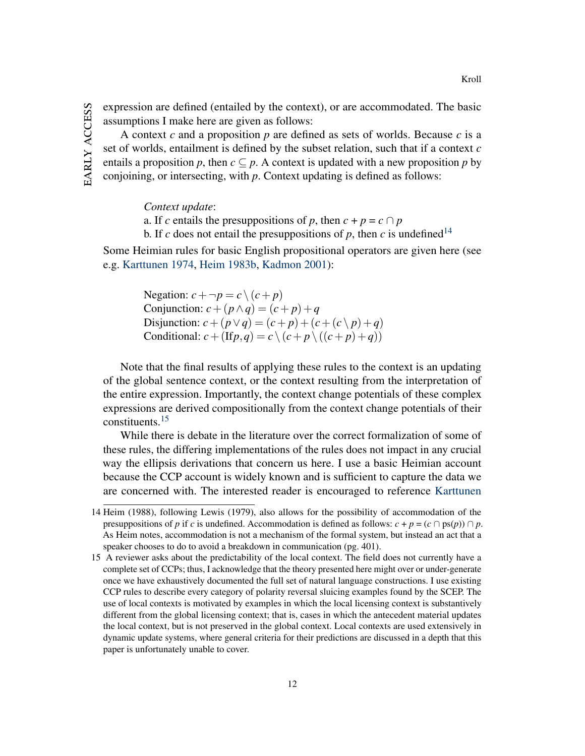expression are defined (entailed by the context), or are accommodated. The basic assumptions I make here are given as follows:

A context $c$ and a proposition $p$ are defined as sets of worlds. Because $c$ is a set of worlds, entailment is defined by the subset relation, such that if a context $c$ entails a proposition $p$, then $c \subseteq p$. A context is updated with a new proposition $p$ by conjoining, or intersecting, with $p$. Context updating is defined as follows:

> *Context update*:
> a. If $c$ entails the presuppositions of $p$, then $c + p = c \cap p$
> b. If $c$ does not entail the presuppositions of $p$, then $c$ is undefined[14]

Some Heimian rules for basic English propositional operators are given here (see e.g. Karttunen 1974, Heim 1983b, Kadmon 2001):

> Negation: $c + \neg p = c \setminus (c + p)$
> Conjunction: $c + (p \wedge q) = (c + p) + q$
> Disjunction: $c + (p \vee q) = (c + p) + (c + (c \setminus p) + q)$
> Conditional: $c + (\text{If} p, q) = c \setminus (c + p \setminus ((c + p) + q))$

Note that the final results of applying these rules to the context is an updating of the global sentence context, or the context resulting from the interpretation of the entire expression. Importantly, the context change potentials of these complex expressions are derived compositionally from the context change potentials of their constituents.[15]

While there is debate in the literature over the correct formalization of some of these rules, the differing implementations of the rules does not impact in any crucial way the ellipsis derivations that concern us here. I use a basic Heimian account because the CCP account is widely known and is sufficient to capture the data we are concerned with. The interested reader is encouraged to reference Karttunen

---

14 Heim (1988), following Lewis (1979), also allows for the possibility of accommodation of the presuppositions of $p$ if $c$ is undefined. Accommodation is defined as follows: $c + p = (c \cap \text{ps}(p)) \cap p$. As Heim notes, accommodation is not a mechanism of the formal system, but instead an act that a speaker chooses to do to avoid a breakdown in communication (pg. 401).

15 A reviewer asks about the predictability of the local context. The field does not currently have a complete set of CCPs; thus, I acknowledge that the theory presented here might over or under-generate once we have exhaustively documented the full set of natural language constructions. I use existing CCP rules to describe every category of polarity reversal sluicing examples found by the SCEP. The use of local contexts is motivated by examples in which the local licensing context is substantively different from the global licensing context; that is, cases in which the antecedent material updates the local context, but is not preserved in the global context. Local contexts are used extensively in dynamic update systems, where general criteria for their predictions are discussed in a depth that this paper is unfortunately unable to cover.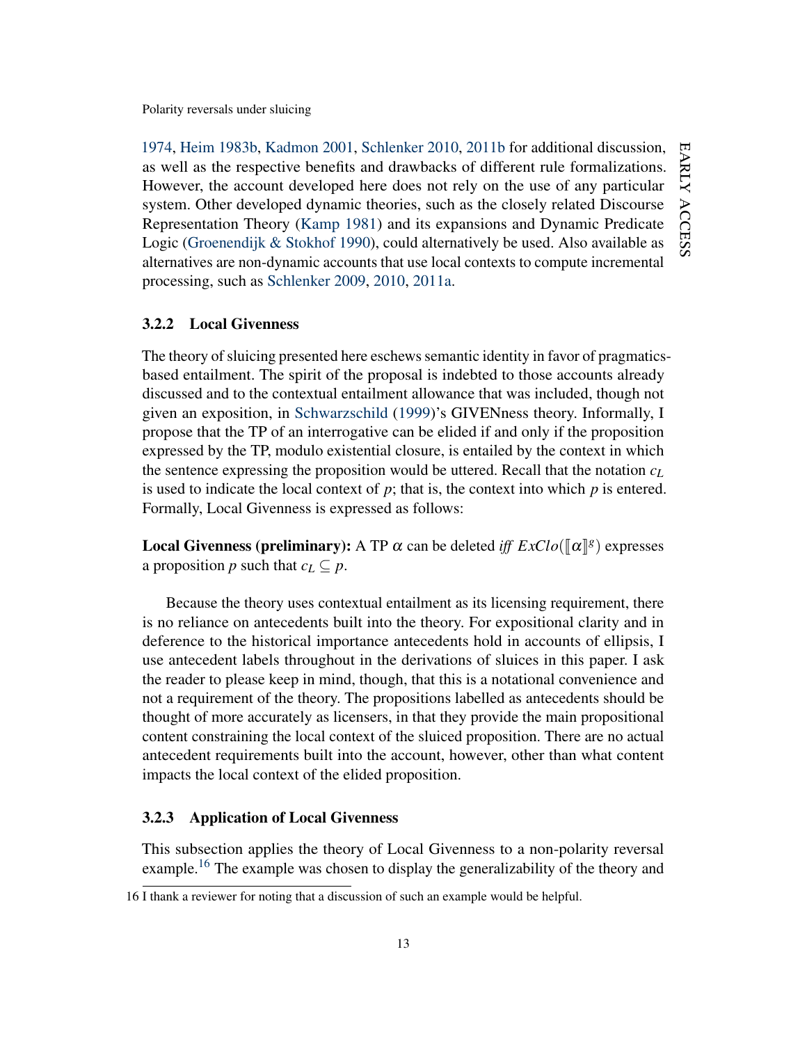1974, Heim 1983b, Kadmon 2001, Schlenker 2010, 2011b for additional discussion, as well as the respective benefits and drawbacks of different rule formalizations. However, the account developed here does not rely on the use of any particular system. Other developed dynamic theories, such as the closely related Discourse Representation Theory (Kamp 1981) and its expansions and Dynamic Predicate Logic (Groenendijk & Stokhof 1990), could alternatively be used. Also available as alternatives are non-dynamic accounts that use local contexts to compute incremental processing, such as Schlenker 2009, 2010, 2011a.

### 3.2.2 Local Givenness

The theory of sluicing presented here eschews semantic identity in favor of pragmatics-based entailment. The spirit of the proposal is indebted to those accounts already discussed and to the contextual entailment allowance that was included, though not given an exposition, in Schwarzschild (1999)'s GIVENness theory. Informally, I propose that the TP of an interrogative can be elided if and only if the proposition expressed by the TP, modulo existential closure, is entailed by the context in which the sentence expressing the proposition would be uttered. Recall that the notation $c_L$ is used to indicate the local context of $p$; that is, the context into which $p$ is entered. Formally, Local Givenness is expressed as follows:

**Local Givenness (preliminary):** A TP $\alpha$ can be deleted *iff* $ExClo(\llbracket\alpha\rrbracket^g)$ expresses a proposition $p$ such that $c_L \subseteq p$.

Because the theory uses contextual entailment as its licensing requirement, there is no reliance on antecedents built into the theory. For expositional clarity and in deference to the historical importance antecedents hold in accounts of ellipsis, I use antecedent labels throughout in the derivations of sluices in this paper. I ask the reader to please keep in mind, though, that this is a notational convenience and not a requirement of the theory. The propositions labelled as antecedents should be thought of more accurately as licensers, in that they provide the main propositional content constraining the local context of the sluiced proposition. There are no actual antecedent requirements built into the account, however, other than what content impacts the local context of the elided proposition.

### 3.2.3 Application of Local Givenness

This subsection applies the theory of Local Givenness to a non-polarity reversal example.[16] The example was chosen to display the generalizability of the theory and

16 I thank a reviewer for noting that a discussion of such an example would be helpful.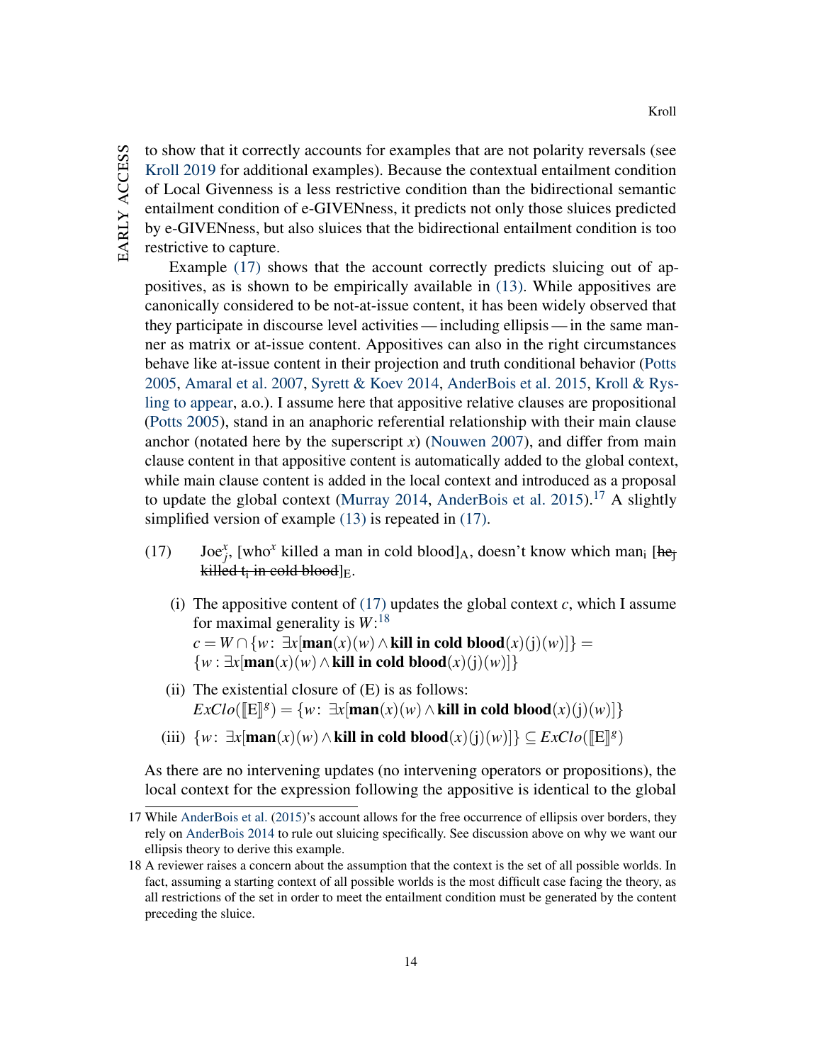to show that it correctly accounts for examples that are not polarity reversals (see Kroll 2019 for additional examples). Because the contextual entailment condition of Local Givenness is a less restrictive condition than the bidirectional semantic entailment condition of e-GIVENness, it predicts not only those sluices predicted by e-GIVENness, but also sluices that the bidirectional entailment condition is too restrictive to capture.

Example (17) shows that the account correctly predicts sluicing out of appositives, as is shown to be empirically available in (13). While appositives are canonically considered to be not-at-issue content, it has been widely observed that they participate in discourse level activities — including ellipsis — in the same manner as matrix or at-issue content. Appositives can also in the right circumstances behave like at-issue content in their projection and truth conditional behavior (Potts 2005, Amaral et al. 2007, Syrett & Koev 2014, AnderBois et al. 2015, Kroll & Rysling to appear, a.o.). I assume here that appositive relative clauses are propositional (Potts 2005), stand in an anaphoric referential relationship with their main clause anchor (notated here by the superscript $x$) (Nouwen 2007), and differ from main clause content in that appositive content is automatically added to the global context, while main clause content is added in the local context and introduced as a proposal to update the global context (Murray 2014, AnderBois et al. 2015).[17] A slightly simplified version of example (13) is repeated in (17).

(17) Joe$^{x}_{j}$, [who$^{x}$ killed a man in cold blood]$_{A}$, doesn't know which man$_{i}$ [~~he$_{j}$ killed t$_{i}$ in cold blood~~]$_{E}$.

(i) The appositive content of (17) updates the global context $c$, which I assume for maximal generality is $W$:[18]
$c = W \cap \{w\colon\ \exists x[\textbf{man}(x)(w) \wedge \textbf{kill in cold blood}(x)(\text{j})(w)]\} =$
$\{w : \exists x[\textbf{man}(x)(w) \wedge \textbf{kill in cold blood}(x)(\text{j})(w)]\}$

(ii) The existential closure of (E) is as follows:
$ExClo([\![\text{E}]\!]^{g}) = \{w\colon\ \exists x[\textbf{man}(x)(w) \wedge \textbf{kill in cold blood}(x)(\text{j})(w)]\}$

(iii) $\{w\colon\ \exists x[\textbf{man}(x)(w) \wedge \textbf{kill in cold blood}(x)(\text{j})(w)]\} \subseteq ExClo([\![\text{E}]\!]^{g})$

As there are no intervening updates (no intervening operators or propositions), the local context for the expression following the appositive is identical to the global

---

17 While AnderBois et al. (2015)'s account allows for the free occurrence of ellipsis over borders, they rely on AnderBois 2014 to rule out sluicing specifically. See discussion above on why we want our ellipsis theory to derive this example.

18 A reviewer raises a concern about the assumption that the context is the set of all possible worlds. In fact, assuming a starting context of all possible worlds is the most difficult case facing the theory, as all restrictions of the set in order to meet the entailment condition must be generated by the content preceding the sluice.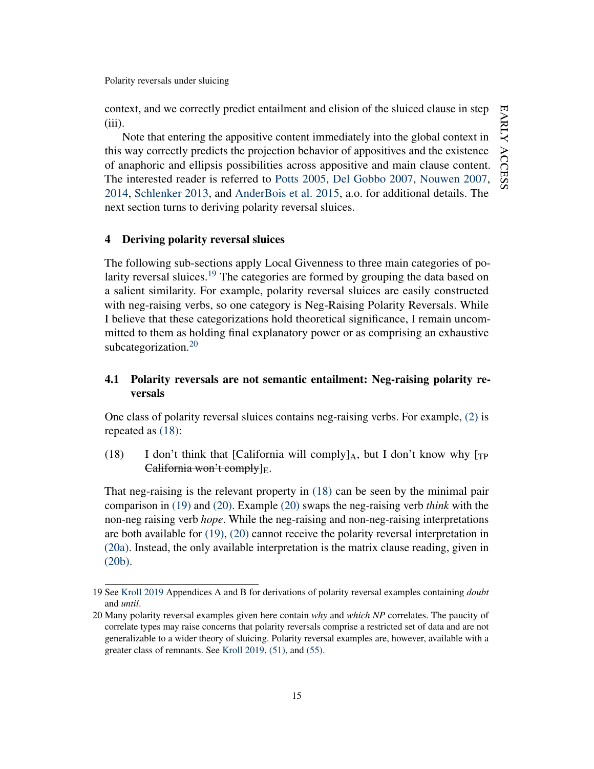context, and we correctly predict entailment and elision of the sluiced clause in step (iii).

Note that entering the appositive content immediately into the global context in this way correctly predicts the projection behavior of appositives and the existence of anaphoric and ellipsis possibilities across appositive and main clause content. The interested reader is referred to Potts 2005, Del Gobbo 2007, Nouwen 2007, 2014, Schlenker 2013, and AnderBois et al. 2015, a.o. for additional details. The next section turns to deriving polarity reversal sluices.

## 4 Deriving polarity reversal sluices

The following sub-sections apply Local Givenness to three main categories of polarity reversal sluices.[19] The categories are formed by grouping the data based on a salient similarity. For example, polarity reversal sluices are easily constructed with neg-raising verbs, so one category is Neg-Raising Polarity Reversals. While I believe that these categorizations hold theoretical significance, I remain uncommitted to them as holding final explanatory power or as comprising an exhaustive subcategorization.[20]

### 4.1 Polarity reversals are not semantic entailment: Neg-raising polarity reversals

One class of polarity reversal sluices contains neg-raising verbs. For example, (2) is repeated as (18):

(18) I don't think that [California will comply]$_A$, but I don't know why [$_{TP}$ ~~California won't comply~~]$_E$.

That neg-raising is the relevant property in (18) can be seen by the minimal pair comparison in (19) and (20). Example (20) swaps the neg-raising verb *think* with the non-neg raising verb *hope*. While the neg-raising and non-neg-raising interpretations are both available for (19), (20) cannot receive the polarity reversal interpretation in (20a). Instead, the only available interpretation is the matrix clause reading, given in (20b).

---

19 See Kroll 2019 Appendices A and B for derivations of polarity reversal examples containing *doubt* and *until*.

20 Many polarity reversal examples given here contain *why* and *which NP* correlates. The paucity of correlate types may raise concerns that polarity reversals comprise a restricted set of data and are not generalizable to a wider theory of sluicing. Polarity reversal examples are, however, available with a greater class of remnants. See Kroll 2019, (51), and (55).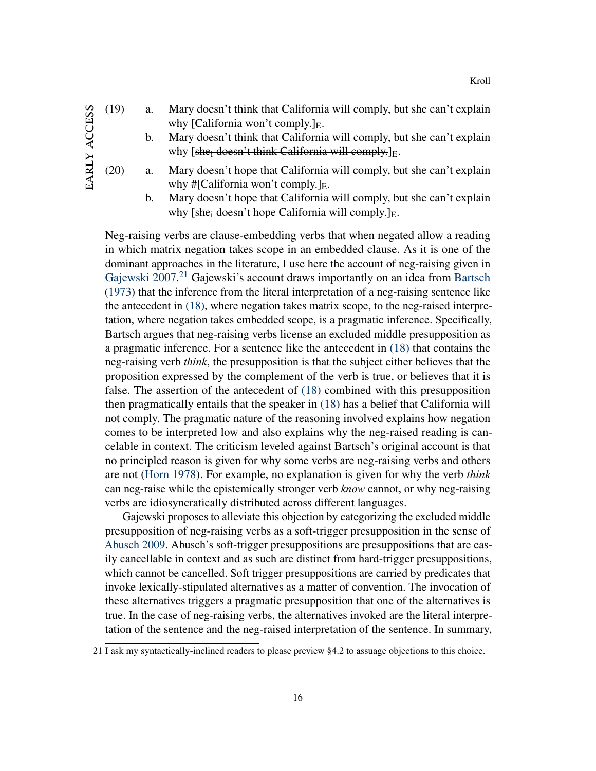(19) a. Mary doesn't think that California will comply, but she can't explain why [~~California won't comply.~~]$_E$.

b. Mary doesn't think that California will comply, but she can't explain why [~~she$_i$ doesn't think California will comply.~~]$_E$.

(20) a. Mary doesn't hope that California will comply, but she can't explain why #[~~California won't comply.~~]$_E$.

b. Mary doesn't hope that California will comply, but she can't explain why [~~she$_i$ doesn't hope California will comply.~~]$_E$.

Neg-raising verbs are clause-embedding verbs that when negated allow a reading in which matrix negation takes scope in an embedded clause. As it is one of the dominant approaches in the literature, I use here the account of neg-raising given in Gajewski 2007.[21] Gajewski's account draws importantly on an idea from Bartsch (1973) that the inference from the literal interpretation of a neg-raising sentence like the antecedent in (18), where negation takes matrix scope, to the neg-raised interpretation, where negation takes embedded scope, is a pragmatic inference. Specifically, Bartsch argues that neg-raising verbs license an excluded middle presupposition as a pragmatic inference. For a sentence like the antecedent in (18) that contains the neg-raising verb *think*, the presupposition is that the subject either believes that the proposition expressed by the complement of the verb is true, or believes that it is false. The assertion of the antecedent of (18) combined with this presupposition then pragmatically entails that the speaker in (18) has a belief that California will not comply. The pragmatic nature of the reasoning involved explains how negation comes to be interpreted low and also explains why the neg-raised reading is cancelable in context. The criticism leveled against Bartsch's original account is that no principled reason is given for why some verbs are neg-raising verbs and others are not (Horn 1978). For example, no explanation is given for why the verb *think* can neg-raise while the epistemically stronger verb *know* cannot, or why neg-raising verbs are idiosyncratically distributed across different languages.

Gajewski proposes to alleviate this objection by categorizing the excluded middle presupposition of neg-raising verbs as a soft-trigger presupposition in the sense of Abusch 2009. Abusch's soft-trigger presuppositions are presuppositions that are easily cancellable in context and as such are distinct from hard-trigger presuppositions, which cannot be cancelled. Soft trigger presuppositions are carried by predicates that invoke lexically-stipulated alternatives as a matter of convention. The invocation of these alternatives triggers a pragmatic presupposition that one of the alternatives is true. In the case of neg-raising verbs, the alternatives invoked are the literal interpretation of the sentence and the neg-raised interpretation of the sentence. In summary,

21 I ask my syntactically-inclined readers to please preview §4.2 to assuage objections to this choice.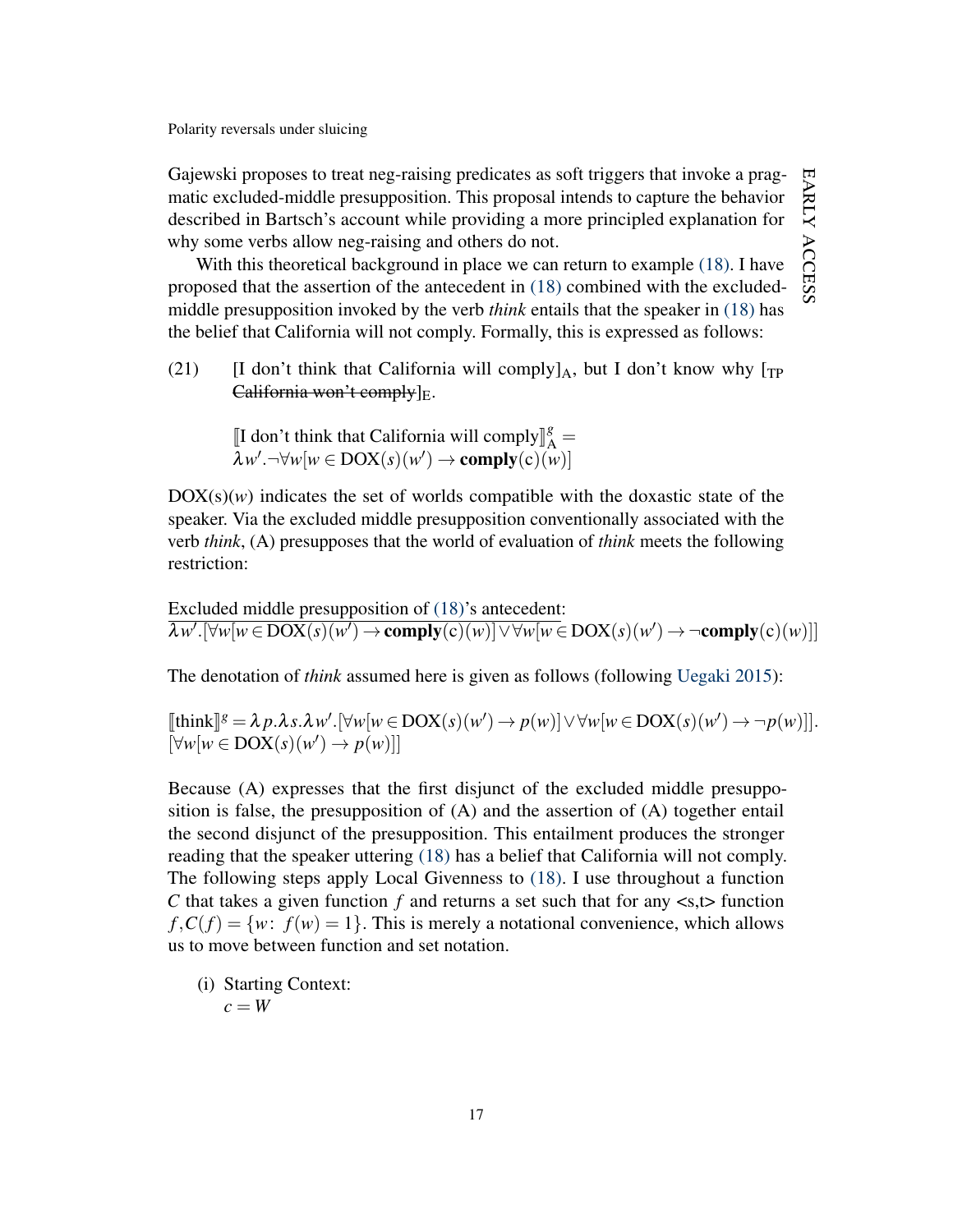Gajewski proposes to treat neg-raising predicates as soft triggers that invoke a pragmatic excluded-middle presupposition. This proposal intends to capture the behavior described in Bartsch's account while providing a more principled explanation for why some verbs allow neg-raising and others do not.

With this theoretical background in place we can return to example (18). I have proposed that the assertion of the antecedent in (18) combined with the excluded-middle presupposition invoked by the verb *think* entails that the speaker in (18) has the belief that California will not comply. Formally, this is expressed as follows:

(21) [I don't think that California will comply]$_{\text{A}}$, but I don't know why [$_{\text{TP}}$ ~~California won't comply~~]$_{\text{E}}$.

$[\![\text{I don't think that California will comply}]\!]^{g}_{\text{A}} =$
$\lambda w'.\neg\forall w[w \in \text{DOX}(s)(w') \rightarrow \textbf{comply}(\text{c})(w)]$

$\text{DOX(s)}(w)$ indicates the set of worlds compatible with the doxastic state of the speaker. Via the excluded middle presupposition conventionally associated with the verb *think*, (A) presupposes that the world of evaluation of *think* meets the following restriction:

<u>Excluded middle presupposition of (18)'s antecedent:</u>
$\lambda w'.[\forall w[w \in \text{DOX}(s)(w') \rightarrow \textbf{comply}(\text{c})(w)] \vee \forall w[w \in \text{DOX}(s)(w') \rightarrow \neg\textbf{comply}(\text{c})(w)]]$

The denotation of *think* assumed here is given as follows (following Uegaki 2015):

$[\![\text{think}]\!]^{g} = \lambda p.\lambda s.\lambda w'.[\forall w[w \in \text{DOX}(s)(w') \rightarrow p(w)] \vee \forall w[w \in \text{DOX}(s)(w') \rightarrow \neg p(w)]].$
$[\forall w[w \in \text{DOX}(s)(w') \rightarrow p(w)]]$

Because (A) expresses that the first disjunct of the excluded middle presupposition is false, the presupposition of (A) and the assertion of (A) together entail the second disjunct of the presupposition. This entailment produces the stronger reading that the speaker uttering (18) has a belief that California will not comply. The following steps apply Local Givenness to (18). I use throughout a function $C$ that takes a given function $f$ and returns a set such that for any <s,t> function $f, C(f) = \{w\colon\ f(w) = 1\}$. This is merely a notational convenience, which allows us to move between function and set notation.

(i) Starting Context:
$c = W$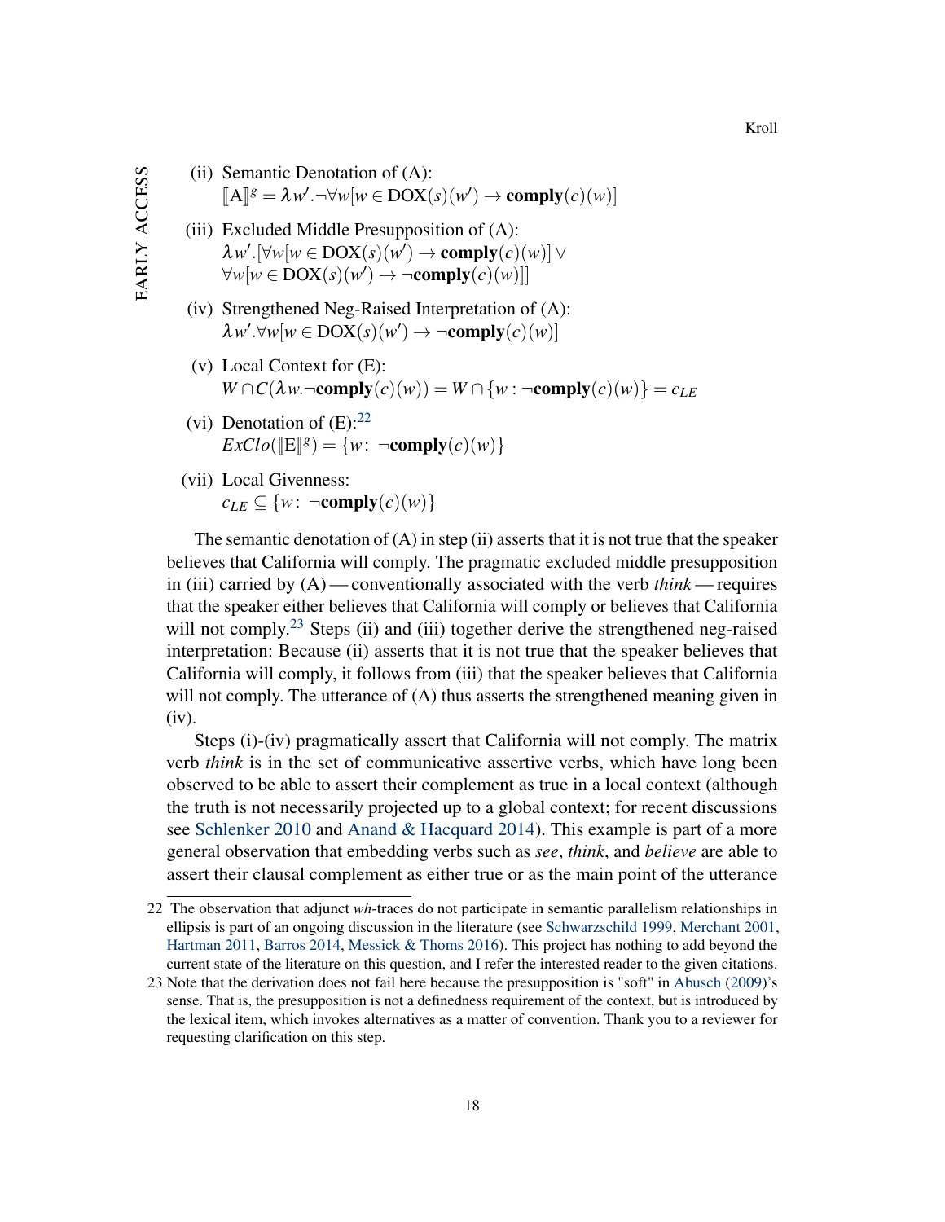(ii) Semantic Denotation of (A):
$[\![\text{A}]\!]^g = \lambda w'.\neg\forall w[w \in \text{DOX}(s)(w') \rightarrow \textbf{comply}(c)(w)]$

(iii) Excluded Middle Presupposition of (A):
$\lambda w'.[\forall w[w \in \text{DOX}(s)(w') \rightarrow \textbf{comply}(c)(w)] \vee$
$\forall w[w \in \text{DOX}(s)(w') \rightarrow \neg\textbf{comply}(c)(w)]]$

(iv) Strengthened Neg-Raised Interpretation of (A):
$\lambda w'.\forall w[w \in \text{DOX}(s)(w') \rightarrow \neg\textbf{comply}(c)(w)]$

(v) Local Context for (E):
$W \cap C(\lambda w.\neg\textbf{comply}(c)(w)) = W \cap \{w : \neg\textbf{comply}(c)(w)\} = c_{LE}$

(vi) Denotation of (E):[22]
$ExClo([\![\text{E}]\!]^g) = \{w\colon\ \neg\textbf{comply}(c)(w)\}$

(vii) Local Givenness:
$c_{LE} \subseteq \{w\colon\ \neg\textbf{comply}(c)(w)\}$

The semantic denotation of (A) in step (ii) asserts that it is not true that the speaker believes that California will comply. The pragmatic excluded middle presupposition in (iii) carried by (A) — conventionally associated with the verb *think* — requires that the speaker either believes that California will comply or believes that California will not comply.[23] Steps (ii) and (iii) together derive the strengthened neg-raised interpretation: Because (ii) asserts that it is not true that the speaker believes that California will comply, it follows from (iii) that the speaker believes that California will not comply. The utterance of (A) thus asserts the strengthened meaning given in (iv).

Steps (i)-(iv) pragmatically assert that California will not comply. The matrix verb *think* is in the set of communicative assertive verbs, which have long been observed to be able to assert their complement as true in a local context (although the truth is not necessarily projected up to a global context; for recent discussions see Schlenker 2010 and Anand & Hacquard 2014). This example is part of a more general observation that embedding verbs such as *see*, *think*, and *believe* are able to assert their clausal complement as either true or as the main point of the utterance

---

22 The observation that adjunct *wh*-traces do not participate in semantic parallelism relationships in ellipsis is part of an ongoing discussion in the literature (see Schwarzschild 1999, Merchant 2001, Hartman 2011, Barros 2014, Messick & Thoms 2016). This project has nothing to add beyond the current state of the literature on this question, and I refer the interested reader to the given citations.

23 Note that the derivation does not fail here because the presupposition is "soft" in Abusch (2009)'s sense. That is, the presupposition is not a definedness requirement of the context, but is introduced by the lexical item, which invokes alternatives as a matter of convention. Thank you to a reviewer for requesting clarification on this step.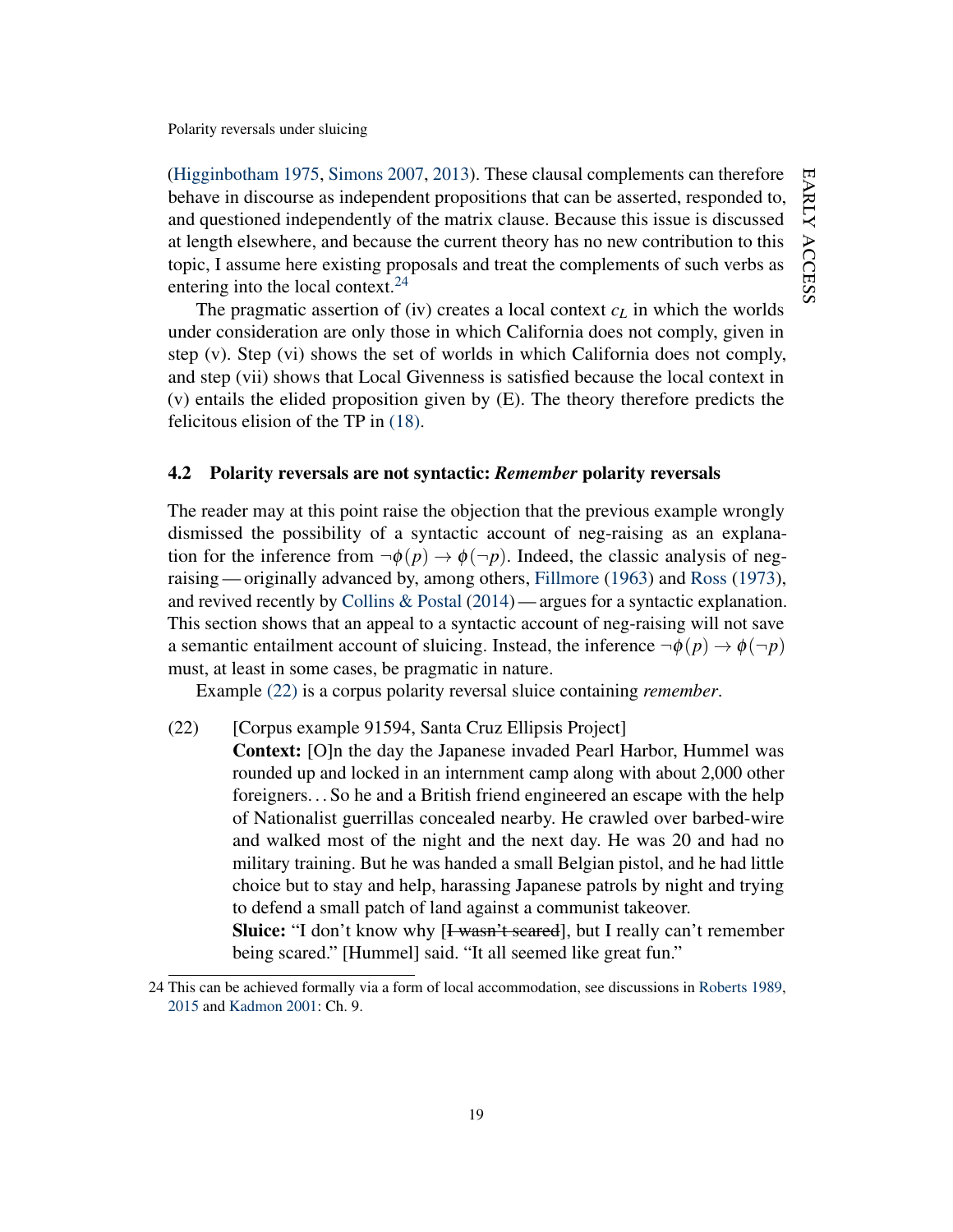(Higginbotham 1975, Simons 2007, 2013). These clausal complements can therefore behave in discourse as independent propositions that can be asserted, responded to, and questioned independently of the matrix clause. Because this issue is discussed at length elsewhere, and because the current theory has no new contribution to this topic, I assume here existing proposals and treat the complements of such verbs as entering into the local context.[24]

The pragmatic assertion of (iv) creates a local context $c_L$ in which the worlds under consideration are only those in which California does not comply, given in step (v). Step (vi) shows the set of worlds in which California does not comply, and step (vii) shows that Local Givenness is satisfied because the local context in (v) entails the elided proposition given by (E). The theory therefore predicts the felicitous elision of the TP in (18).

### 4.2 Polarity reversals are not syntactic: *Remember* polarity reversals

The reader may at this point raise the objection that the previous example wrongly dismissed the possibility of a syntactic account of neg-raising as an explanation for the inference from $\neg\phi(p) \rightarrow \phi(\neg p)$. Indeed, the classic analysis of neg-raising — originally advanced by, among others, Fillmore (1963) and Ross (1973), and revived recently by Collins & Postal (2014) — argues for a syntactic explanation. This section shows that an appeal to a syntactic account of neg-raising will not save a semantic entailment account of sluicing. Instead, the inference $\neg\phi(p) \rightarrow \phi(\neg p)$ must, at least in some cases, be pragmatic in nature.

Example (22) is a corpus polarity reversal sluice containing *remember*.

(22) [Corpus example 91594, Santa Cruz Ellipsis Project]
**Context:** [O]n the day the Japanese invaded Pearl Harbor, Hummel was rounded up and locked in an internment camp along with about 2,000 other foreigners. . . So he and a British friend engineered an escape with the help of Nationalist guerrillas concealed nearby. He crawled over barbed-wire and walked most of the night and the next day. He was 20 and had no military training. But he was handed a small Belgian pistol, and he had little choice but to stay and help, harassing Japanese patrols by night and trying to defend a small patch of land against a communist takeover.
**Sluice:** "I don't know why [~~I wasn't scared~~], but I really can't remember being scared." [Hummel] said. "It all seemed like great fun."

24 This can be achieved formally via a form of local accommodation, see discussions in Roberts 1989, 2015 and Kadmon 2001: Ch. 9.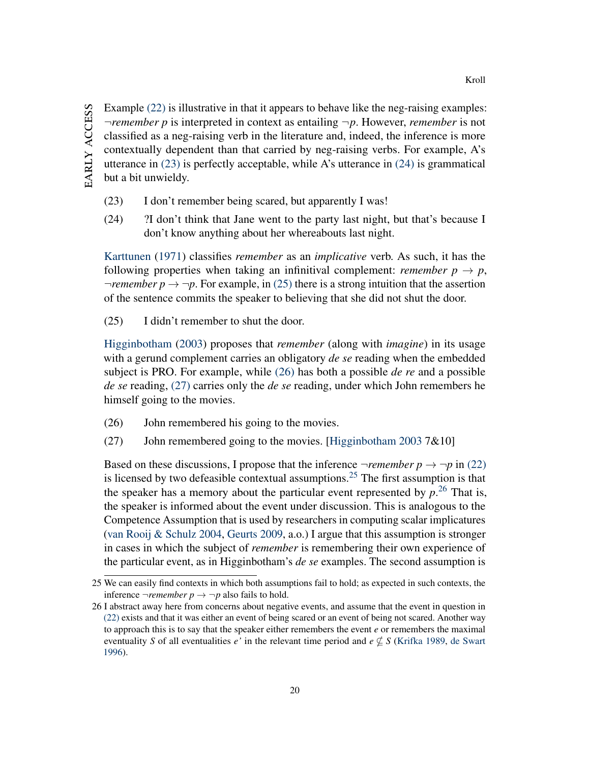Example (22) is illustrative in that it appears to behave like the neg-raising examples: $\neg$*remember p* is interpreted in context as entailing $\neg p$. However, *remember* is not classified as a neg-raising verb in the literature and, indeed, the inference is more contextually dependent than that carried by neg-raising verbs. For example, A's utterance in (23) is perfectly acceptable, while A's utterance in (24) is grammatical but a bit unwieldy.

(23) I don't remember being scared, but apparently I was!

(24) ?I don't think that Jane went to the party last night, but that's because I don't know anything about her whereabouts last night.

Karttunen (1971) classifies *remember* as an *implicative* verb. As such, it has the following properties when taking an infinitival complement: *remember p* $\rightarrow p$, $\neg$*remember p* $\rightarrow \neg p$. For example, in (25) there is a strong intuition that the assertion of the sentence commits the speaker to believing that she did not shut the door.

(25) I didn't remember to shut the door.

Higginbotham (2003) proposes that *remember* (along with *imagine*) in its usage with a gerund complement carries an obligatory *de se* reading when the embedded subject is PRO. For example, while (26) has both a possible *de re* and a possible *de se* reading, (27) carries only the *de se* reading, under which John remembers he himself going to the movies.

(26) John remembered his going to the movies.

(27) John remembered going to the movies. [Higginbotham 2003 7&10]

Based on these discussions, I propose that the inference $\neg$*remember p* $\rightarrow \neg p$ in (22) is licensed by two defeasible contextual assumptions.[25] The first assumption is that the speaker has a memory about the particular event represented by $p$.[26] That is, the speaker is informed about the event under discussion. This is analogous to the Competence Assumption that is used by researchers in computing scalar implicatures (van Rooij & Schulz 2004, Geurts 2009, a.o.) I argue that this assumption is stronger in cases in which the subject of *remember* is remembering their own experience of the particular event, as in Higginbotham's *de se* examples. The second assumption is

---

25 We can easily find contexts in which both assumptions fail to hold; as expected in such contexts, the inference $\neg$*remember p* $\rightarrow \neg p$ also fails to hold.

26 I abstract away here from concerns about negative events, and assume that the event in question in (22) exists and that it was either an event of being scared or an event of being not scared. Another way to approach this is to say that the speaker either remembers the event $e$ or remembers the maximal eventuality $S$ of all eventualities $e'$ in the relevant time period and $e \not\subseteq S$ (Krifka 1989, de Swart 1996).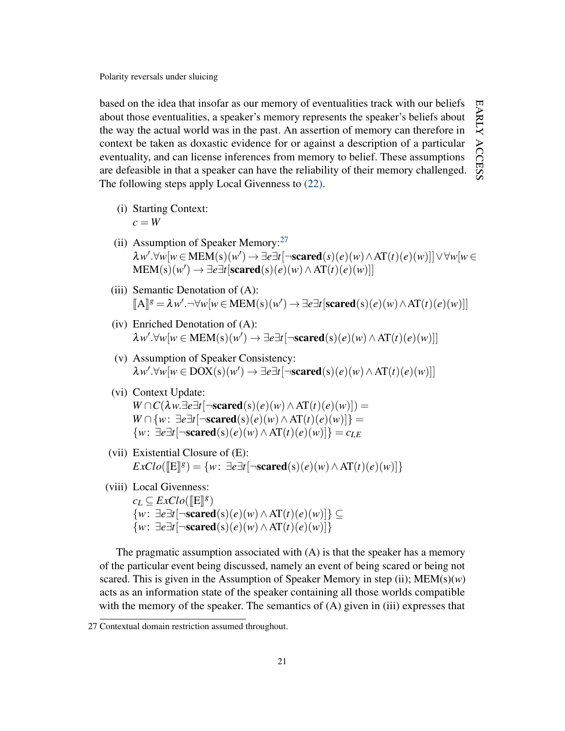based on the idea that insofar as our memory of eventualities track with our beliefs about those eventualities, a speaker's memory represents the speaker's beliefs about the way the actual world was in the past. An assertion of memory can therefore in context be taken as doxastic evidence for or against a description of a particular eventuality, and can license inferences from memory to belief. These assumptions are defeasible in that a speaker can have the reliability of their memory challenged. The following steps apply Local Givenness to (22).

(i) Starting Context:
$c = W$

(ii) Assumption of Speaker Memory:[27]
$\lambda w'.\forall w[w \in \text{MEM}(\text{s})(w') \rightarrow \exists e \exists t[\neg \textbf{scared}(s)(e)(w) \wedge \text{AT}(t)(e)(w)]] \vee \forall w[w \in \text{MEM}(\text{s})(w') \rightarrow \exists e \exists t[\textbf{scared}(\text{s})(e)(w) \wedge \text{AT}(t)(e)(w)]]$

(iii) Semantic Denotation of (A):
$[\![\text{A}]\!]^g = \lambda w'.\neg \forall w[w \in \text{MEM}(\text{s})(w') \rightarrow \exists e \exists t[\textbf{scared}(\text{s})(e)(w) \wedge \text{AT}(t)(e)(w)]]$

(iv) Enriched Denotation of (A):
$\lambda w'.\forall w[w \in \text{MEM}(\text{s})(w') \rightarrow \exists e \exists t[\neg \textbf{scared}(\text{s})(e)(w) \wedge \text{AT}(t)(e)(w)]]$

(v) Assumption of Speaker Consistency:
$\lambda w'.\forall w[w \in \text{DOX}(\text{s})(w') \rightarrow \exists e \exists t[\neg \textbf{scared}(\text{s})(e)(w) \wedge \text{AT}(t)(e)(w)]]$

(vi) Context Update:
$W \cap C(\lambda w.\exists e \exists t[\neg \textbf{scared}(\text{s})(e)(w) \wedge \text{AT}(t)(e)(w)]) =$
$W \cap \{w\colon\ \exists e \exists t[\neg \textbf{scared}(\text{s})(e)(w) \wedge \text{AT}(t)(e)(w)]\} =$
$\{w\colon\ \exists e \exists t[\neg \textbf{scared}(\text{s})(e)(w) \wedge \text{AT}(t)(e)(w)]\} = c_{LE}$

(vii) Existential Closure of (E):
$ExClo([\![\text{E}]\!]^g) = \{w\colon\ \exists e \exists t[\neg \textbf{scared}(\text{s})(e)(w) \wedge \text{AT}(t)(e)(w)]\}$

(viii) Local Givenness:
$c_L \subseteq ExClo([\![\text{E}]\!]^g)$
$\{w\colon\ \exists e \exists t[\neg \textbf{scared}(\text{s})(e)(w) \wedge \text{AT}(t)(e)(w)]\} \subseteq$
$\{w\colon\ \exists e \exists t[\neg \textbf{scared}(\text{s})(e)(w) \wedge \text{AT}(t)(e)(w)]\}$

The pragmatic assumption associated with (A) is that the speaker has a memory of the particular event being discussed, namely an event of being scared or being not scared. This is given in the Assumption of Speaker Memory in step (ii); MEM(s)($w$) acts as an information state of the speaker containing all those worlds compatible with the memory of the speaker. The semantics of (A) given in (iii) expresses that

27 Contextual domain restriction assumed throughout.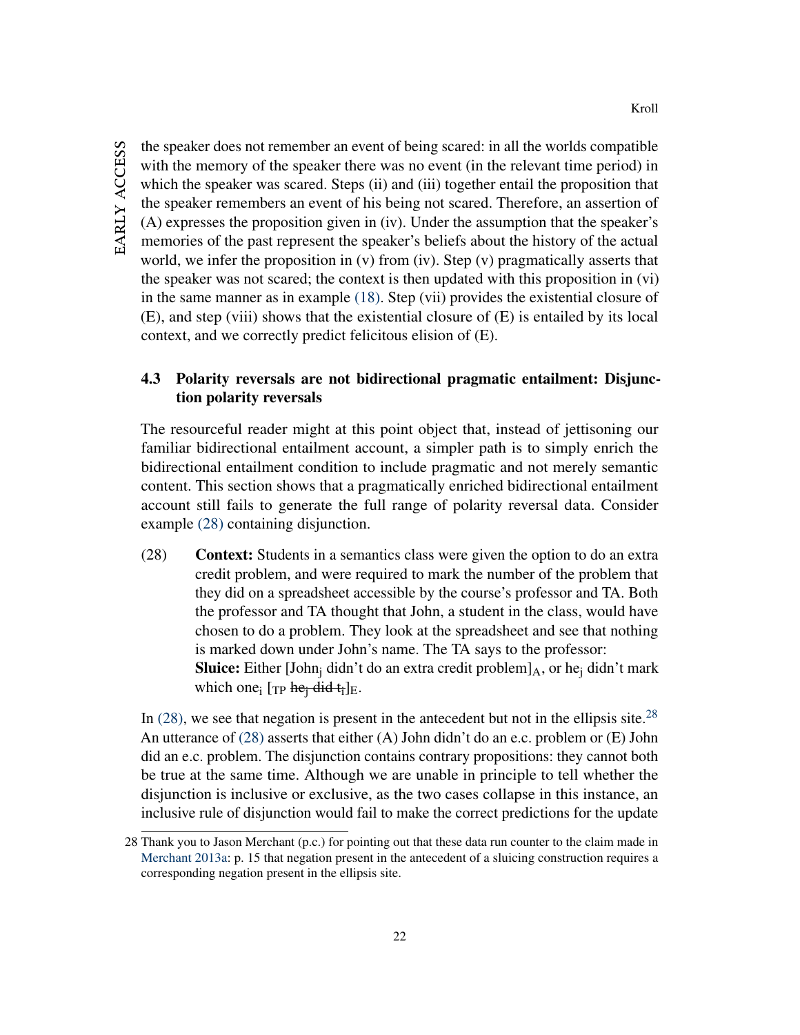the speaker does not remember an event of being scared: in all the worlds compatible with the memory of the speaker there was no event (in the relevant time period) in which the speaker was scared. Steps (ii) and (iii) together entail the proposition that the speaker remembers an event of his being not scared. Therefore, an assertion of (A) expresses the proposition given in (iv). Under the assumption that the speaker's memories of the past represent the speaker's beliefs about the history of the actual world, we infer the proposition in (v) from (iv). Step (v) pragmatically asserts that the speaker was not scared; the context is then updated with this proposition in (vi) in the same manner as in example (18). Step (vii) provides the existential closure of (E), and step (viii) shows that the existential closure of (E) is entailed by its local context, and we correctly predict felicitous elision of (E).

### 4.3 Polarity reversals are not bidirectional pragmatic entailment: Disjunction polarity reversals

The resourceful reader might at this point object that, instead of jettisoning our familiar bidirectional entailment account, a simpler path is to simply enrich the bidirectional entailment condition to include pragmatic and not merely semantic content. This section shows that a pragmatically enriched bidirectional entailment account still fails to generate the full range of polarity reversal data. Consider example (28) containing disjunction.

(28) **Context:** Students in a semantics class were given the option to do an extra credit problem, and were required to mark the number of the problem that they did on a spreadsheet accessible by the course's professor and TA. Both the professor and TA thought that John, a student in the class, would have chosen to do a problem. They look at the spreadsheet and see that nothing is marked down under John's name. The TA says to the professor:
**Sluice:** Either [John$_j$ didn't do an extra credit problem]$_A$, or he$_j$ didn't mark which one$_i$ [$_{TP}$ ~~he$_j$ did t$_i$~~]$_E$.

In (28), we see that negation is present in the antecedent but not in the ellipsis site.[28] An utterance of (28) asserts that either (A) John didn't do an e.c. problem or (E) John did an e.c. problem. The disjunction contains contrary propositions: they cannot both be true at the same time. Although we are unable in principle to tell whether the disjunction is inclusive or exclusive, as the two cases collapse in this instance, an inclusive rule of disjunction would fail to make the correct predictions for the update

28 Thank you to Jason Merchant (p.c.) for pointing out that these data run counter to the claim made in Merchant 2013a: p. 15 that negation present in the antecedent of a sluicing construction requires a corresponding negation present in the ellipsis site.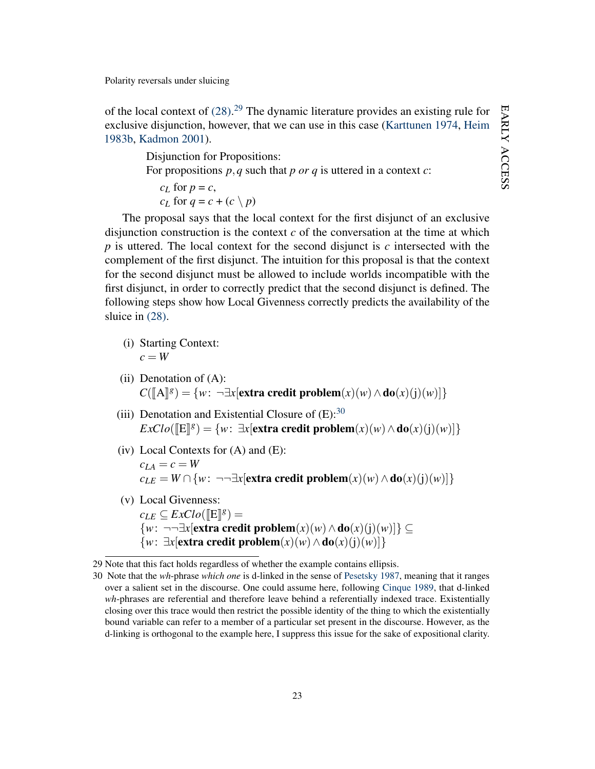of the local context of (28).[29] The dynamic literature provides an existing rule for exclusive disjunction, however, that we can use in this case (Karttunen 1974, Heim 1983b, Kadmon 2001).

> Disjunction for Propositions:
> For propositions $p, q$ such that $p$ *or* $q$ is uttered in a context $c$:
>
> $c_L$ for $p = c$,
> $c_L$ for $q = c + (c \setminus p)$

The proposal says that the local context for the first disjunct of an exclusive disjunction construction is the context $c$ of the conversation at the time at which $p$ is uttered. The local context for the second disjunct is $c$ intersected with the complement of the first disjunct. The intuition for this proposal is that the context for the second disjunct must be allowed to include worlds incompatible with the first disjunct, in order to correctly predict that the second disjunct is defined. The following steps show how Local Givenness correctly predicts the availability of the sluice in (28).

(i) Starting Context:
$c = W$

(ii) Denotation of (A):
$C([\![\text{A}]\!]^g) = \{w\colon \neg\exists x[\textbf{extra credit problem}(x)(w) \wedge \textbf{do}(x)(\text{j})(w)]\}$

(iii) Denotation and Existential Closure of (E):[30]
$ExClo([\![\text{E}]\!]^g) = \{w\colon \exists x[\textbf{extra credit problem}(x)(w) \wedge \textbf{do}(x)(\text{j})(w)]\}$

(iv) Local Contexts for (A) and (E):
$c_{LA} = c = W$
$c_{LE} = W \cap \{w\colon \neg\neg\exists x[\textbf{extra credit problem}(x)(w) \wedge \textbf{do}(x)(\text{j})(w)]\}$

(v) Local Givenness:
$c_{LE} \subseteq ExClo([\![\text{E}]\!]^g) =$
$\{w\colon \neg\neg\exists x[\textbf{extra credit problem}(x)(w) \wedge \textbf{do}(x)(\text{j})(w)]\} \subseteq$
$\{w\colon \exists x[\textbf{extra credit problem}(x)(w) \wedge \textbf{do}(x)(\text{j})(w)]\}$

---

29 Note that this fact holds regardless of whether the example contains ellipsis.

30 Note that the *wh*-phrase *which one* is d-linked in the sense of Pesetsky 1987, meaning that it ranges over a salient set in the discourse. One could assume here, following Cinque 1989, that d-linked *wh*-phrases are referential and therefore leave behind a referentially indexed trace. Existentially closing over this trace would then restrict the possible identity of the thing to which the existentially bound variable can refer to a member of a particular set present in the discourse. However, as the d-linking is orthogonal to the example here, I suppress this issue for the sake of expositional clarity.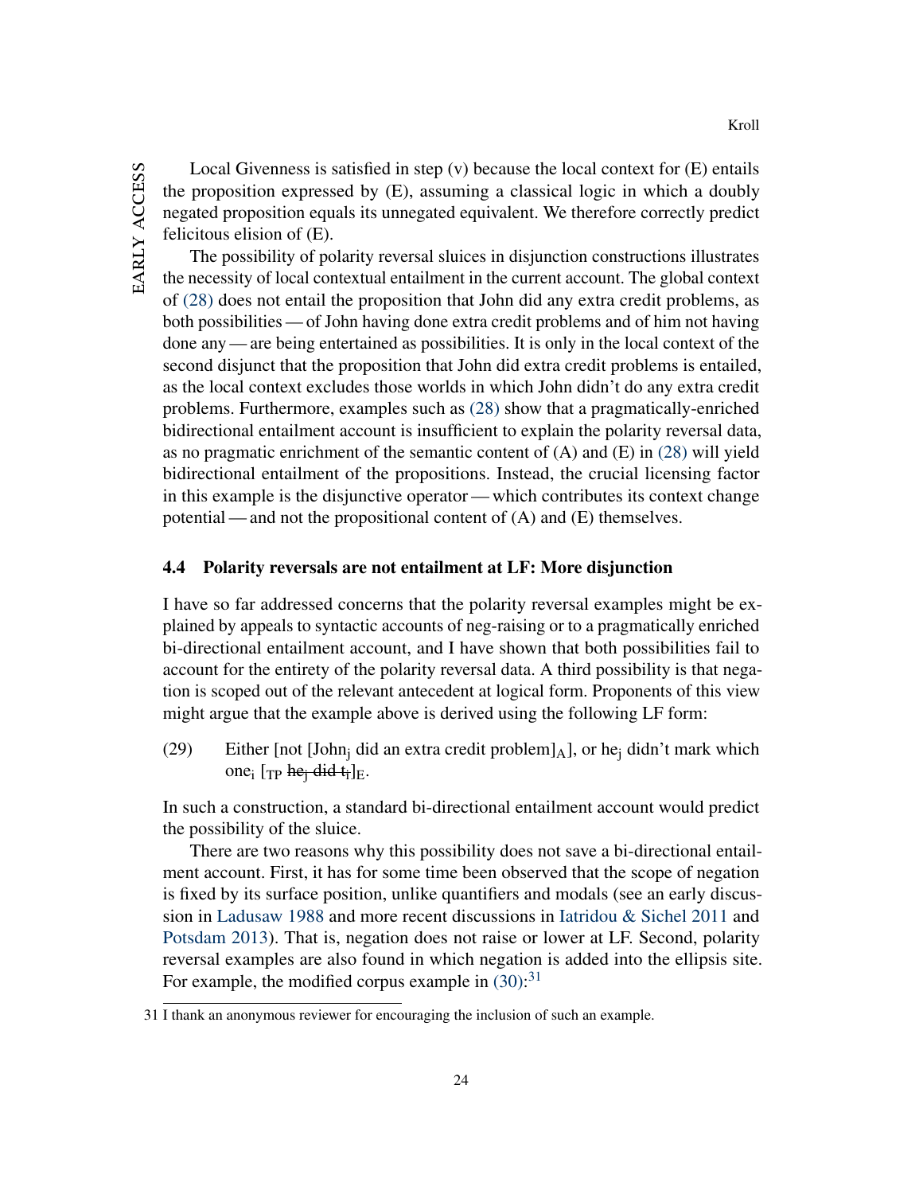Local Givenness is satisfied in step (v) because the local context for (E) entails the proposition expressed by (E), assuming a classical logic in which a doubly negated proposition equals its unnegated equivalent. We therefore correctly predict felicitous elision of (E).

The possibility of polarity reversal sluices in disjunction constructions illustrates the necessity of local contextual entailment in the current account. The global context of (28) does not entail the proposition that John did any extra credit problems, as both possibilities — of John having done extra credit problems and of him not having done any — are being entertained as possibilities. It is only in the local context of the second disjunct that the proposition that John did extra credit problems is entailed, as the local context excludes those worlds in which John didn't do any extra credit problems. Furthermore, examples such as (28) show that a pragmatically-enriched bidirectional entailment account is insufficient to explain the polarity reversal data, as no pragmatic enrichment of the semantic content of (A) and (E) in (28) will yield bidirectional entailment of the propositions. Instead, the crucial licensing factor in this example is the disjunctive operator — which contributes its context change potential — and not the propositional content of (A) and (E) themselves.

### 4.4 Polarity reversals are not entailment at LF: More disjunction

I have so far addressed concerns that the polarity reversal examples might be explained by appeals to syntactic accounts of neg-raising or to a pragmatically enriched bi-directional entailment account, and I have shown that both possibilities fail to account for the entirety of the polarity reversal data. A third possibility is that negation is scoped out of the relevant antecedent at logical form. Proponents of this view might argue that the example above is derived using the following LF form:

(29) Either [not [John$_j$ did an extra credit problem]$_A$], or he$_j$ didn't mark which one$_i$ [$_{TP}$ ~~he$_j$ did t$_i$~~]$_E$.

In such a construction, a standard bi-directional entailment account would predict the possibility of the sluice.

There are two reasons why this possibility does not save a bi-directional entailment account. First, it has for some time been observed that the scope of negation is fixed by its surface position, unlike quantifiers and modals (see an early discussion in Ladusaw 1988 and more recent discussions in Iatridou & Sichel 2011 and Potsdam 2013). That is, negation does not raise or lower at LF. Second, polarity reversal examples are also found in which negation is added into the ellipsis site. For example, the modified corpus example in (30):[31]

[31] I thank an anonymous reviewer for encouraging the inclusion of such an example.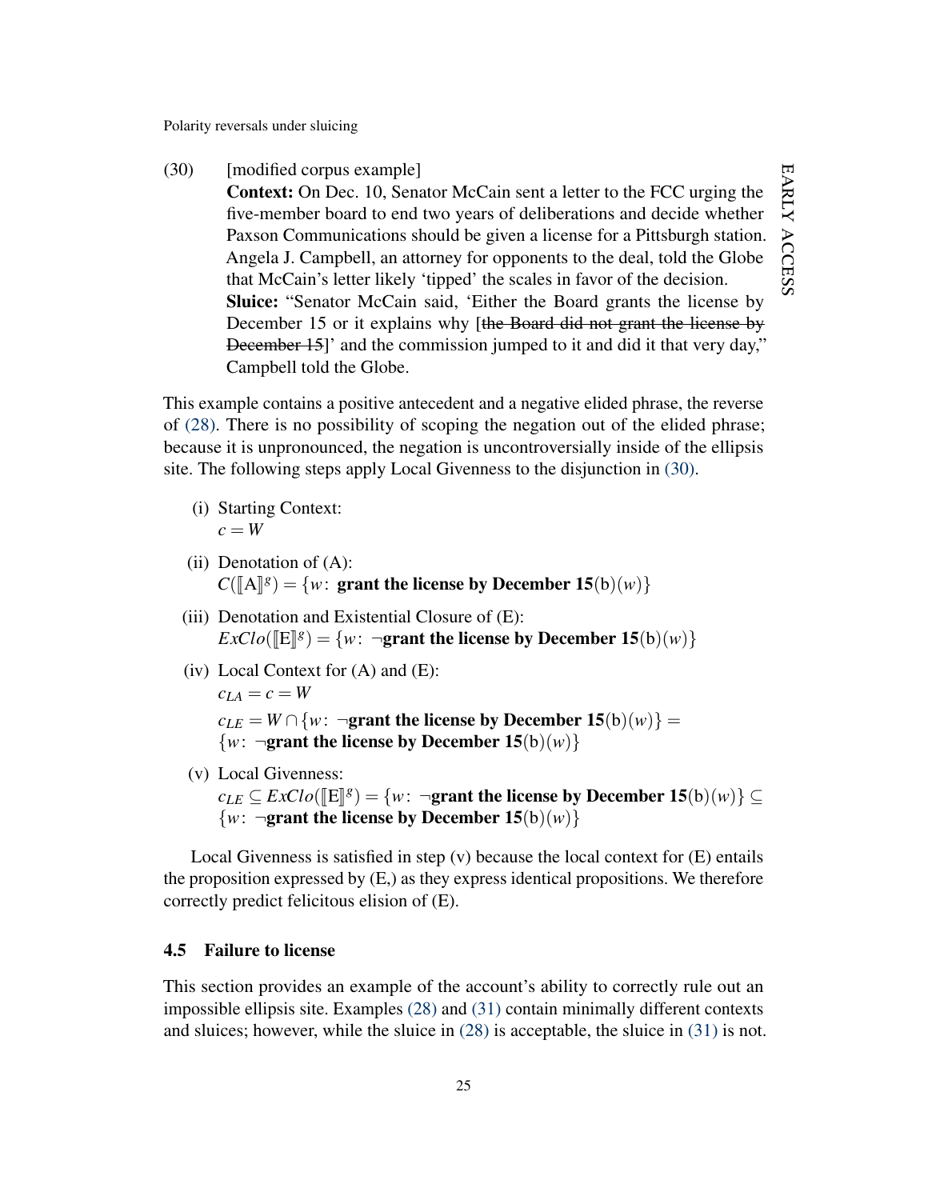(30) [modified corpus example]
**Context:** On Dec. 10, Senator McCain sent a letter to the FCC urging the five-member board to end two years of deliberations and decide whether Paxson Communications should be given a license for a Pittsburgh station. Angela J. Campbell, an attorney for opponents to the deal, told the Globe that McCain's letter likely 'tipped' the scales in favor of the decision.
**Sluice:** "Senator McCain said, 'Either the Board grants the license by December 15 or it explains why [~~the Board did not grant the license by December 15~~]' and the commission jumped to it and did it that very day," Campbell told the Globe.

This example contains a positive antecedent and a negative elided phrase, the reverse of (28). There is no possibility of scoping the negation out of the elided phrase; because it is unpronounced, the negation is uncontroversially inside of the ellipsis site. The following steps apply Local Givenness to the disjunction in (30).

(i) Starting Context:
$c = W$

(ii) Denotation of (A):
$C([\![\text{A}]\!]^g) = \{w\colon \textbf{grant the license by December 15}(\text{b})(w)\}$

(iii) Denotation and Existential Closure of (E):
$ExClo([\![\text{E}]\!]^g) = \{w\colon \neg\textbf{grant the license by December 15}(\text{b})(w)\}$

(iv) Local Context for (A) and (E):
$c_{LA} = c = W$
$c_{LE} = W \cap \{w\colon \neg\textbf{grant the license by December 15}(\text{b})(w)\} = \{w\colon \neg\textbf{grant the license by December 15}(\text{b})(w)\}$

(v) Local Givenness:
$c_{LE} \subseteq ExClo([\![\text{E}]\!]^g) = \{w\colon \neg\textbf{grant the license by December 15}(\text{b})(w)\} \subseteq \{w\colon \neg\textbf{grant the license by December 15}(\text{b})(w)\}$

Local Givenness is satisfied in step (v) because the local context for (E) entails the proposition expressed by (E,) as they express identical propositions. We therefore correctly predict felicitous elision of (E).

### 4.5 Failure to license

This section provides an example of the account's ability to correctly rule out an impossible ellipsis site. Examples (28) and (31) contain minimally different contexts and sluices; however, while the sluice in (28) is acceptable, the sluice in (31) is not.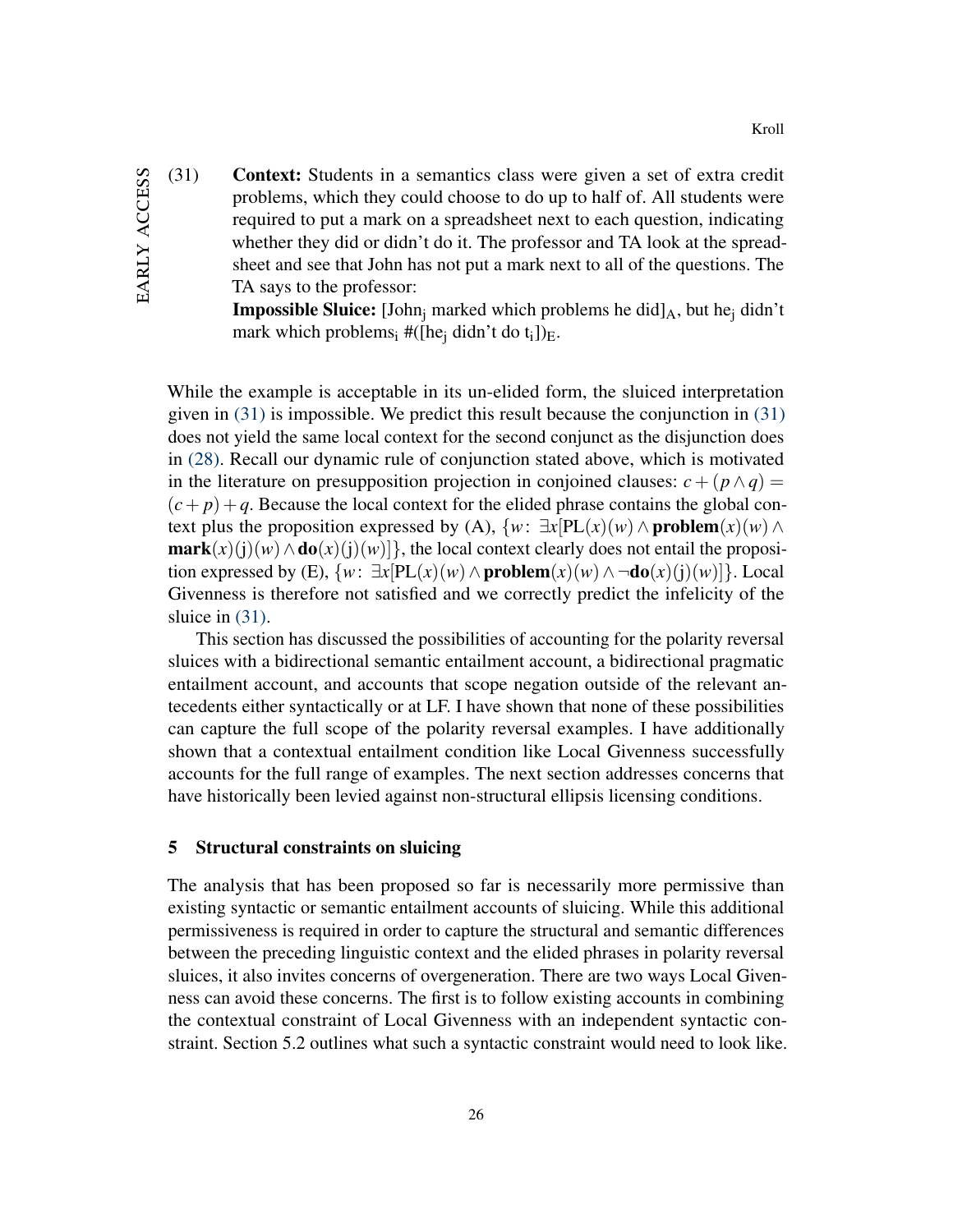(31) **Context:** Students in a semantics class were given a set of extra credit problems, which they could choose to do up to half of. All students were required to put a mark on a spreadsheet next to each question, indicating whether they did or didn't do it. The professor and TA look at the spreadsheet and see that John has not put a mark next to all of the questions. The TA says to the professor:
**Impossible Sluice:** [John$_j$ marked which problems he did]$_A$, but he$_j$ didn't mark which problems$_i$ #([he$_j$ didn't do t$_i$])$_E$.

While the example is acceptable in its un-elided form, the sluiced interpretation given in (31) is impossible. We predict this result because the conjunction in (31) does not yield the same local context for the second conjunct as the disjunction does in (28). Recall our dynamic rule of conjunction stated above, which is motivated in the literature on presupposition projection in conjoined clauses: $c + (p \wedge q) = (c + p) + q$. Because the local context for the elided phrase contains the global context plus the proposition expressed by (A), $\{w\colon \exists x[\mathrm{PL}(x)(w) \wedge \mathbf{problem}(x)(w) \wedge \mathbf{mark}(x)(\mathrm{j})(w) \wedge \mathbf{do}(x)(\mathrm{j})(w)]\}$, the local context clearly does not entail the proposition expressed by (E), $\{w\colon \exists x[\mathrm{PL}(x)(w) \wedge \mathbf{problem}(x)(w) \wedge \neg\mathbf{do}(x)(\mathrm{j})(w)]\}$. Local Givenness is therefore not satisfied and we correctly predict the infelicity of the sluice in (31).

This section has discussed the possibilities of accounting for the polarity reversal sluices with a bidirectional semantic entailment account, a bidirectional pragmatic entailment account, and accounts that scope negation outside of the relevant antecedents either syntactically or at LF. I have shown that none of these possibilities can capture the full scope of the polarity reversal examples. I have additionally shown that a contextual entailment condition like Local Givenness successfully accounts for the full range of examples. The next section addresses concerns that have historically been levied against non-structural ellipsis licensing conditions.

## 5 Structural constraints on sluicing

The analysis that has been proposed so far is necessarily more permissive than existing syntactic or semantic entailment accounts of sluicing. While this additional permissiveness is required in order to capture the structural and semantic differences between the preceding linguistic context and the elided phrases in polarity reversal sluices, it also invites concerns of overgeneration. There are two ways Local Givenness can avoid these concerns. The first is to follow existing accounts in combining the contextual constraint of Local Givenness with an independent syntactic constraint. Section 5.2 outlines what such a syntactic constraint would need to look like.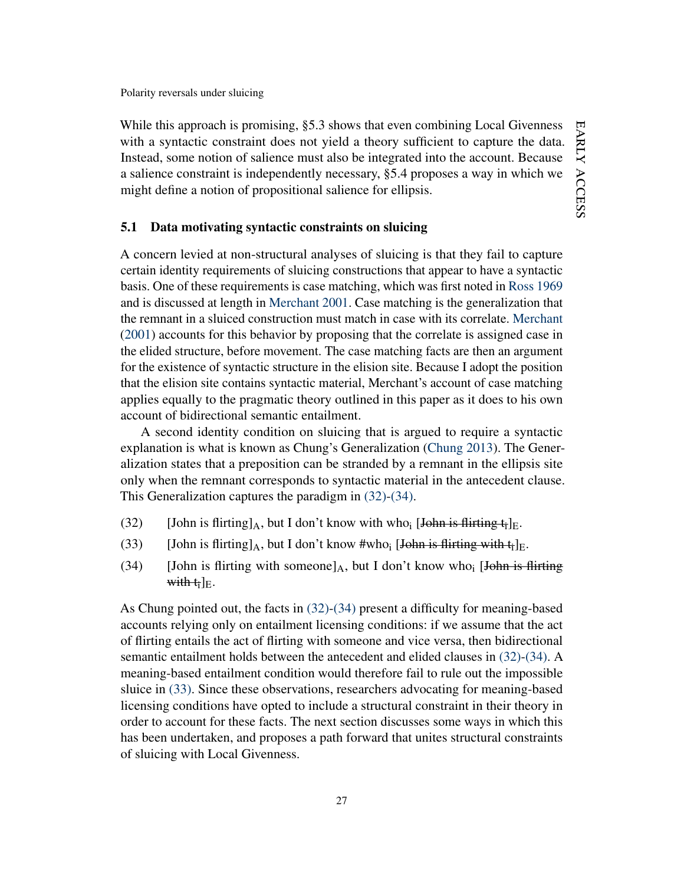While this approach is promising, §5.3 shows that even combining Local Givenness with a syntactic constraint does not yield a theory sufficient to capture the data. Instead, some notion of salience must also be integrated into the account. Because a salience constraint is independently necessary, §5.4 proposes a way in which we might define a notion of propositional salience for ellipsis.

### 5.1 Data motivating syntactic constraints on sluicing

A concern levied at non-structural analyses of sluicing is that they fail to capture certain identity requirements of sluicing constructions that appear to have a syntactic basis. One of these requirements is case matching, which was first noted in Ross 1969 and is discussed at length in Merchant 2001. Case matching is the generalization that the remnant in a sluiced construction must match in case with its correlate. Merchant (2001) accounts for this behavior by proposing that the correlate is assigned case in the elided structure, before movement. The case matching facts are then an argument for the existence of syntactic structure in the elision site. Because I adopt the position that the elision site contains syntactic material, Merchant's account of case matching applies equally to the pragmatic theory outlined in this paper as it does to his own account of bidirectional semantic entailment.

A second identity condition on sluicing that is argued to require a syntactic explanation is what is known as Chung's Generalization (Chung 2013). The Generalization states that a preposition can be stranded by a remnant in the ellipsis site only when the remnant corresponds to syntactic material in the antecedent clause. This Generalization captures the paradigm in (32)-(34).

(32) [John is flirting]$_A$, but I don't know with who$_i$ [~~John is flirting t$_i$~~]$_E$.

(33) [John is flirting]$_A$, but I don't know #who$_i$ [~~John is flirting with t$_i$~~]$_E$.

(34) [John is flirting with someone]$_A$, but I don't know who$_i$ [~~John is flirting with t$_i$~~]$_E$.

As Chung pointed out, the facts in (32)-(34) present a difficulty for meaning-based accounts relying only on entailment licensing conditions: if we assume that the act of flirting entails the act of flirting with someone and vice versa, then bidirectional semantic entailment holds between the antecedent and elided clauses in (32)-(34). A meaning-based entailment condition would therefore fail to rule out the impossible sluice in (33). Since these observations, researchers advocating for meaning-based licensing conditions have opted to include a structural constraint in their theory in order to account for these facts. The next section discusses some ways in which this has been undertaken, and proposes a path forward that unites structural constraints of sluicing with Local Givenness.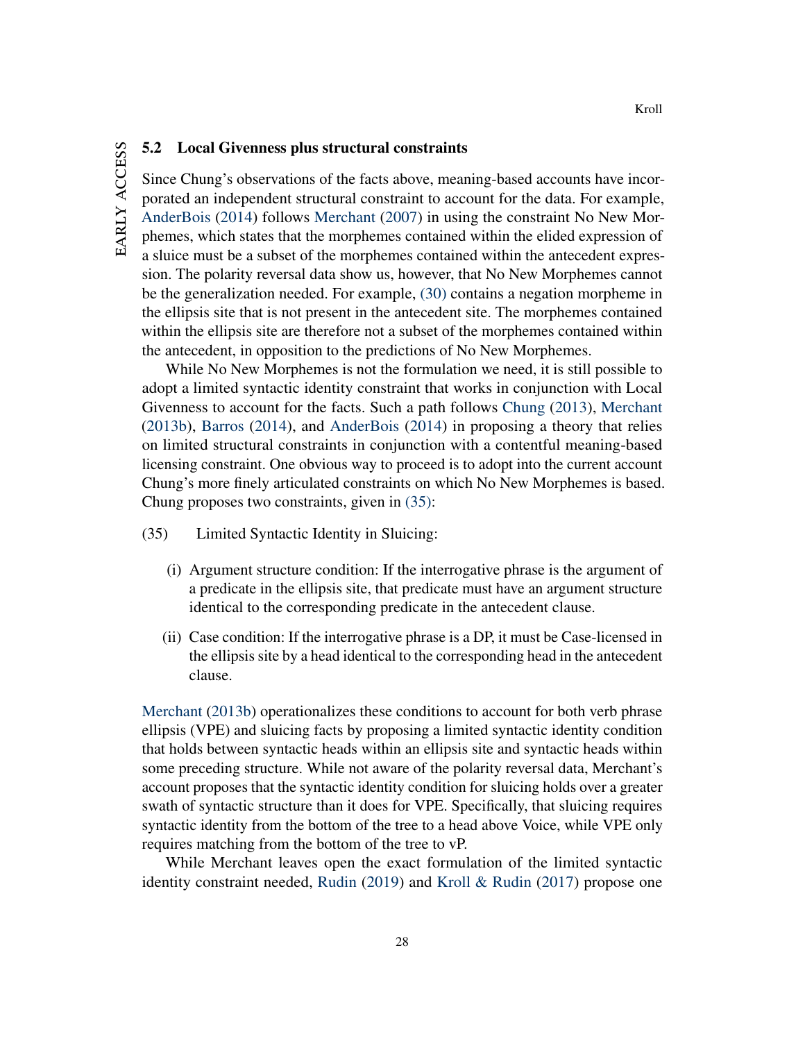### 5.2 Local Givenness plus structural constraints

Since Chung's observations of the facts above, meaning-based accounts have incorporated an independent structural constraint to account for the data. For example, AnderBois (2014) follows Merchant (2007) in using the constraint No New Morphemes, which states that the morphemes contained within the elided expression of a sluice must be a subset of the morphemes contained within the antecedent expression. The polarity reversal data show us, however, that No New Morphemes cannot be the generalization needed. For example, (30) contains a negation morpheme in the ellipsis site that is not present in the antecedent site. The morphemes contained within the ellipsis site are therefore not a subset of the morphemes contained within the antecedent, in opposition to the predictions of No New Morphemes.

While No New Morphemes is not the formulation we need, it is still possible to adopt a limited syntactic identity constraint that works in conjunction with Local Givenness to account for the facts. Such a path follows Chung (2013), Merchant (2013b), Barros (2014), and AnderBois (2014) in proposing a theory that relies on limited structural constraints in conjunction with a contentful meaning-based licensing constraint. One obvious way to proceed is to adopt into the current account Chung's more finely articulated constraints on which No New Morphemes is based. Chung proposes two constraints, given in (35):

(35) Limited Syntactic Identity in Sluicing:

(i) Argument structure condition: If the interrogative phrase is the argument of a predicate in the ellipsis site, that predicate must have an argument structure identical to the corresponding predicate in the antecedent clause.

(ii) Case condition: If the interrogative phrase is a DP, it must be Case-licensed in the ellipsis site by a head identical to the corresponding head in the antecedent clause.

Merchant (2013b) operationalizes these conditions to account for both verb phrase ellipsis (VPE) and sluicing facts by proposing a limited syntactic identity condition that holds between syntactic heads within an ellipsis site and syntactic heads within some preceding structure. While not aware of the polarity reversal data, Merchant's account proposes that the syntactic identity condition for sluicing holds over a greater swath of syntactic structure than it does for VPE. Specifically, that sluicing requires syntactic identity from the bottom of the tree to a head above Voice, while VPE only requires matching from the bottom of the tree to vP.

While Merchant leaves open the exact formulation of the limited syntactic identity constraint needed, Rudin (2019) and Kroll & Rudin (2017) propose one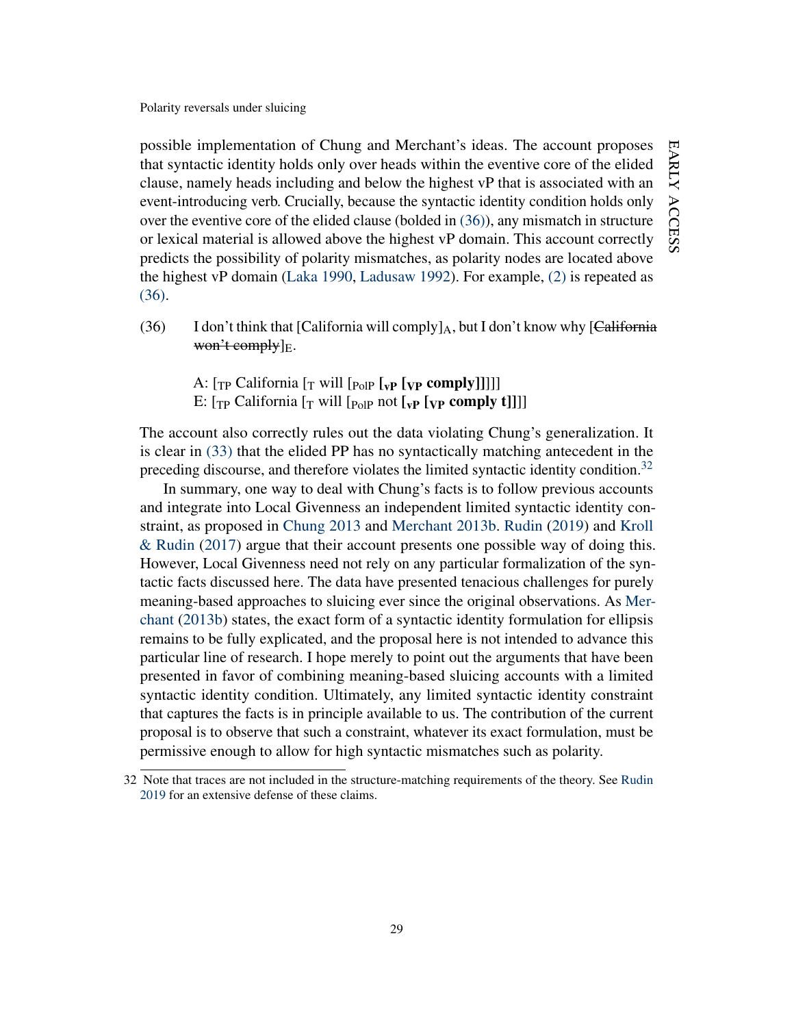possible implementation of Chung and Merchant's ideas. The account proposes that syntactic identity holds only over heads within the eventive core of the elided clause, namely heads including and below the highest vP that is associated with an event-introducing verb. Crucially, because the syntactic identity condition holds only over the eventive core of the elided clause (bolded in (36)), any mismatch in structure or lexical material is allowed above the highest vP domain. This account correctly predicts the possibility of polarity mismatches, as polarity nodes are located above the highest vP domain (Laka 1990, Ladusaw 1992). For example, (2) is repeated as (36).

(36) I don't think that [California will comply]$_A$, but I don't know why [~~California won't comply~~]$_E$.

A: [$_{TP}$ California [$_T$ will [$_{PolP}$ **[$_{vP}$ [$_{VP}$ comply]]**]]]
E: [$_{TP}$ California [$_T$ will [$_{PolP}$ not **[$_{vP}$ [$_{VP}$ comply t]]**]]]

The account also correctly rules out the data violating Chung's generalization. It is clear in (33) that the elided PP has no syntactically matching antecedent in the preceding discourse, and therefore violates the limited syntactic identity condition.[32]

In summary, one way to deal with Chung's facts is to follow previous accounts and integrate into Local Givenness an independent limited syntactic identity constraint, as proposed in Chung 2013 and Merchant 2013b. Rudin (2019) and Kroll & Rudin (2017) argue that their account presents one possible way of doing this. However, Local Givenness need not rely on any particular formalization of the syntactic facts discussed here. The data have presented tenacious challenges for purely meaning-based approaches to sluicing ever since the original observations. As Merchant (2013b) states, the exact form of a syntactic identity formulation for ellipsis remains to be fully explicated, and the proposal here is not intended to advance this particular line of research. I hope merely to point out the arguments that have been presented in favor of combining meaning-based sluicing accounts with a limited syntactic identity condition. Ultimately, any limited syntactic identity constraint that captures the facts is in principle available to us. The contribution of the current proposal is to observe that such a constraint, whatever its exact formulation, must be permissive enough to allow for high syntactic mismatches such as polarity.

---

32 Note that traces are not included in the structure-matching requirements of the theory. See Rudin 2019 for an extensive defense of these claims.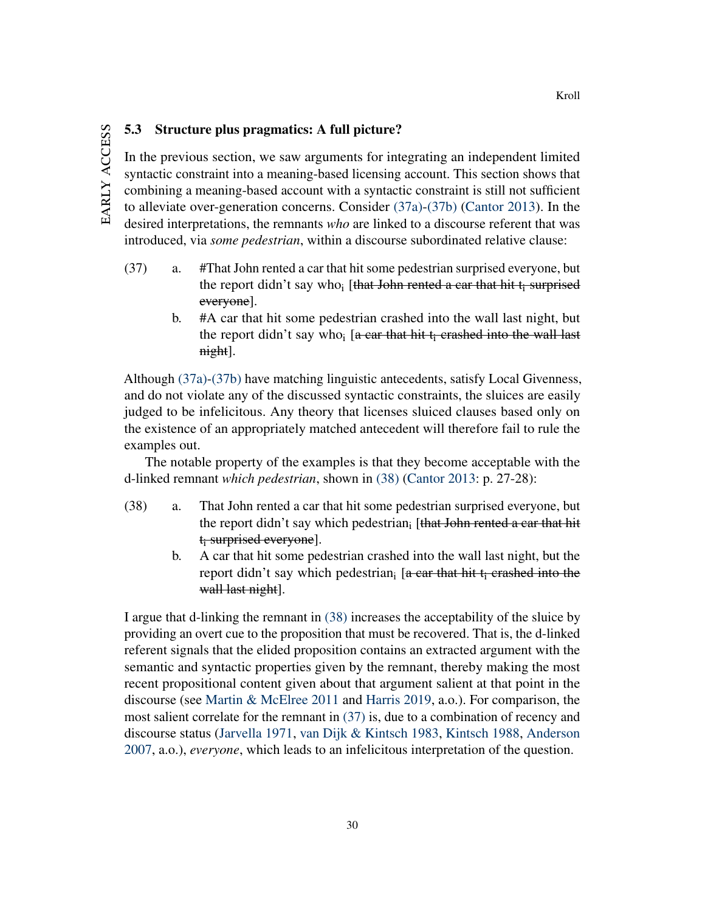### 5.3 Structure plus pragmatics: A full picture?

In the previous section, we saw arguments for integrating an independent limited syntactic constraint into a meaning-based licensing account. This section shows that combining a meaning-based account with a syntactic constraint is still not sufficient to alleviate over-generation concerns. Consider (37a)-(37b) (Cantor 2013). In the desired interpretations, the remnants *who* are linked to a discourse referent that was introduced, via *some pedestrian*, within a discourse subordinated relative clause:

(37) a. #That John rented a car that hit some pedestrian surprised everyone, but the report didn't say who$_i$ [~~that John rented a car that hit $t_i$ surprised everyone~~].

b. #A car that hit some pedestrian crashed into the wall last night, but the report didn't say who$_i$ [~~a car that hit $t_i$ crashed into the wall last night~~].

Although (37a)-(37b) have matching linguistic antecedents, satisfy Local Givenness, and do not violate any of the discussed syntactic constraints, the sluices are easily judged to be infelicitous. Any theory that licenses sluiced clauses based only on the existence of an appropriately matched antecedent will therefore fail to rule the examples out.

The notable property of the examples is that they become acceptable with the d-linked remnant *which pedestrian*, shown in (38) (Cantor 2013: p. 27-28):

(38) a. That John rented a car that hit some pedestrian surprised everyone, but the report didn't say which pedestrian$_i$ [~~that John rented a car that hit $t_i$ surprised everyone~~].

b. A car that hit some pedestrian crashed into the wall last night, but the report didn't say which pedestrian$_i$ [~~a car that hit $t_i$ crashed into the wall last night~~].

I argue that d-linking the remnant in (38) increases the acceptability of the sluice by providing an overt cue to the proposition that must be recovered. That is, the d-linked referent signals that the elided proposition contains an extracted argument with the semantic and syntactic properties given by the remnant, thereby making the most recent propositional content given about that argument salient at that point in the discourse (see Martin & McElree 2011 and Harris 2019, a.o.). For comparison, the most salient correlate for the remnant in (37) is, due to a combination of recency and discourse status (Jarvella 1971, van Dijk & Kintsch 1983, Kintsch 1988, Anderson 2007, a.o.), *everyone*, which leads to an infelicitous interpretation of the question.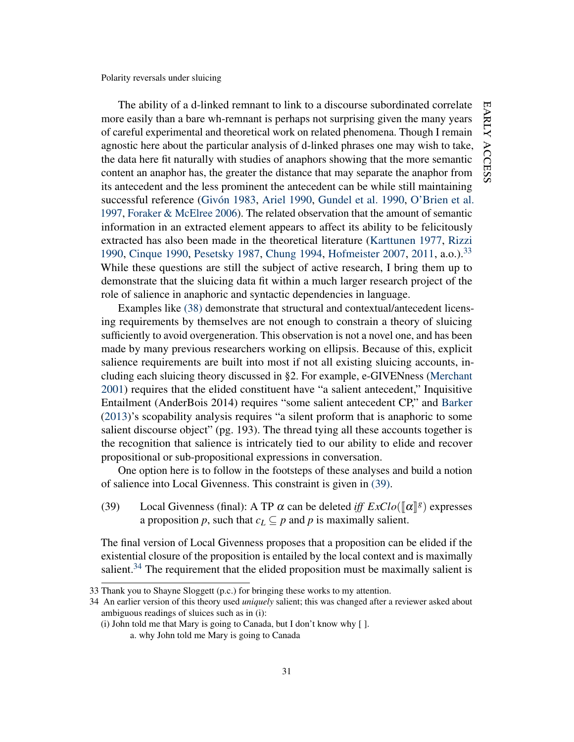The ability of a d-linked remnant to link to a discourse subordinated correlate more easily than a bare wh-remnant is perhaps not surprising given the many years of careful experimental and theoretical work on related phenomena. Though I remain agnostic here about the particular analysis of d-linked phrases one may wish to take, the data here fit naturally with studies of anaphors showing that the more semantic content an anaphor has, the greater the distance that may separate the anaphor from its antecedent and the less prominent the antecedent can be while still maintaining successful reference (Givón 1983, Ariel 1990, Gundel et al. 1990, O'Brien et al. 1997, Foraker & McElree 2006). The related observation that the amount of semantic information in an extracted element appears to affect its ability to be felicitously extracted has also been made in the theoretical literature (Karttunen 1977, Rizzi 1990, Cinque 1990, Pesetsky 1987, Chung 1994, Hofmeister 2007, 2011, a.o.).[33] While these questions are still the subject of active research, I bring them up to demonstrate that the sluicing data fit within a much larger research project of the role of salience in anaphoric and syntactic dependencies in language.

Examples like (38) demonstrate that structural and contextual/antecedent licensing requirements by themselves are not enough to constrain a theory of sluicing sufficiently to avoid overgeneration. This observation is not a novel one, and has been made by many previous researchers working on ellipsis. Because of this, explicit salience requirements are built into most if not all existing sluicing accounts, including each sluicing theory discussed in §2. For example, e-GIVENness (Merchant 2001) requires that the elided constituent have "a salient antecedent," Inquisitive Entailment (AnderBois 2014) requires "some salient antecedent CP," and Barker (2013)'s scopability analysis requires "a silent proform that is anaphoric to some salient discourse object" (pg. 193). The thread tying all these accounts together is the recognition that salience is intricately tied to our ability to elide and recover propositional or sub-propositional expressions in conversation.

One option here is to follow in the footsteps of these analyses and build a notion of salience into Local Givenness. This constraint is given in (39).

(39) Local Givenness (final): A TP $\alpha$ can be deleted *iff* $ExClo([\![\alpha]\!]^g)$ expresses a proposition $p$, such that $c_L \subseteq p$ and $p$ is maximally salient.

The final version of Local Givenness proposes that a proposition can be elided if the existential closure of the proposition is entailed by the local context and is maximally salient.[34] The requirement that the elided proposition must be maximally salient is

---

33 Thank you to Shayne Sloggett (p.c.) for bringing these works to my attention.

34 An earlier version of this theory used *uniquely* salient; this was changed after a reviewer asked about ambiguous readings of sluices such as in (i):

(i) John told me that Mary is going to Canada, but I don't know why [ ].

a. why John told me Mary is going to Canada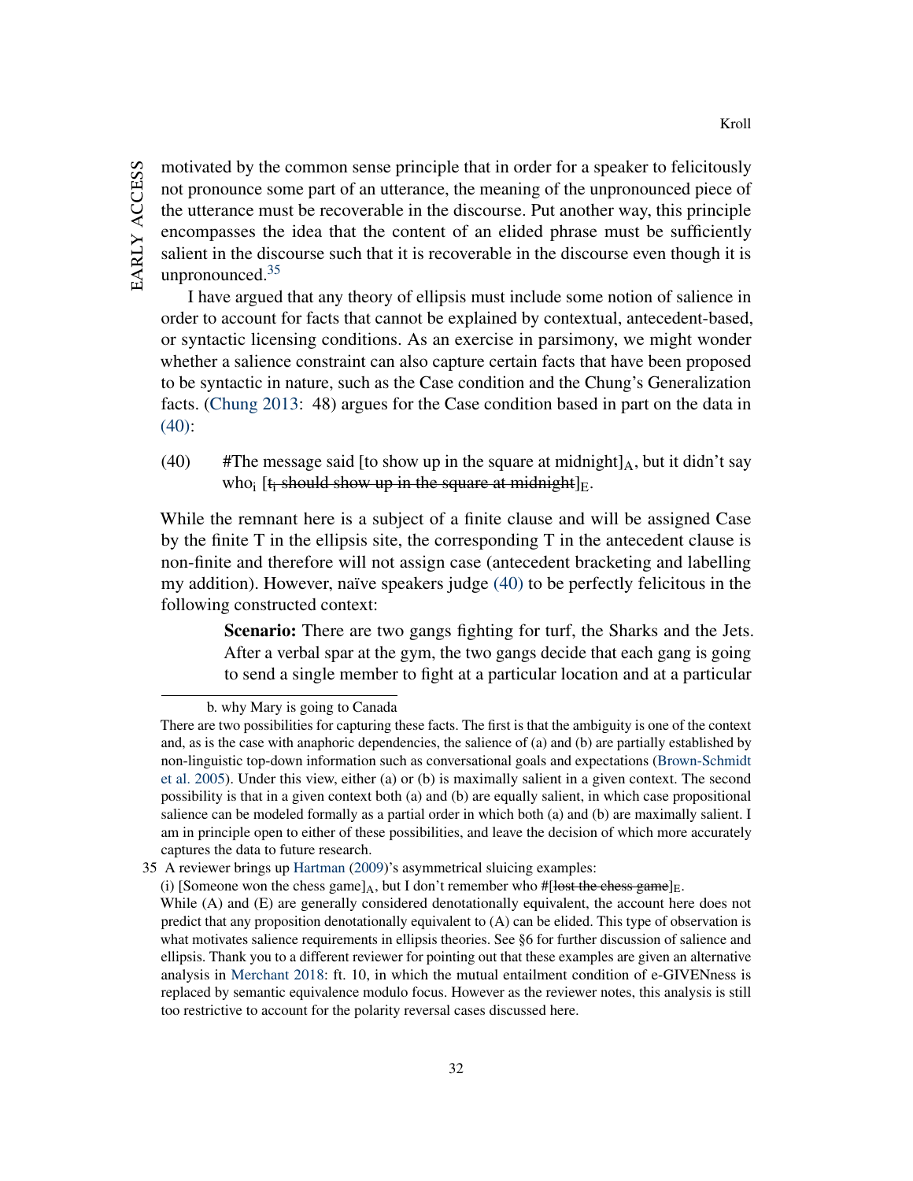motivated by the common sense principle that in order for a speaker to felicitously not pronounce some part of an utterance, the meaning of the unpronounced piece of the utterance must be recoverable in the discourse. Put another way, this principle encompasses the idea that the content of an elided phrase must be sufficiently salient in the discourse such that it is recoverable in the discourse even though it is unpronounced.[35]

I have argued that any theory of ellipsis must include some notion of salience in order to account for facts that cannot be explained by contextual, antecedent-based, or syntactic licensing conditions. As an exercise in parsimony, we might wonder whether a salience constraint can also capture certain facts that have been proposed to be syntactic in nature, such as the Case condition and the Chung's Generalization facts. (Chung 2013: 48) argues for the Case condition based in part on the data in (40):

(40) #The message said [to show up in the square at midnight]$_A$, but it didn't say who$_i$ [~~t$_i$ should show up in the square at midnight~~]$_E$.

While the remnant here is a subject of a finite clause and will be assigned Case by the finite T in the ellipsis site, the corresponding T in the antecedent clause is non-finite and therefore will not assign case (antecedent bracketing and labelling my addition). However, naïve speakers judge (40) to be perfectly felicitous in the following constructed context:

> **Scenario:** There are two gangs fighting for turf, the Sharks and the Jets. After a verbal spar at the gym, the two gangs decide that each gang is going to send a single member to fight at a particular location and at a particular

---

b. why Mary is going to Canada

There are two possibilities for capturing these facts. The first is that the ambiguity is one of the context and, as is the case with anaphoric dependencies, the salience of (a) and (b) are partially established by non-linguistic top-down information such as conversational goals and expectations (Brown-Schmidt et al. 2005). Under this view, either (a) or (b) is maximally salient in a given context. The second possibility is that in a given context both (a) and (b) are equally salient, in which case propositional salience can be modeled formally as a partial order in which both (a) and (b) are maximally salient. I am in principle open to either of these possibilities, and leave the decision of which more accurately captures the data to future research.

35 A reviewer brings up Hartman (2009)'s asymmetrical sluicing examples:
(i) [Someone won the chess game]$_A$, but I don't remember who #[~~lost the chess game~~]$_E$.
While (A) and (E) are generally considered denotationally equivalent, the account here does not predict that any proposition denotationally equivalent to (A) can be elided. This type of observation is what motivates salience requirements in ellipsis theories. See §6 for further discussion of salience and ellipsis. Thank you to a different reviewer for pointing out that these examples are given an alternative analysis in Merchant 2018: ft. 10, in which the mutual entailment condition of e-GIVENness is replaced by semantic equivalence modulo focus. However as the reviewer notes, this analysis is still too restrictive to account for the polarity reversal cases discussed here.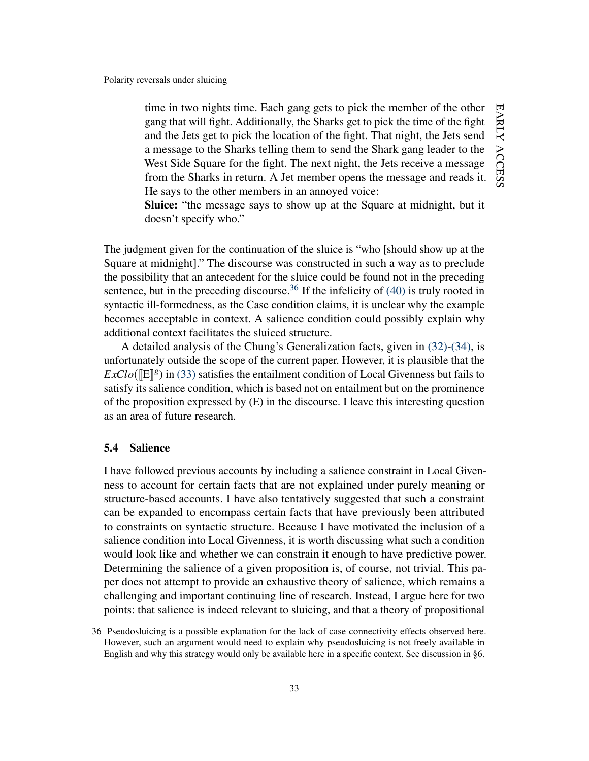time in two nights time. Each gang gets to pick the member of the other gang that will fight. Additionally, the Sharks get to pick the time of the fight and the Jets get to pick the location of the fight. That night, the Jets send a message to the Sharks telling them to send the Shark gang leader to the West Side Square for the fight. The next night, the Jets receive a message from the Sharks in return. A Jet member opens the message and reads it. He says to the other members in an annoyed voice:
**Sluice:** "the message says to show up at the Square at midnight, but it doesn't specify who."

The judgment given for the continuation of the sluice is "who [should show up at the Square at midnight]." The discourse was constructed in such a way as to preclude the possibility that an antecedent for the sluice could be found not in the preceding sentence, but in the preceding discourse.[36] If the infelicity of (40) is truly rooted in syntactic ill-formedness, as the Case condition claims, it is unclear why the example becomes acceptable in context. A salience condition could possibly explain why additional context facilitates the sluiced structure.

A detailed analysis of the Chung's Generalization facts, given in (32)-(34), is unfortunately outside the scope of the current paper. However, it is plausible that the $ExClo(⟦E⟧^g)$ in (33) satisfies the entailment condition of Local Givenness but fails to satisfy its salience condition, which is based not on entailment but on the prominence of the proposition expressed by (E) in the discourse. I leave this interesting question as an area of future research.

### 5.4 Salience

I have followed previous accounts by including a salience constraint in Local Givenness to account for certain facts that are not explained under purely meaning or structure-based accounts. I have also tentatively suggested that such a constraint can be expanded to encompass certain facts that have previously been attributed to constraints on syntactic structure. Because I have motivated the inclusion of a salience condition into Local Givenness, it is worth discussing what such a condition would look like and whether we can constrain it enough to have predictive power. Determining the salience of a given proposition is, of course, not trivial. This paper does not attempt to provide an exhaustive theory of salience, which remains a challenging and important continuing line of research. Instead, I argue here for two points: that salience is indeed relevant to sluicing, and that a theory of propositional

36 Pseudosluicing is a possible explanation for the lack of case connectivity effects observed here. However, such an argument would need to explain why pseudosluicing is not freely available in English and why this strategy would only be available here in a specific context. See discussion in §6.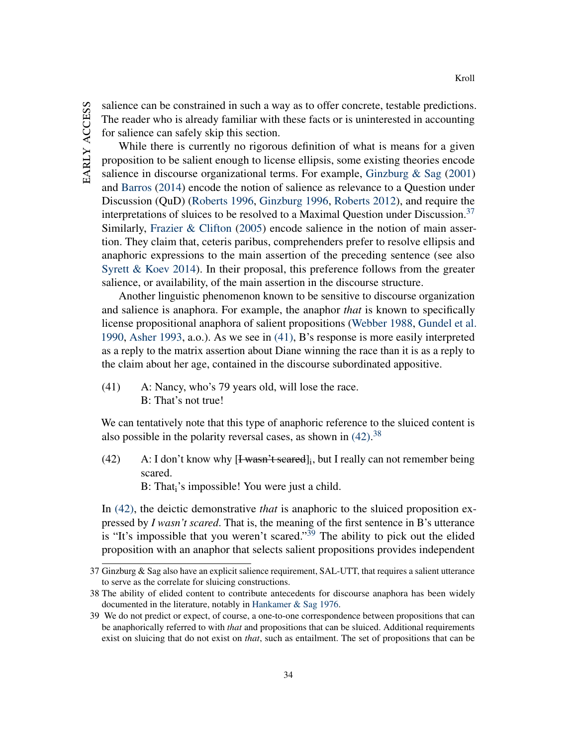salience can be constrained in such a way as to offer concrete, testable predictions. The reader who is already familiar with these facts or is uninterested in accounting for salience can safely skip this section.

While there is currently no rigorous definition of what is means for a given proposition to be salient enough to license ellipsis, some existing theories encode salience in discourse organizational terms. For example, Ginzburg & Sag (2001) and Barros (2014) encode the notion of salience as relevance to a Question under Discussion (QuD) (Roberts 1996, Ginzburg 1996, Roberts 2012), and require the interpretations of sluices to be resolved to a Maximal Question under Discussion.[37] Similarly, Frazier & Clifton (2005) encode salience in the notion of main assertion. They claim that, ceteris paribus, comprehenders prefer to resolve ellipsis and anaphoric expressions to the main assertion of the preceding sentence (see also Syrett & Koev 2014). In their proposal, this preference follows from the greater salience, or availability, of the main assertion in the discourse structure.

Another linguistic phenomenon known to be sensitive to discourse organization and salience is anaphora. For example, the anaphor *that* is known to specifically license propositional anaphora of salient propositions (Webber 1988, Gundel et al. 1990, Asher 1993, a.o.). As we see in (41), B's response is more easily interpreted as a reply to the matrix assertion about Diane winning the race than it is as a reply to the claim about her age, contained in the discourse subordinated appositive.

(41) A: Nancy, who's 79 years old, will lose the race.
B: That's not true!

We can tentatively note that this type of anaphoric reference to the sluiced content is also possible in the polarity reversal cases, as shown in (42).[38]

(42) A: I don't know why [~~I wasn't scared~~]$_i$, but I really can not remember being scared.
B: That$_i$'s impossible! You were just a child.

In (42), the deictic demonstrative *that* is anaphoric to the sluiced proposition expressed by *I wasn't scared*. That is, the meaning of the first sentence in B's utterance is "It's impossible that you weren't scared."[39] The ability to pick out the elided proposition with an anaphor that selects salient propositions provides independent

---

37 Ginzburg & Sag also have an explicit salience requirement, SAL-UTT, that requires a salient utterance to serve as the correlate for sluicing constructions.

38 The ability of elided content to contribute antecedents for discourse anaphora has been widely documented in the literature, notably in Hankamer & Sag 1976.

39 We do not predict or expect, of course, a one-to-one correspondence between propositions that can be anaphorically referred to with *that* and propositions that can be sluiced. Additional requirements exist on sluicing that do not exist on *that*, such as entailment. The set of propositions that can be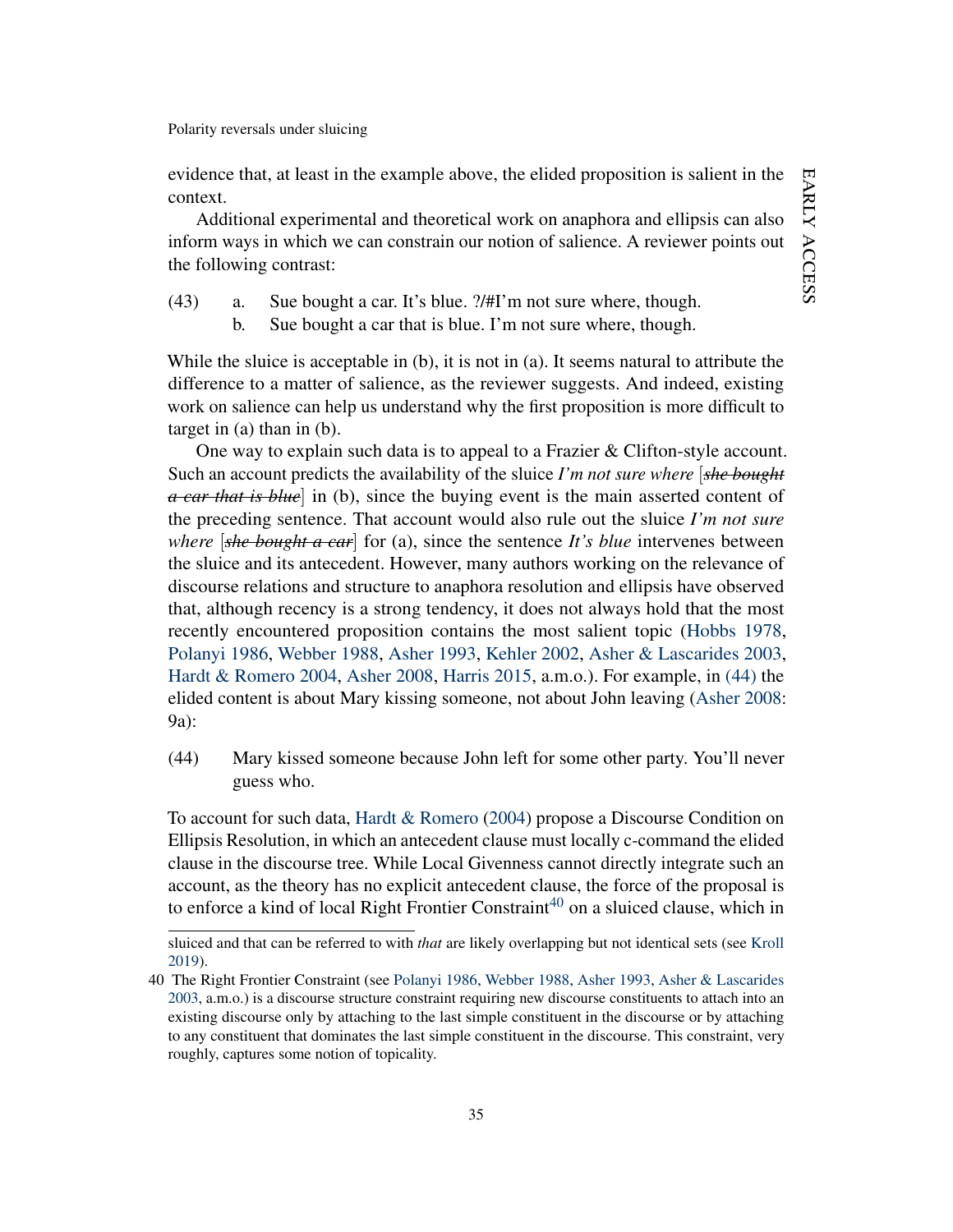evidence that, at least in the example above, the elided proposition is salient in the context.

Additional experimental and theoretical work on anaphora and ellipsis can also inform ways in which we can constrain our notion of salience. A reviewer points out the following contrast:

(43) a. Sue bought a car. It's blue. ?/#I'm not sure where, though.
  b. Sue bought a car that is blue. I'm not sure where, though.

While the sluice is acceptable in (b), it is not in (a). It seems natural to attribute the difference to a matter of salience, as the reviewer suggests. And indeed, existing work on salience can help us understand why the first proposition is more difficult to target in (a) than in (b).

One way to explain such data is to appeal to a Frazier & Clifton-style account. Such an account predicts the availability of the sluice *I'm not sure where* [~~*she bought a car that is blue*~~] in (b), since the buying event is the main asserted content of the preceding sentence. That account would also rule out the sluice *I'm not sure where* [~~*she bought a car*~~] for (a), since the sentence *It's blue* intervenes between the sluice and its antecedent. However, many authors working on the relevance of discourse relations and structure to anaphora resolution and ellipsis have observed that, although recency is a strong tendency, it does not always hold that the most recently encountered proposition contains the most salient topic (Hobbs 1978, Polanyi 1986, Webber 1988, Asher 1993, Kehler 2002, Asher & Lascarides 2003, Hardt & Romero 2004, Asher 2008, Harris 2015, a.m.o.). For example, in (44) the elided content is about Mary kissing someone, not about John leaving (Asher 2008: 9a):

(44) Mary kissed someone because John left for some other party. You'll never guess who.

To account for such data, Hardt & Romero (2004) propose a Discourse Condition on Ellipsis Resolution, in which an antecedent clause must locally c-command the elided clause in the discourse tree. While Local Givenness cannot directly integrate such an account, as the theory has no explicit antecedent clause, the force of the proposal is to enforce a kind of local Right Frontier Constraint[40] on a sluiced clause, which in

---

sluiced and that can be referred to with *that* are likely overlapping but not identical sets (see Kroll 2019).

40 The Right Frontier Constraint (see Polanyi 1986, Webber 1988, Asher 1993, Asher & Lascarides 2003, a.m.o.) is a discourse structure constraint requiring new discourse constituents to attach into an existing discourse only by attaching to the last simple constituent in the discourse or by attaching to any constituent that dominates the last simple constituent in the discourse. This constraint, very roughly, captures some notion of topicality.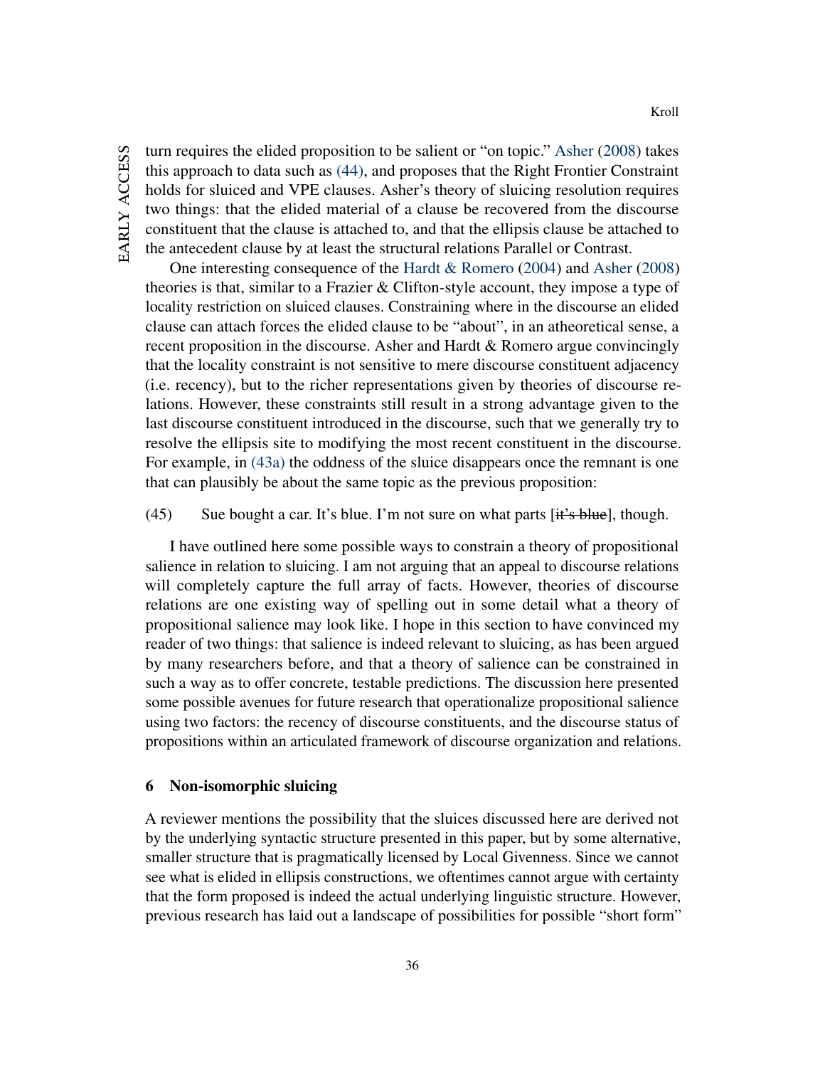turn requires the elided proposition to be salient or "on topic." Asher (2008) takes this approach to data such as (44), and proposes that the Right Frontier Constraint holds for sluiced and VPE clauses. Asher's theory of sluicing resolution requires two things: that the elided material of a clause be recovered from the discourse constituent that the clause is attached to, and that the ellipsis clause be attached to the antecedent clause by at least the structural relations Parallel or Contrast.

One interesting consequence of the Hardt & Romero (2004) and Asher (2008) theories is that, similar to a Frazier & Clifton-style account, they impose a type of locality restriction on sluiced clauses. Constraining where in the discourse an elided clause can attach forces the elided clause to be "about", in an atheoretical sense, a recent proposition in the discourse. Asher and Hardt & Romero argue convincingly that the locality constraint is not sensitive to mere discourse constituent adjacency (i.e. recency), but to the richer representations given by theories of discourse relations. However, these constraints still result in a strong advantage given to the last discourse constituent introduced in the discourse, such that we generally try to resolve the ellipsis site to modifying the most recent constituent in the discourse. For example, in (43a) the oddness of the sluice disappears once the remnant is one that can plausibly be about the same topic as the previous proposition:

(45) Sue bought a car. It's blue. I'm not sure on what parts [~~it's blue~~], though.

I have outlined here some possible ways to constrain a theory of propositional salience in relation to sluicing. I am not arguing that an appeal to discourse relations will completely capture the full array of facts. However, theories of discourse relations are one existing way of spelling out in some detail what a theory of propositional salience may look like. I hope in this section to have convinced my reader of two things: that salience is indeed relevant to sluicing, as has been argued by many researchers before, and that a theory of salience can be constrained in such a way as to offer concrete, testable predictions. The discussion here presented some possible avenues for future research that operationalize propositional salience using two factors: the recency of discourse constituents, and the discourse status of propositions within an articulated framework of discourse organization and relations.

## 6 Non-isomorphic sluicing

A reviewer mentions the possibility that the sluices discussed here are derived not by the underlying syntactic structure presented in this paper, but by some alternative, smaller structure that is pragmatically licensed by Local Givenness. Since we cannot see what is elided in ellipsis constructions, we oftentimes cannot argue with certainty that the form proposed is indeed the actual underlying linguistic structure. However, previous research has laid out a landscape of possibilities for possible "short form"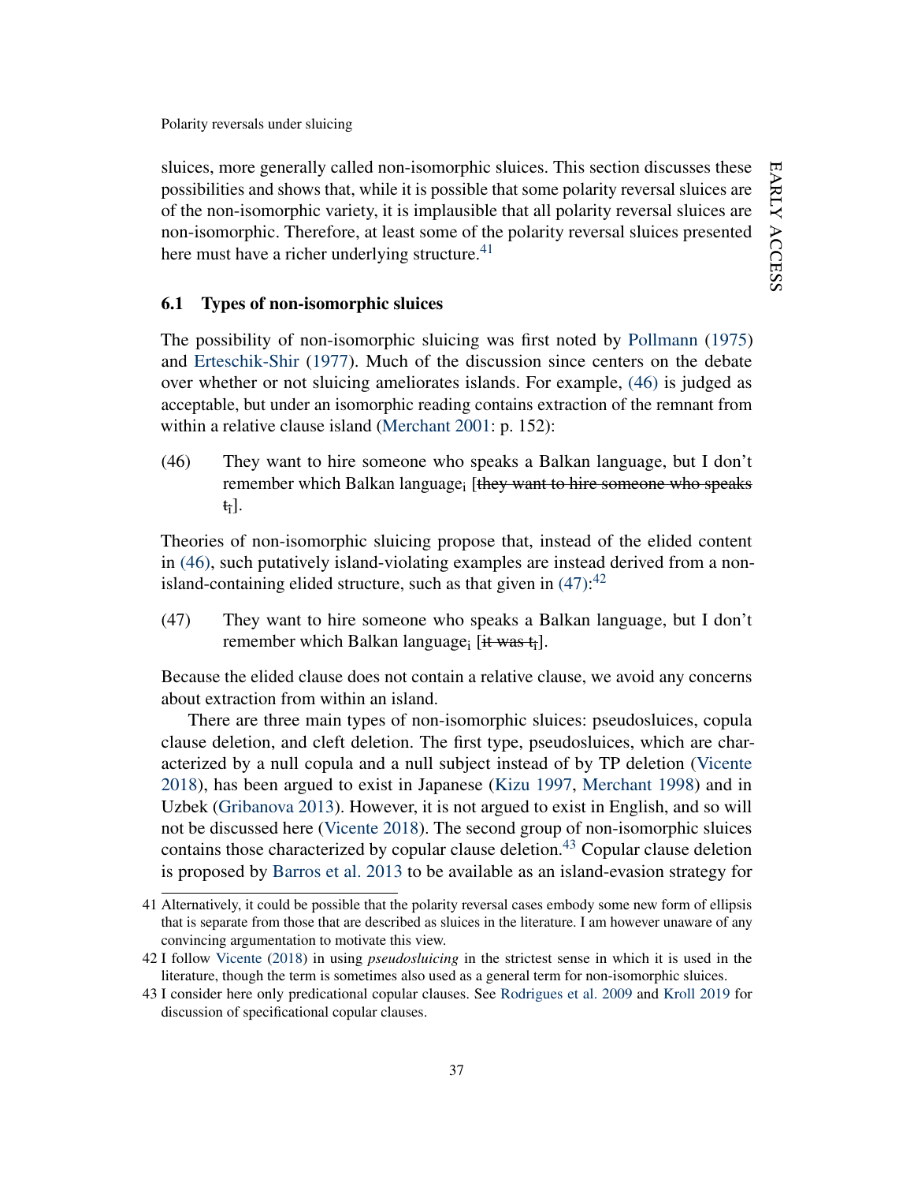sluices, more generally called non-isomorphic sluices. This section discusses these possibilities and shows that, while it is possible that some polarity reversal sluices are of the non-isomorphic variety, it is implausible that all polarity reversal sluices are non-isomorphic. Therefore, at least some of the polarity reversal sluices presented here must have a richer underlying structure.[41]

### 6.1 Types of non-isomorphic sluices

The possibility of non-isomorphic sluicing was first noted by Pollmann (1975) and Erteschik-Shir (1977). Much of the discussion since centers on the debate over whether or not sluicing ameliorates islands. For example, (46) is judged as acceptable, but under an isomorphic reading contains extraction of the remnant from within a relative clause island (Merchant 2001: p. 152):

(46) They want to hire someone who speaks a Balkan language, but I don't remember which Balkan language$_i$ [~~they want to hire someone who speaks t$_i$~~].

Theories of non-isomorphic sluicing propose that, instead of the elided content in (46), such putatively island-violating examples are instead derived from a non-island-containing elided structure, such as that given in (47):[42]

(47) They want to hire someone who speaks a Balkan language, but I don't remember which Balkan language$_i$ [~~it was t$_i$~~].

Because the elided clause does not contain a relative clause, we avoid any concerns about extraction from within an island.

There are three main types of non-isomorphic sluices: pseudosluices, copula clause deletion, and cleft deletion. The first type, pseudosluices, which are characterized by a null copula and a null subject instead of by TP deletion (Vicente 2018), has been argued to exist in Japanese (Kizu 1997, Merchant 1998) and in Uzbek (Gribanova 2013). However, it is not argued to exist in English, and so will not be discussed here (Vicente 2018). The second group of non-isomorphic sluices contains those characterized by copular clause deletion.[43] Copular clause deletion is proposed by Barros et al. 2013 to be available as an island-evasion strategy for

41 Alternatively, it could be possible that the polarity reversal cases embody some new form of ellipsis that is separate from those that are described as sluices in the literature. I am however unaware of any convincing argumentation to motivate this view.

42 I follow Vicente (2018) in using *pseudosluicing* in the strictest sense in which it is used in the literature, though the term is sometimes also used as a general term for non-isomorphic sluices.

43 I consider here only predicational copular clauses. See Rodrigues et al. 2009 and Kroll 2019 for discussion of specificational copular clauses.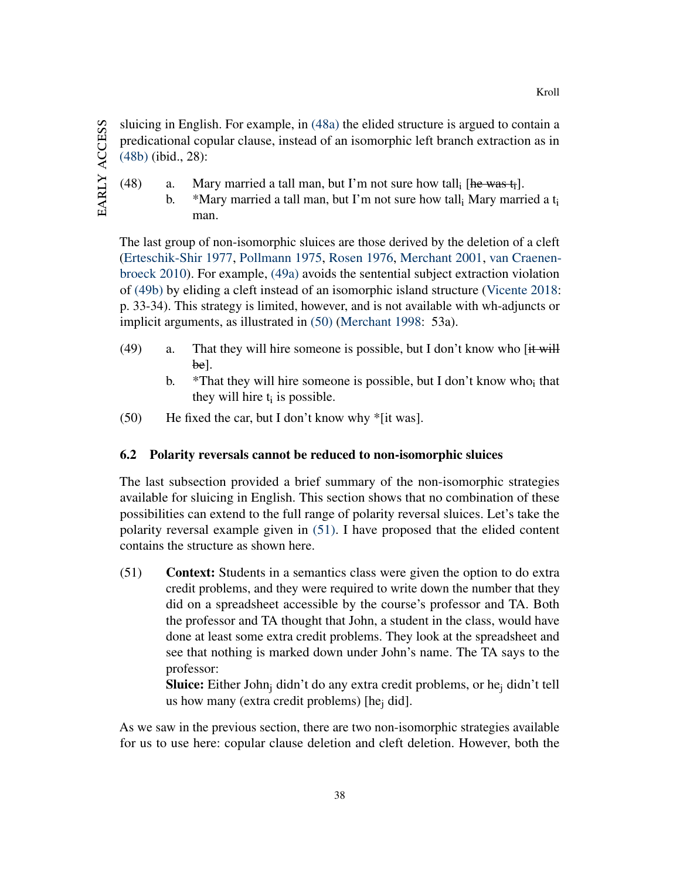sluicing in English. For example, in (48a) the elided structure is argued to contain a predicational copular clause, instead of an isomorphic left branch extraction as in (48b) (ibid., 28):

(48) a. Mary married a tall man, but I'm not sure how tall$_i$ [~~he was t$_i$~~].

b. *Mary married a tall man, but I'm not sure how tall$_i$ Mary married a t$_i$ man.

The last group of non-isomorphic sluices are those derived by the deletion of a cleft (Erteschik-Shir 1977, Pollmann 1975, Rosen 1976, Merchant 2001, van Craenenbroeck 2010). For example, (49a) avoids the sentential subject extraction violation of (49b) by eliding a cleft instead of an isomorphic island structure (Vicente 2018: p. 33-34). This strategy is limited, however, and is not available with wh-adjuncts or implicit arguments, as illustrated in (50) (Merchant 1998: 53a).

(49) a. That they will hire someone is possible, but I don't know who [~~it will be~~].

b. *That they will hire someone is possible, but I don't know who$_i$ that they will hire t$_i$ is possible.

(50) He fixed the car, but I don't know why *[it was].

### 6.2 Polarity reversals cannot be reduced to non-isomorphic sluices

The last subsection provided a brief summary of the non-isomorphic strategies available for sluicing in English. This section shows that no combination of these possibilities can extend to the full range of polarity reversal sluices. Let's take the polarity reversal example given in (51). I have proposed that the elided content contains the structure as shown here.

(51) **Context:** Students in a semantics class were given the option to do extra credit problems, and they were required to write down the number that they did on a spreadsheet accessible by the course's professor and TA. Both the professor and TA thought that John, a student in the class, would have done at least some extra credit problems. They look at the spreadsheet and see that nothing is marked down under John's name. The TA says to the professor:
**Sluice:** Either John$_j$ didn't do any extra credit problems, or he$_j$ didn't tell us how many (extra credit problems) [he$_j$ did].

As we saw in the previous section, there are two non-isomorphic strategies available for us to use here: copular clause deletion and cleft deletion. However, both the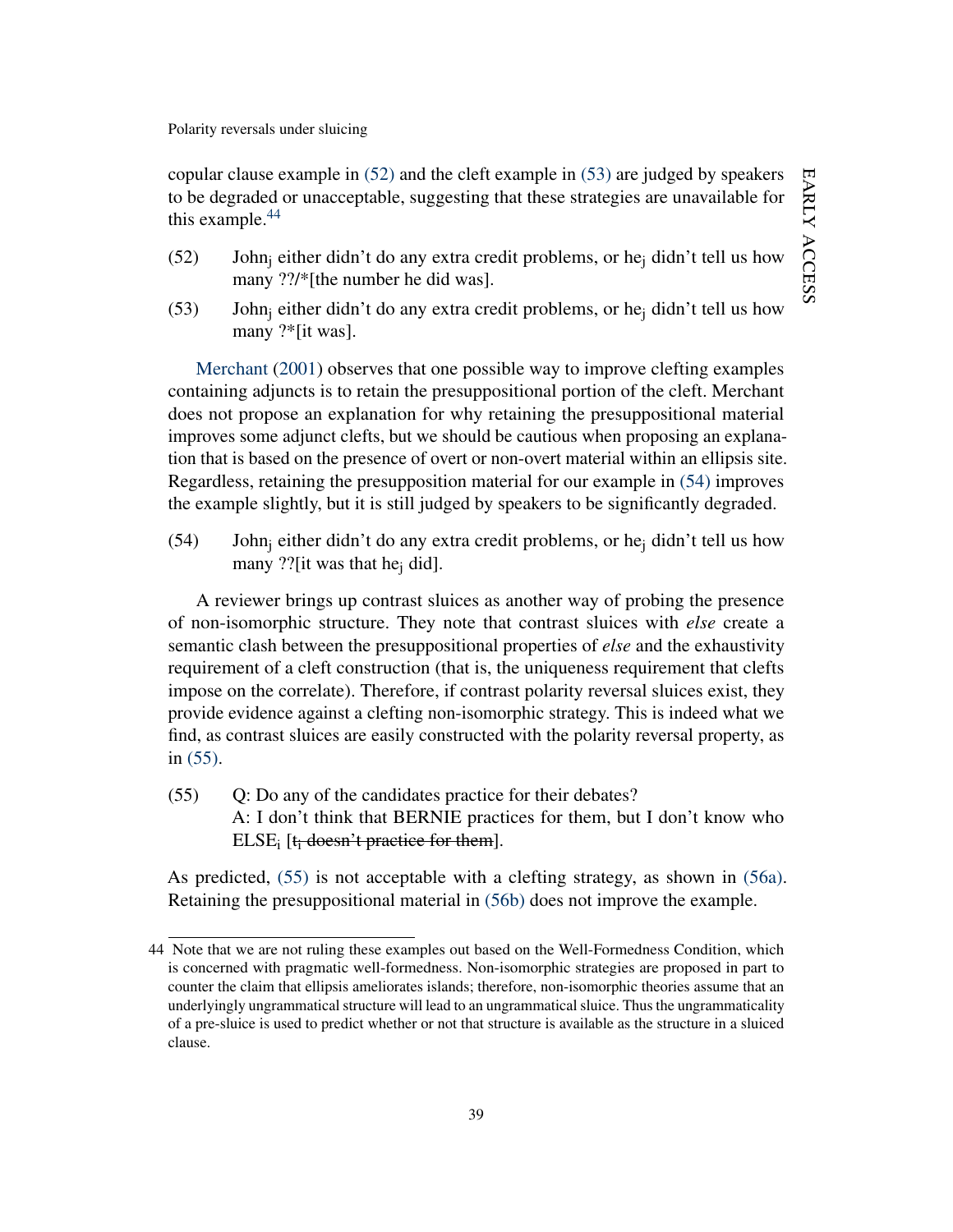copular clause example in (52) and the cleft example in (53) are judged by speakers to be degraded or unacceptable, suggesting that these strategies are unavailable for this example.[44]

(52) John$_j$ either didn't do any extra credit problems, or he$_j$ didn't tell us how many ??/*[the number he did was].

(53) John$_j$ either didn't do any extra credit problems, or he$_j$ didn't tell us how many ?*[it was].

Merchant (2001) observes that one possible way to improve clefting examples containing adjuncts is to retain the presuppositional portion of the cleft. Merchant does not propose an explanation for why retaining the presuppositional material improves some adjunct clefts, but we should be cautious when proposing an explanation that is based on the presence of overt or non-overt material within an ellipsis site. Regardless, retaining the presupposition material for our example in (54) improves the example slightly, but it is still judged by speakers to be significantly degraded.

(54) John$_j$ either didn't do any extra credit problems, or he$_j$ didn't tell us how many ??[it was that he$_j$ did].

A reviewer brings up contrast sluices as another way of probing the presence of non-isomorphic structure. They note that contrast sluices with *else* create a semantic clash between the presuppositional properties of *else* and the exhaustivity requirement of a cleft construction (that is, the uniqueness requirement that clefts impose on the correlate). Therefore, if contrast polarity reversal sluices exist, they provide evidence against a clefting non-isomorphic strategy. This is indeed what we find, as contrast sluices are easily constructed with the polarity reversal property, as in (55).

(55) Q: Do any of the candidates practice for their debates?
A: I don't think that BERNIE practices for them, but I don't know who ELSE$_i$ [~~t$_i$ doesn't practice for them~~].

As predicted, (55) is not acceptable with a clefting strategy, as shown in (56a). Retaining the presuppositional material in (56b) does not improve the example.

---

44 Note that we are not ruling these examples out based on the Well-Formedness Condition, which is concerned with pragmatic well-formedness. Non-isomorphic strategies are proposed in part to counter the claim that ellipsis ameliorates islands; therefore, non-isomorphic theories assume that an underlyingly ungrammatical structure will lead to an ungrammatical sluice. Thus the ungrammaticality of a pre-sluice is used to predict whether or not that structure is available as the structure in a sluiced clause.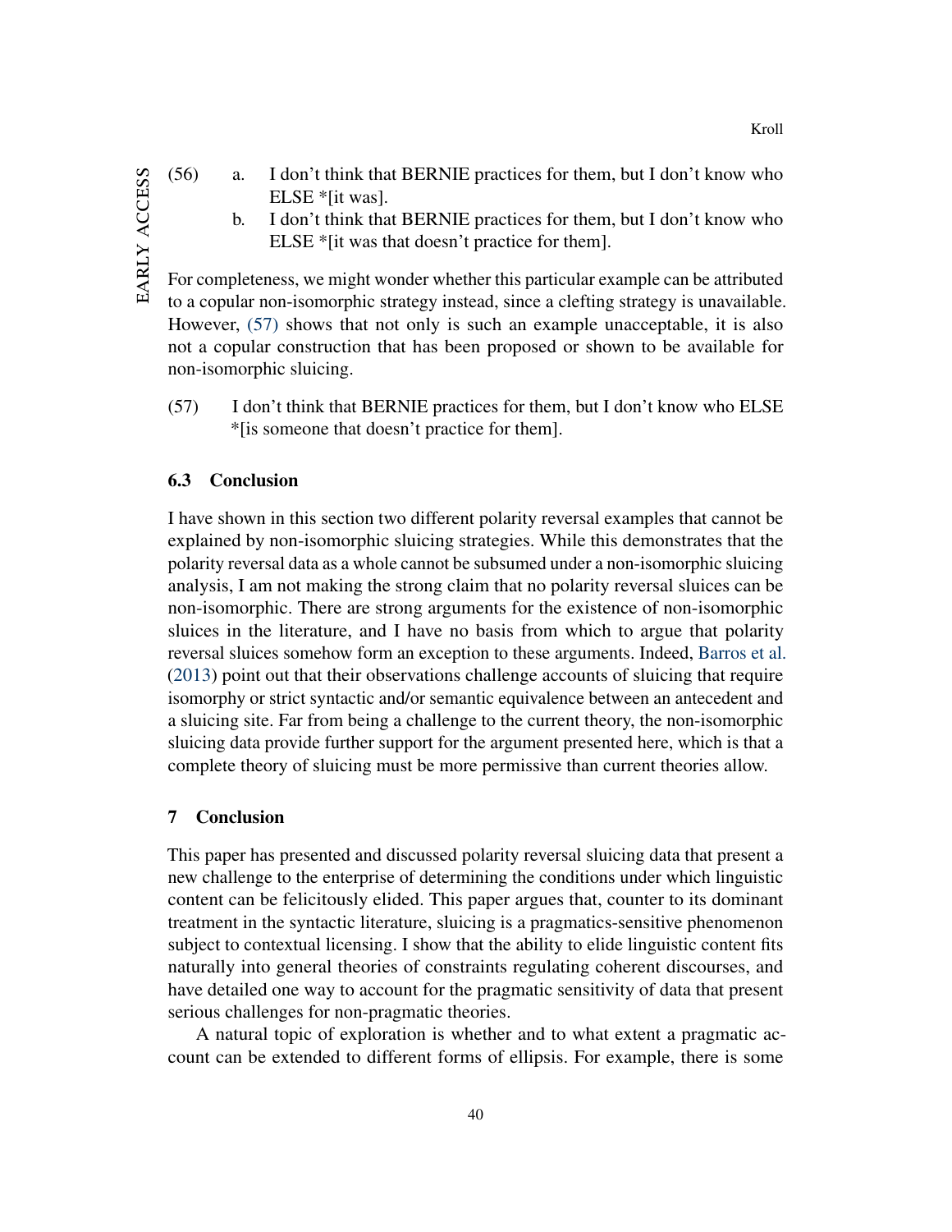(56) a. I don't think that BERNIE practices for them, but I don't know who ELSE *[it was].

b. I don't think that BERNIE practices for them, but I don't know who ELSE *[it was that doesn't practice for them].

For completeness, we might wonder whether this particular example can be attributed to a copular non-isomorphic strategy instead, since a clefting strategy is unavailable. However, (57) shows that not only is such an example unacceptable, it is also not a copular construction that has been proposed or shown to be available for non-isomorphic sluicing.

(57) I don't think that BERNIE practices for them, but I don't know who ELSE *[is someone that doesn't practice for them].

### 6.3 Conclusion

I have shown in this section two different polarity reversal examples that cannot be explained by non-isomorphic sluicing strategies. While this demonstrates that the polarity reversal data as a whole cannot be subsumed under a non-isomorphic sluicing analysis, I am not making the strong claim that no polarity reversal sluices can be non-isomorphic. There are strong arguments for the existence of non-isomorphic sluices in the literature, and I have no basis from which to argue that polarity reversal sluices somehow form an exception to these arguments. Indeed, Barros et al. (2013) point out that their observations challenge accounts of sluicing that require isomorphy or strict syntactic and/or semantic equivalence between an antecedent and a sluicing site. Far from being a challenge to the current theory, the non-isomorphic sluicing data provide further support for the argument presented here, which is that a complete theory of sluicing must be more permissive than current theories allow.

## 7 Conclusion

This paper has presented and discussed polarity reversal sluicing data that present a new challenge to the enterprise of determining the conditions under which linguistic content can be felicitously elided. This paper argues that, counter to its dominant treatment in the syntactic literature, sluicing is a pragmatics-sensitive phenomenon subject to contextual licensing. I show that the ability to elide linguistic content fits naturally into general theories of constraints regulating coherent discourses, and have detailed one way to account for the pragmatic sensitivity of data that present serious challenges for non-pragmatic theories.

A natural topic of exploration is whether and to what extent a pragmatic account can be extended to different forms of ellipsis. For example, there is some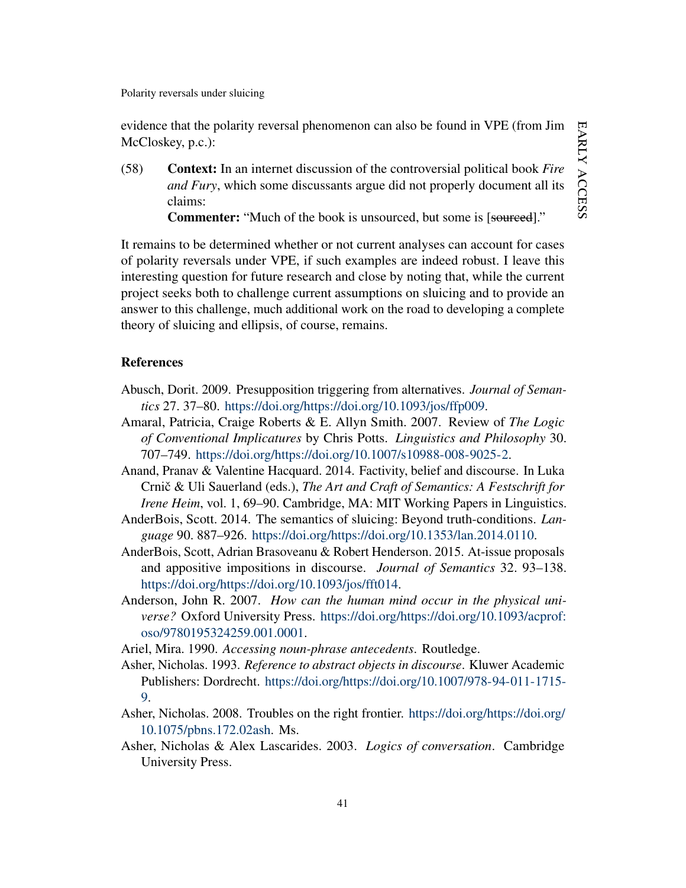evidence that the polarity reversal phenomenon can also be found in VPE (from Jim McCloskey, p.c.):

(58) **Context:** In an internet discussion of the controversial political book *Fire and Fury*, which some discussants argue did not properly document all its claims:
**Commenter:** "Much of the book is unsourced, but some is [~~sourced~~]."

It remains to be determined whether or not current analyses can account for cases of polarity reversals under VPE, if such examples are indeed robust. I leave this interesting question for future research and close by noting that, while the current project seeks both to challenge current assumptions on sluicing and to provide an answer to this challenge, much additional work on the road to developing a complete theory of sluicing and ellipsis, of course, remains.

## References

Abusch, Dorit. 2009. Presupposition triggering from alternatives. *Journal of Semantics* 27. 37–80. https://doi.org/https://doi.org/10.1093/jos/ffp009.

Amaral, Patricia, Craige Roberts & E. Allyn Smith. 2007. Review of *The Logic of Conventional Implicatures* by Chris Potts. *Linguistics and Philosophy* 30. 707–749. https://doi.org/https://doi.org/10.1007/s10988-008-9025-2.

Anand, Pranav & Valentine Hacquard. 2014. Factivity, belief and discourse. In Luka Crnič & Uli Sauerland (eds.), *The Art and Craft of Semantics: A Festschrift for Irene Heim*, vol. 1, 69–90. Cambridge, MA: MIT Working Papers in Linguistics.

AnderBois, Scott. 2014. The semantics of sluicing: Beyond truth-conditions. *Language* 90. 887–926. https://doi.org/https://doi.org/10.1353/lan.2014.0110.

AnderBois, Scott, Adrian Brasoveanu & Robert Henderson. 2015. At-issue proposals and appositive impositions in discourse. *Journal of Semantics* 32. 93–138. https://doi.org/https://doi.org/10.1093/jos/fft014.

Anderson, John R. 2007. *How can the human mind occur in the physical universe?* Oxford University Press. https://doi.org/https://doi.org/10.1093/acprof:oso/9780195324259.001.0001.

Ariel, Mira. 1990. *Accessing noun-phrase antecedents*. Routledge.

Asher, Nicholas. 1993. *Reference to abstract objects in discourse*. Kluwer Academic Publishers: Dordrecht. https://doi.org/https://doi.org/10.1007/978-94-011-1715-9.

Asher, Nicholas. 2008. Troubles on the right frontier. https://doi.org/https://doi.org/10.1075/pbns.172.02ash. Ms.

Asher, Nicholas & Alex Lascarides. 2003. *Logics of conversation*. Cambridge University Press.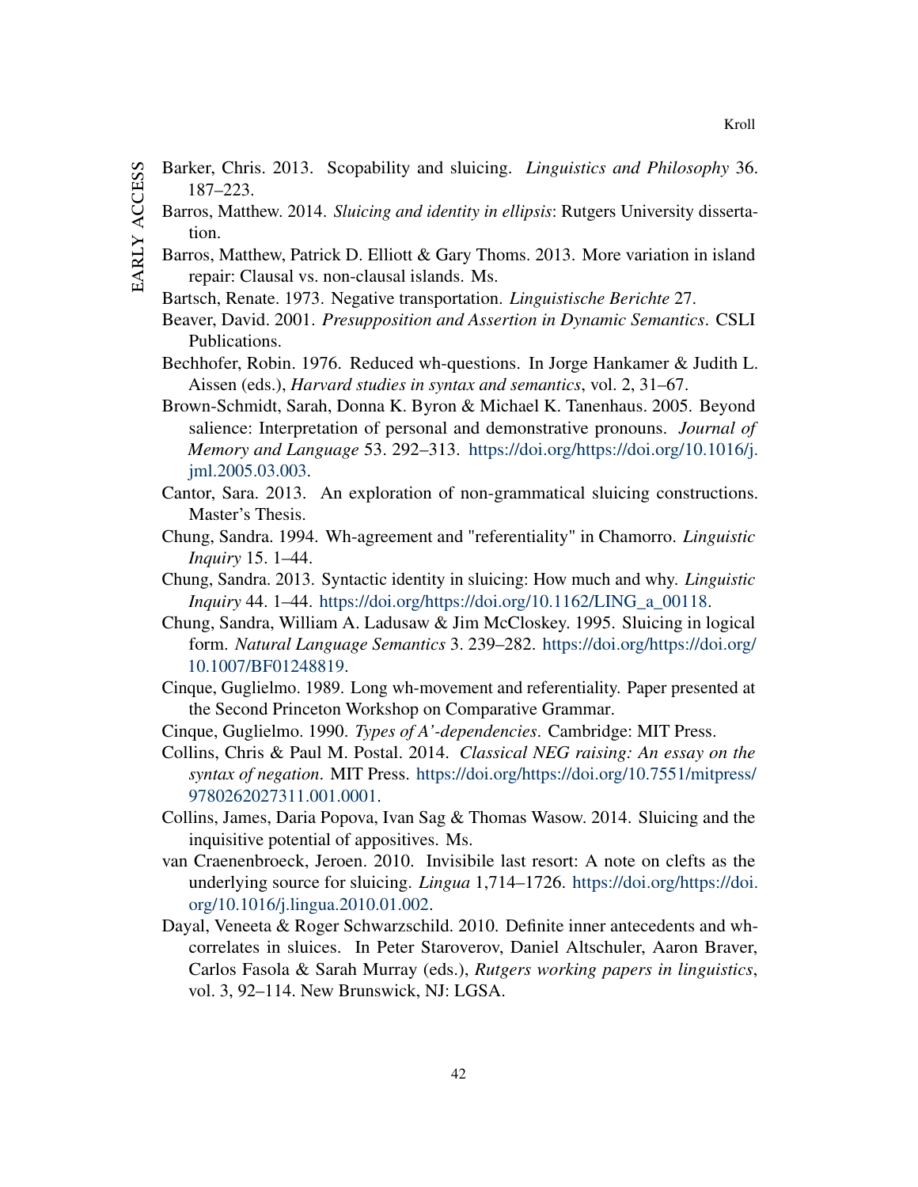Barker, Chris. 2013. Scopability and sluicing. *Linguistics and Philosophy* 36. 187–223.

Barros, Matthew. 2014. *Sluicing and identity in ellipsis*: Rutgers University dissertation.

Barros, Matthew, Patrick D. Elliott & Gary Thoms. 2013. More variation in island repair: Clausal vs. non-clausal islands. Ms.

Bartsch, Renate. 1973. Negative transportation. *Linguistische Berichte* 27.

Beaver, David. 2001. *Presupposition and Assertion in Dynamic Semantics*. CSLI Publications.

Bechhofer, Robin. 1976. Reduced wh-questions. In Jorge Hankamer & Judith L. Aissen (eds.), *Harvard studies in syntax and semantics*, vol. 2, 31–67.

Brown-Schmidt, Sarah, Donna K. Byron & Michael K. Tanenhaus. 2005. Beyond salience: Interpretation of personal and demonstrative pronouns. *Journal of Memory and Language* 53. 292–313. https://doi.org/https://doi.org/10.1016/j.jml.2005.03.003.

Cantor, Sara. 2013. An exploration of non-grammatical sluicing constructions. Master's Thesis.

Chung, Sandra. 1994. Wh-agreement and "referentiality" in Chamorro. *Linguistic Inquiry* 15. 1–44.

Chung, Sandra. 2013. Syntactic identity in sluicing: How much and why. *Linguistic Inquiry* 44. 1–44. https://doi.org/https://doi.org/10.1162/LING_a_00118.

Chung, Sandra, William A. Ladusaw & Jim McCloskey. 1995. Sluicing in logical form. *Natural Language Semantics* 3. 239–282. https://doi.org/https://doi.org/10.1007/BF01248819.

Cinque, Guglielmo. 1989. Long wh-movement and referentiality. Paper presented at the Second Princeton Workshop on Comparative Grammar.

Cinque, Guglielmo. 1990. *Types of A'-dependencies*. Cambridge: MIT Press.

Collins, Chris & Paul M. Postal. 2014. *Classical NEG raising: An essay on the syntax of negation*. MIT Press. https://doi.org/https://doi.org/10.7551/mitpress/9780262027311.001.0001.

Collins, James, Daria Popova, Ivan Sag & Thomas Wasow. 2014. Sluicing and the inquisitive potential of appositives. Ms.

van Craenenbroeck, Jeroen. 2010. Invisibile last resort: A note on clefts as the underlying source for sluicing. *Lingua* 1,714–1726. https://doi.org/https://doi.org/10.1016/j.lingua.2010.01.002.

Dayal, Veneeta & Roger Schwarzschild. 2010. Definite inner antecedents and wh-correlates in sluices. In Peter Staroverov, Daniel Altschuler, Aaron Braver, Carlos Fasola & Sarah Murray (eds.), *Rutgers working papers in linguistics*, vol. 3, 92–114. New Brunswick, NJ: LGSA.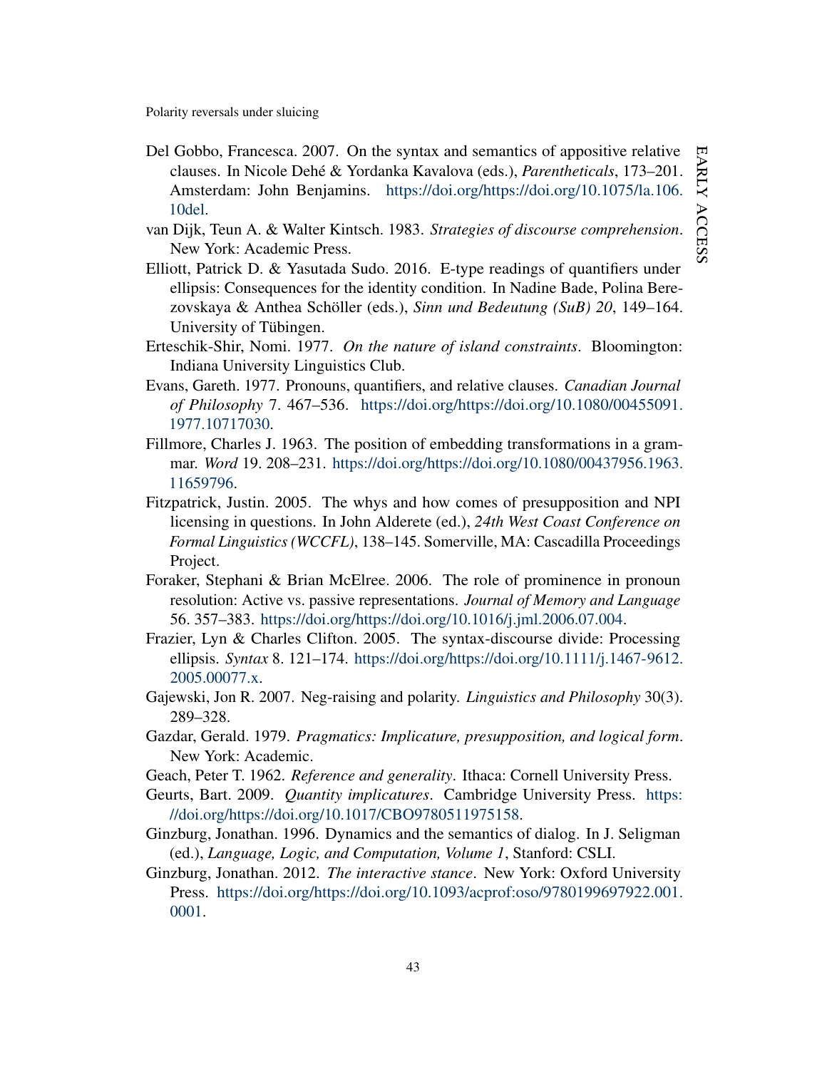Del Gobbo, Francesca. 2007. On the syntax and semantics of appositive relative clauses. In Nicole Dehé & Yordanka Kavalova (eds.), *Parentheticals*, 173–201. Amsterdam: John Benjamins. https://doi.org/https://doi.org/10.1075/la.106.10del.

van Dijk, Teun A. & Walter Kintsch. 1983. *Strategies of discourse comprehension*. New York: Academic Press.

Elliott, Patrick D. & Yasutada Sudo. 2016. E-type readings of quantifiers under ellipsis: Consequences for the identity condition. In Nadine Bade, Polina Berezovskaya & Anthea Schöller (eds.), *Sinn und Bedeutung (SuB) 20*, 149–164. University of Tübingen.

Erteschik-Shir, Nomi. 1977. *On the nature of island constraints*. Bloomington: Indiana University Linguistics Club.

Evans, Gareth. 1977. Pronouns, quantifiers, and relative clauses. *Canadian Journal of Philosophy* 7. 467–536. https://doi.org/https://doi.org/10.1080/00455091.1977.10717030.

Fillmore, Charles J. 1963. The position of embedding transformations in a grammar. *Word* 19. 208–231. https://doi.org/https://doi.org/10.1080/00437956.1963.11659796.

Fitzpatrick, Justin. 2005. The whys and how comes of presupposition and NPI licensing in questions. In John Alderete (ed.), *24th West Coast Conference on Formal Linguistics (WCCFL)*, 138–145. Somerville, MA: Cascadilla Proceedings Project.

Foraker, Stephani & Brian McElree. 2006. The role of prominence in pronoun resolution: Active vs. passive representations. *Journal of Memory and Language* 56. 357–383. https://doi.org/https://doi.org/10.1016/j.jml.2006.07.004.

Frazier, Lyn & Charles Clifton. 2005. The syntax-discourse divide: Processing ellipsis. *Syntax* 8. 121–174. https://doi.org/https://doi.org/10.1111/j.1467-9612.2005.00077.x.

Gajewski, Jon R. 2007. Neg-raising and polarity. *Linguistics and Philosophy* 30(3). 289–328.

Gazdar, Gerald. 1979. *Pragmatics: Implicature, presupposition, and logical form*. New York: Academic.

Geach, Peter T. 1962. *Reference and generality*. Ithaca: Cornell University Press.

Geurts, Bart. 2009. *Quantity implicatures*. Cambridge University Press. https://doi.org/https://doi.org/10.1017/CBO9780511975158.

Ginzburg, Jonathan. 1996. Dynamics and the semantics of dialog. In J. Seligman (ed.), *Language, Logic, and Computation, Volume 1*, Stanford: CSLI.

Ginzburg, Jonathan. 2012. *The interactive stance*. New York: Oxford University Press. https://doi.org/https://doi.org/10.1093/acprof:oso/9780199697922.001.0001.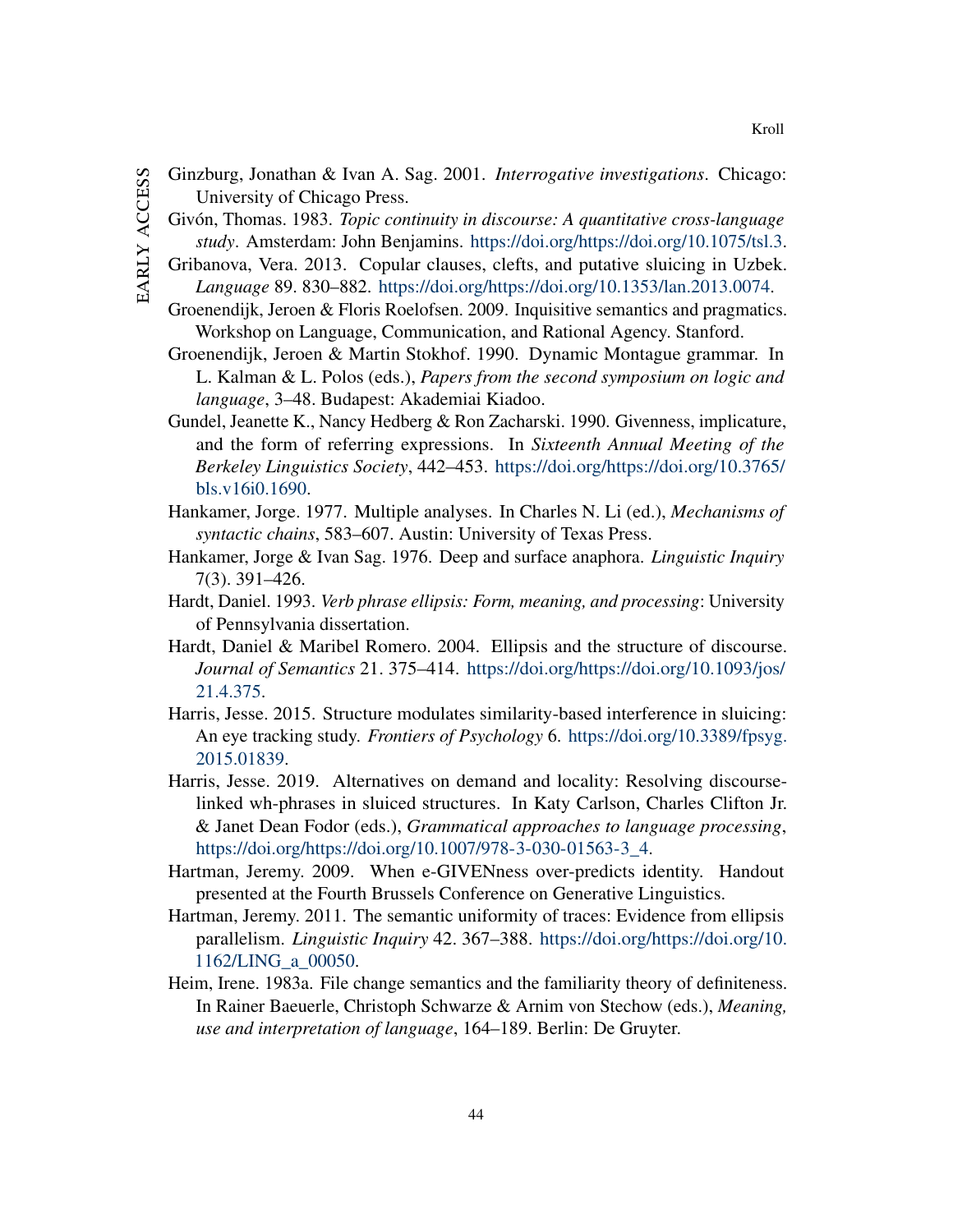Ginzburg, Jonathan & Ivan A. Sag. 2001. *Interrogative investigations*. Chicago: University of Chicago Press.

Givón, Thomas. 1983. *Topic continuity in discourse: A quantitative cross-language study*. Amsterdam: John Benjamins. https://doi.org/https://doi.org/10.1075/tsl.3.

Gribanova, Vera. 2013. Copular clauses, clefts, and putative sluicing in Uzbek. *Language* 89. 830–882. https://doi.org/https://doi.org/10.1353/lan.2013.0074.

Groenendijk, Jeroen & Floris Roelofsen. 2009. Inquisitive semantics and pragmatics. Workshop on Language, Communication, and Rational Agency. Stanford.

Groenendijk, Jeroen & Martin Stokhof. 1990. Dynamic Montague grammar. In L. Kalman & L. Polos (eds.), *Papers from the second symposium on logic and language*, 3–48. Budapest: Akademiai Kiadoo.

Gundel, Jeanette K., Nancy Hedberg & Ron Zacharski. 1990. Givenness, implicature, and the form of referring expressions. In *Sixteenth Annual Meeting of the Berkeley Linguistics Society*, 442–453. https://doi.org/https://doi.org/10.3765/bls.v16i0.1690.

Hankamer, Jorge. 1977. Multiple analyses. In Charles N. Li (ed.), *Mechanisms of syntactic chains*, 583–607. Austin: University of Texas Press.

Hankamer, Jorge & Ivan Sag. 1976. Deep and surface anaphora. *Linguistic Inquiry* 7(3). 391–426.

Hardt, Daniel. 1993. *Verb phrase ellipsis: Form, meaning, and processing*: University of Pennsylvania dissertation.

Hardt, Daniel & Maribel Romero. 2004. Ellipsis and the structure of discourse. *Journal of Semantics* 21. 375–414. https://doi.org/https://doi.org/10.1093/jos/21.4.375.

Harris, Jesse. 2015. Structure modulates similarity-based interference in sluicing: An eye tracking study. *Frontiers of Psychology* 6. https://doi.org/10.3389/fpsyg.2015.01839.

Harris, Jesse. 2019. Alternatives on demand and locality: Resolving discourse-linked wh-phrases in sluiced structures. In Katy Carlson, Charles Clifton Jr. & Janet Dean Fodor (eds.), *Grammatical approaches to language processing*, https://doi.org/https://doi.org/10.1007/978-3-030-01563-3_4.

Hartman, Jeremy. 2009. When e-GIVENness over-predicts identity. Handout presented at the Fourth Brussels Conference on Generative Linguistics.

Hartman, Jeremy. 2011. The semantic uniformity of traces: Evidence from ellipsis parallelism. *Linguistic Inquiry* 42. 367–388. https://doi.org/https://doi.org/10.1162/LING_a_00050.

Heim, Irene. 1983a. File change semantics and the familiarity theory of definiteness. In Rainer Baeuerle, Christoph Schwarze & Arnim von Stechow (eds.), *Meaning, use and interpretation of language*, 164–189. Berlin: De Gruyter.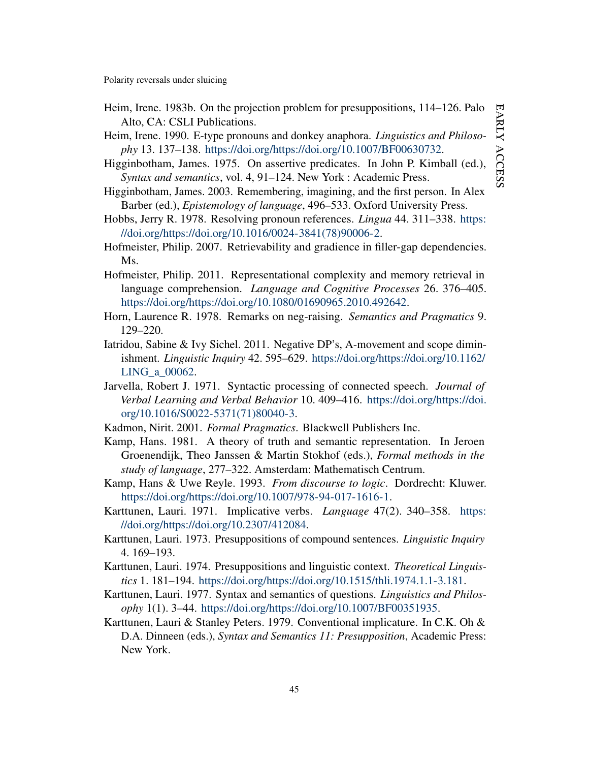Heim, Irene. 1983b. On the projection problem for presuppositions, 114–126. Palo Alto, CA: CSLI Publications.

Heim, Irene. 1990. E-type pronouns and donkey anaphora. *Linguistics and Philosophy* 13. 137–138. https://doi.org/https://doi.org/10.1007/BF00630732.

Higginbotham, James. 1975. On assertive predicates. In John P. Kimball (ed.), *Syntax and semantics*, vol. 4, 91–124. New York : Academic Press.

Higginbotham, James. 2003. Remembering, imagining, and the first person. In Alex Barber (ed.), *Epistemology of language*, 496–533. Oxford University Press.

Hobbs, Jerry R. 1978. Resolving pronoun references. *Lingua* 44. 311–338. https://doi.org/https://doi.org/10.1016/0024-3841(78)90006-2.

Hofmeister, Philip. 2007. Retrievability and gradience in filler-gap dependencies. Ms.

Hofmeister, Philip. 2011. Representational complexity and memory retrieval in language comprehension. *Language and Cognitive Processes* 26. 376–405. https://doi.org/https://doi.org/10.1080/01690965.2010.492642.

Horn, Laurence R. 1978. Remarks on neg-raising. *Semantics and Pragmatics* 9. 129–220.

Iatridou, Sabine & Ivy Sichel. 2011. Negative DP's, A-movement and scope diminishment. *Linguistic Inquiry* 42. 595–629. https://doi.org/https://doi.org/10.1162/LING_a_00062.

Jarvella, Robert J. 1971. Syntactic processing of connected speech. *Journal of Verbal Learning and Verbal Behavior* 10. 409–416. https://doi.org/https://doi.org/10.1016/S0022-5371(71)80040-3.

Kadmon, Nirit. 2001. *Formal Pragmatics*. Blackwell Publishers Inc.

Kamp, Hans. 1981. A theory of truth and semantic representation. In Jeroen Groenendijk, Theo Janssen & Martin Stokhof (eds.), *Formal methods in the study of language*, 277–322. Amsterdam: Mathematisch Centrum.

Kamp, Hans & Uwe Reyle. 1993. *From discourse to logic*. Dordrecht: Kluwer. https://doi.org/https://doi.org/10.1007/978-94-017-1616-1.

Karttunen, Lauri. 1971. Implicative verbs. *Language* 47(2). 340–358. https://doi.org/https://doi.org/10.2307/412084.

Karttunen, Lauri. 1973. Presuppositions of compound sentences. *Linguistic Inquiry* 4. 169–193.

Karttunen, Lauri. 1974. Presuppositions and linguistic context. *Theoretical Linguistics* 1. 181–194. https://doi.org/https://doi.org/10.1515/thli.1974.1.1-3.181.

Karttunen, Lauri. 1977. Syntax and semantics of questions. *Linguistics and Philosophy* 1(1). 3–44. https://doi.org/https://doi.org/10.1007/BF00351935.

Karttunen, Lauri & Stanley Peters. 1979. Conventional implicature. In C.K. Oh & D.A. Dinneen (eds.), *Syntax and Semantics 11: Presupposition*, Academic Press: New York.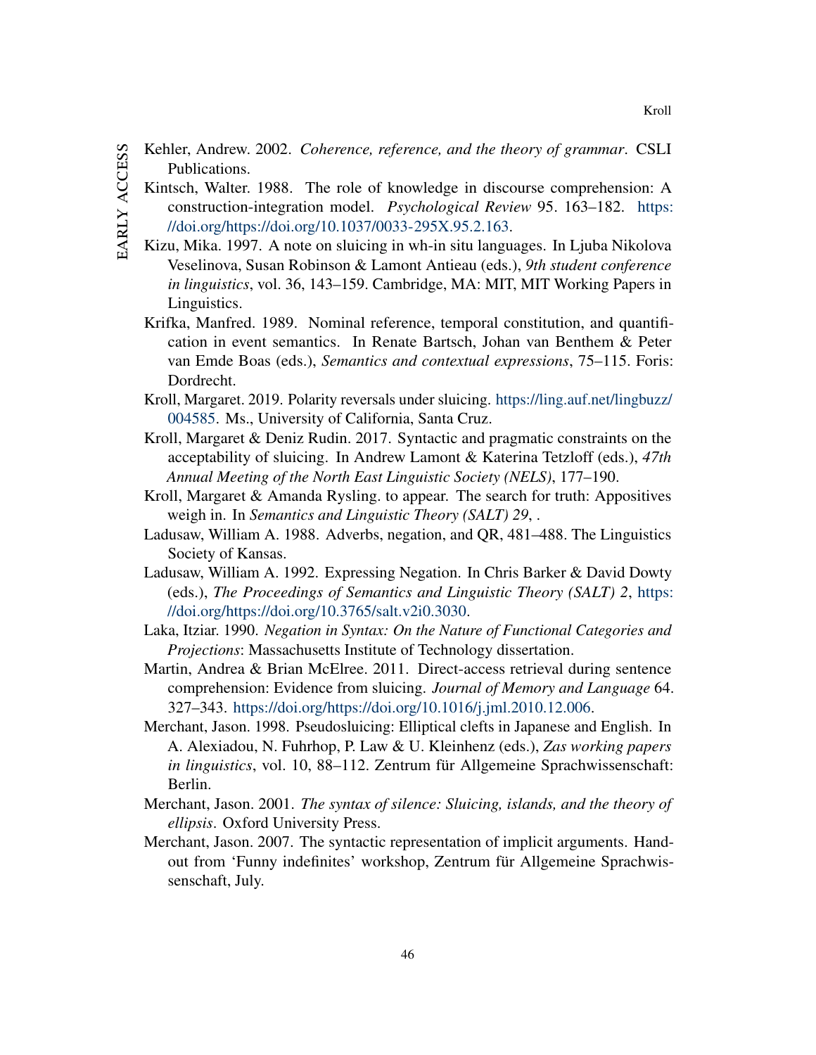Kehler, Andrew. 2002. *Coherence, reference, and the theory of grammar*. CSLI Publications.

Kintsch, Walter. 1988. The role of knowledge in discourse comprehension: A construction-integration model. *Psychological Review* 95. 163–182. https://doi.org/https://doi.org/10.1037/0033-295X.95.2.163.

Kizu, Mika. 1997. A note on sluicing in wh-in situ languages. In Ljuba Nikolova Veselinova, Susan Robinson & Lamont Antieau (eds.), *9th student conference in linguistics*, vol. 36, 143–159. Cambridge, MA: MIT, MIT Working Papers in Linguistics.

Krifka, Manfred. 1989. Nominal reference, temporal constitution, and quantification in event semantics. In Renate Bartsch, Johan van Benthem & Peter van Emde Boas (eds.), *Semantics and contextual expressions*, 75–115. Foris: Dordrecht.

Kroll, Margaret. 2019. Polarity reversals under sluicing. https://ling.auf.net/lingbuzz/004585. Ms., University of California, Santa Cruz.

Kroll, Margaret & Deniz Rudin. 2017. Syntactic and pragmatic constraints on the acceptability of sluicing. In Andrew Lamont & Katerina Tetzloff (eds.), *47th Annual Meeting of the North East Linguistic Society (NELS)*, 177–190.

Kroll, Margaret & Amanda Rysling. to appear. The search for truth: Appositives weigh in. In *Semantics and Linguistic Theory (SALT) 29*, .

Ladusaw, William A. 1988. Adverbs, negation, and QR, 481–488. The Linguistics Society of Kansas.

Ladusaw, William A. 1992. Expressing Negation. In Chris Barker & David Dowty (eds.), *The Proceedings of Semantics and Linguistic Theory (SALT) 2*, https://doi.org/https://doi.org/10.3765/salt.v2i0.3030.

Laka, Itziar. 1990. *Negation in Syntax: On the Nature of Functional Categories and Projections*: Massachusetts Institute of Technology dissertation.

Martin, Andrea & Brian McElree. 2011. Direct-access retrieval during sentence comprehension: Evidence from sluicing. *Journal of Memory and Language* 64. 327–343. https://doi.org/https://doi.org/10.1016/j.jml.2010.12.006.

Merchant, Jason. 1998. Pseudosluicing: Elliptical clefts in Japanese and English. In A. Alexiadou, N. Fuhrhop, P. Law & U. Kleinhenz (eds.), *Zas working papers in linguistics*, vol. 10, 88–112. Zentrum für Allgemeine Sprachwissenschaft: Berlin.

Merchant, Jason. 2001. *The syntax of silence: Sluicing, islands, and the theory of ellipsis*. Oxford University Press.

Merchant, Jason. 2007. The syntactic representation of implicit arguments. Handout from 'Funny indefinites' workshop, Zentrum für Allgemeine Sprachwissenschaft, July.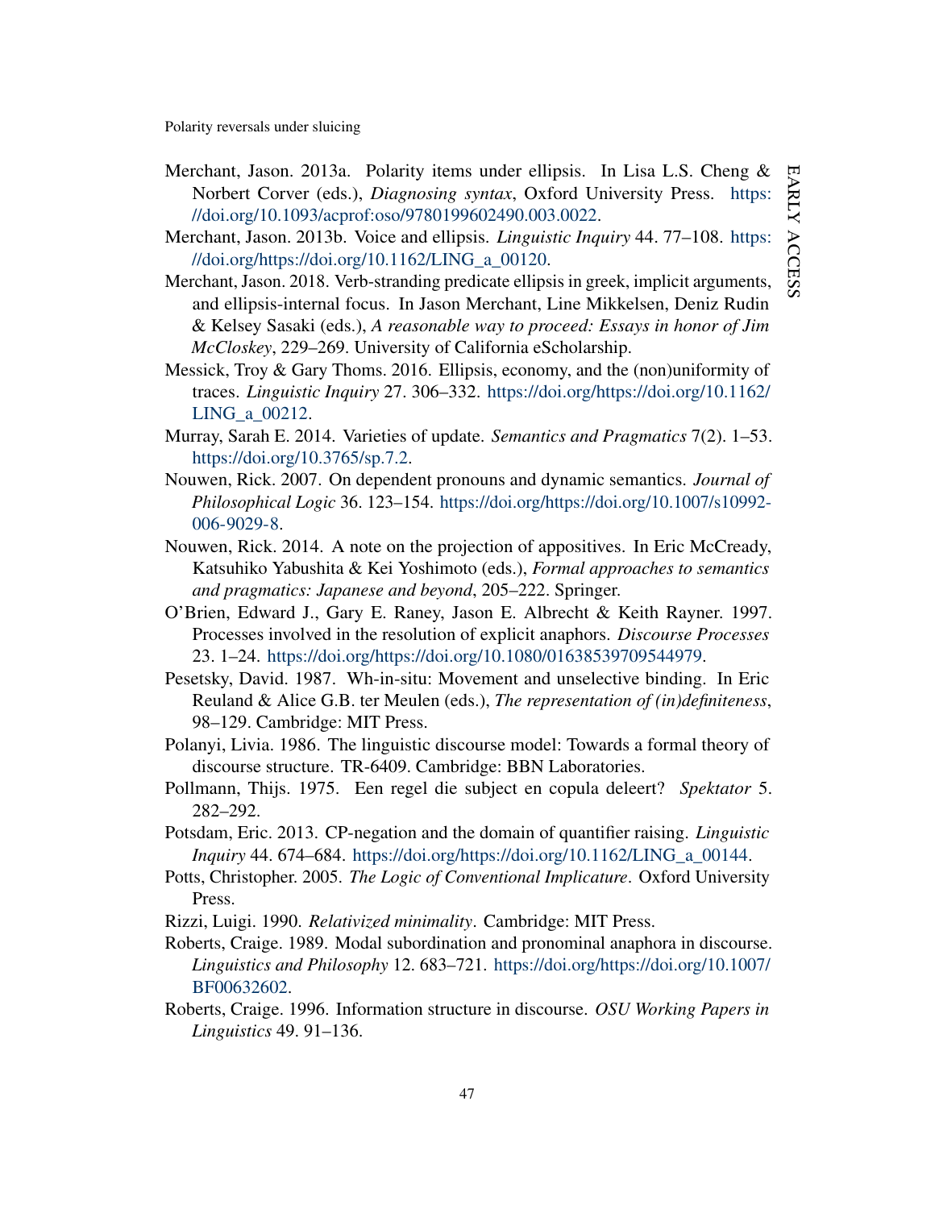Merchant, Jason. 2013a. Polarity items under ellipsis. In Lisa L.S. Cheng & Norbert Corver (eds.), *Diagnosing syntax*, Oxford University Press. https://doi.org/10.1093/acprof:oso/9780199602490.003.0022.

Merchant, Jason. 2013b. Voice and ellipsis. *Linguistic Inquiry* 44. 77–108. https://doi.org/https://doi.org/10.1162/LING_a_00120.

Merchant, Jason. 2018. Verb-stranding predicate ellipsis in greek, implicit arguments, and ellipsis-internal focus. In Jason Merchant, Line Mikkelsen, Deniz Rudin & Kelsey Sasaki (eds.), *A reasonable way to proceed: Essays in honor of Jim McCloskey*, 229–269. University of California eScholarship.

Messick, Troy & Gary Thoms. 2016. Ellipsis, economy, and the (non)uniformity of traces. *Linguistic Inquiry* 27. 306–332. https://doi.org/https://doi.org/10.1162/LING_a_00212.

Murray, Sarah E. 2014. Varieties of update. *Semantics and Pragmatics* 7(2). 1–53. https://doi.org/10.3765/sp.7.2.

Nouwen, Rick. 2007. On dependent pronouns and dynamic semantics. *Journal of Philosophical Logic* 36. 123–154. https://doi.org/https://doi.org/10.1007/s10992-006-9029-8.

Nouwen, Rick. 2014. A note on the projection of appositives. In Eric McCready, Katsuhiko Yabushita & Kei Yoshimoto (eds.), *Formal approaches to semantics and pragmatics: Japanese and beyond*, 205–222. Springer.

O'Brien, Edward J., Gary E. Raney, Jason E. Albrecht & Keith Rayner. 1997. Processes involved in the resolution of explicit anaphors. *Discourse Processes* 23. 1–24. https://doi.org/https://doi.org/10.1080/01638539709544979.

Pesetsky, David. 1987. Wh-in-situ: Movement and unselective binding. In Eric Reuland & Alice G.B. ter Meulen (eds.), *The representation of (in)definiteness*, 98–129. Cambridge: MIT Press.

Polanyi, Livia. 1986. The linguistic discourse model: Towards a formal theory of discourse structure. TR-6409. Cambridge: BBN Laboratories.

Pollmann, Thijs. 1975. Een regel die subject en copula deleert? *Spektator* 5. 282–292.

Potsdam, Eric. 2013. CP-negation and the domain of quantifier raising. *Linguistic Inquiry* 44. 674–684. https://doi.org/https://doi.org/10.1162/LING_a_00144.

Potts, Christopher. 2005. *The Logic of Conventional Implicature*. Oxford University Press.

Rizzi, Luigi. 1990. *Relativized minimality*. Cambridge: MIT Press.

Roberts, Craige. 1989. Modal subordination and pronominal anaphora in discourse. *Linguistics and Philosophy* 12. 683–721. https://doi.org/https://doi.org/10.1007/BF00632602.

Roberts, Craige. 1996. Information structure in discourse. *OSU Working Papers in Linguistics* 49. 91–136.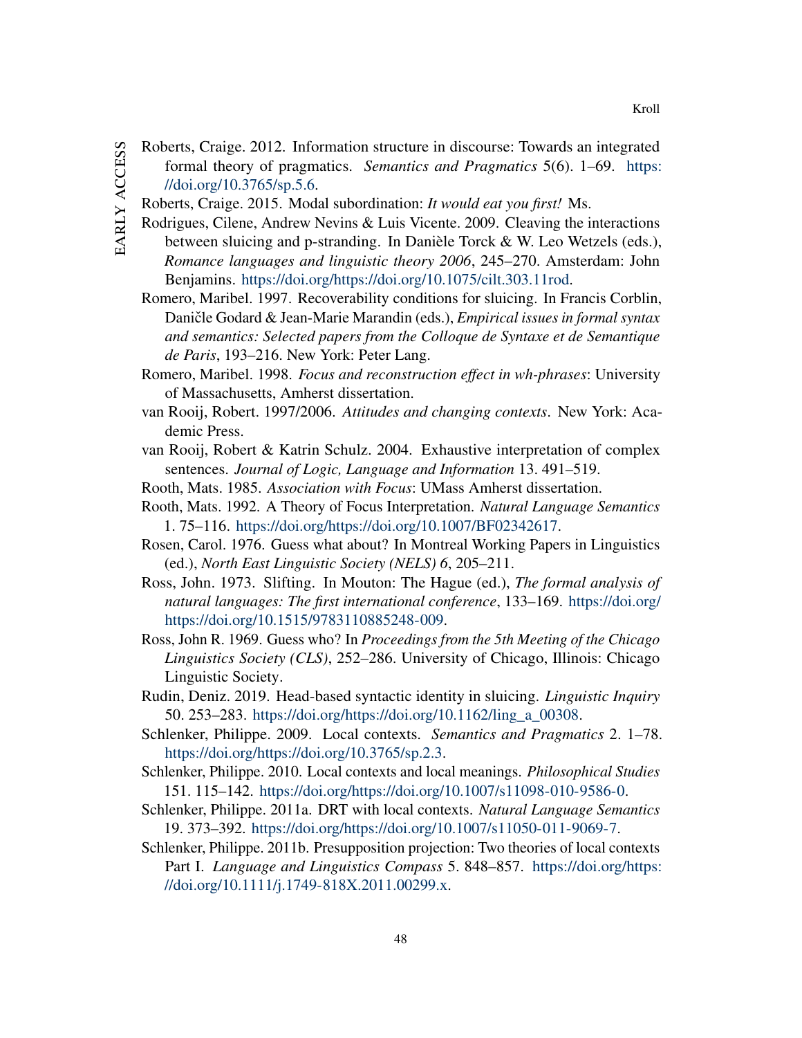Roberts, Craige. 2012. Information structure in discourse: Towards an integrated formal theory of pragmatics. *Semantics and Pragmatics* 5(6). 1–69. https://doi.org/10.3765/sp.5.6.

Roberts, Craige. 2015. Modal subordination: *It would eat you first!* Ms.

Rodrigues, Cilene, Andrew Nevins & Luis Vicente. 2009. Cleaving the interactions between sluicing and p-stranding. In Danièle Torck & W. Leo Wetzels (eds.), *Romance languages and linguistic theory 2006*, 245–270. Amsterdam: John Benjamins. https://doi.org/https://doi.org/10.1075/cilt.303.11rod.

Romero, Maribel. 1997. Recoverability conditions for sluicing. In Francis Corblin, Daničle Godard & Jean-Marie Marandin (eds.), *Empirical issues in formal syntax and semantics: Selected papers from the Colloque de Syntaxe et de Semantique de Paris*, 193–216. New York: Peter Lang.

Romero, Maribel. 1998. *Focus and reconstruction effect in wh-phrases*: University of Massachusetts, Amherst dissertation.

van Rooij, Robert. 1997/2006. *Attitudes and changing contexts*. New York: Academic Press.

van Rooij, Robert & Katrin Schulz. 2004. Exhaustive interpretation of complex sentences. *Journal of Logic, Language and Information* 13. 491–519.

Rooth, Mats. 1985. *Association with Focus*: UMass Amherst dissertation.

Rooth, Mats. 1992. A Theory of Focus Interpretation. *Natural Language Semantics* 1. 75–116. https://doi.org/https://doi.org/10.1007/BF02342617.

Rosen, Carol. 1976. Guess what about? In Montreal Working Papers in Linguistics (ed.), *North East Linguistic Society (NELS) 6*, 205–211.

Ross, John. 1973. Slifting. In Mouton: The Hague (ed.), *The formal analysis of natural languages: The first international conference*, 133–169. https://doi.org/https://doi.org/10.1515/9783110885248-009.

Ross, John R. 1969. Guess who? In *Proceedings from the 5th Meeting of the Chicago Linguistics Society (CLS)*, 252–286. University of Chicago, Illinois: Chicago Linguistic Society.

Rudin, Deniz. 2019. Head-based syntactic identity in sluicing. *Linguistic Inquiry* 50. 253–283. https://doi.org/https://doi.org/10.1162/ling_a_00308.

Schlenker, Philippe. 2009. Local contexts. *Semantics and Pragmatics* 2. 1–78. https://doi.org/https://doi.org/10.3765/sp.2.3.

Schlenker, Philippe. 2010. Local contexts and local meanings. *Philosophical Studies* 151. 115–142. https://doi.org/https://doi.org/10.1007/s11098-010-9586-0.

Schlenker, Philippe. 2011a. DRT with local contexts. *Natural Language Semantics* 19. 373–392. https://doi.org/https://doi.org/10.1007/s11050-011-9069-7.

Schlenker, Philippe. 2011b. Presupposition projection: Two theories of local contexts Part I. *Language and Linguistics Compass* 5. 848–857. https://doi.org/https://doi.org/10.1111/j.1749-818X.2011.00299.x.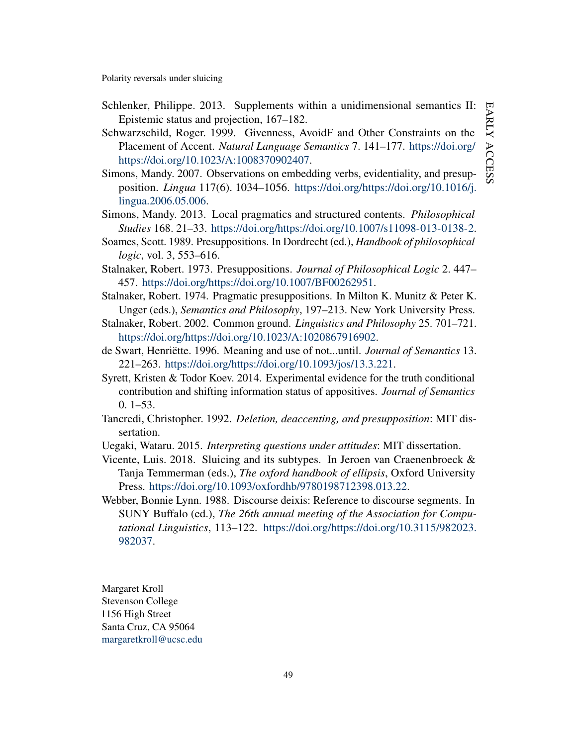Schlenker, Philippe. 2013. Supplements within a unidimensional semantics II: Epistemic status and projection, 167–182.

Schwarzschild, Roger. 1999. Givenness, AvoidF and Other Constraints on the Placement of Accent. *Natural Language Semantics* 7. 141–177. https://doi.org/https://doi.org/10.1023/A:1008370902407.

Simons, Mandy. 2007. Observations on embedding verbs, evidentiality, and presupposition. *Lingua* 117(6). 1034–1056. https://doi.org/https://doi.org/10.1016/j.lingua.2006.05.006.

Simons, Mandy. 2013. Local pragmatics and structured contents. *Philosophical Studies* 168. 21–33. https://doi.org/https://doi.org/10.1007/s11098-013-0138-2.

Soames, Scott. 1989. Presuppositions. In Dordrecht (ed.), *Handbook of philosophical logic*, vol. 3, 553–616.

Stalnaker, Robert. 1973. Presuppositions. *Journal of Philosophical Logic* 2. 447–457. https://doi.org/https://doi.org/10.1007/BF00262951.

Stalnaker, Robert. 1974. Pragmatic presuppositions. In Milton K. Munitz & Peter K. Unger (eds.), *Semantics and Philosophy*, 197–213. New York University Press.

Stalnaker, Robert. 2002. Common ground. *Linguistics and Philosophy* 25. 701–721. https://doi.org/https://doi.org/10.1023/A:1020867916902.

de Swart, Henriëtte. 1996. Meaning and use of not...until. *Journal of Semantics* 13. 221–263. https://doi.org/https://doi.org/10.1093/jos/13.3.221.

Syrett, Kristen & Todor Koev. 2014. Experimental evidence for the truth conditional contribution and shifting information status of appositives. *Journal of Semantics* 0. 1–53.

Tancredi, Christopher. 1992. *Deletion, deaccenting, and presupposition*: MIT dissertation.

Uegaki, Wataru. 2015. *Interpreting questions under attitudes*: MIT dissertation.

Vicente, Luis. 2018. Sluicing and its subtypes. In Jeroen van Craenenbroeck & Tanja Temmerman (eds.), *The oxford handbook of ellipsis*, Oxford University Press. https://doi.org/10.1093/oxfordhb/9780198712398.013.22.

Webber, Bonnie Lynn. 1988. Discourse deixis: Reference to discourse segments. In SUNY Buffalo (ed.), *The 26th annual meeting of the Association for Computational Linguistics*, 113–122. https://doi.org/https://doi.org/10.3115/982023.982037.

Margaret Kroll
Stevenson College
1156 High Street
Santa Cruz, CA 95064
margaretkroll@ucsc.edu